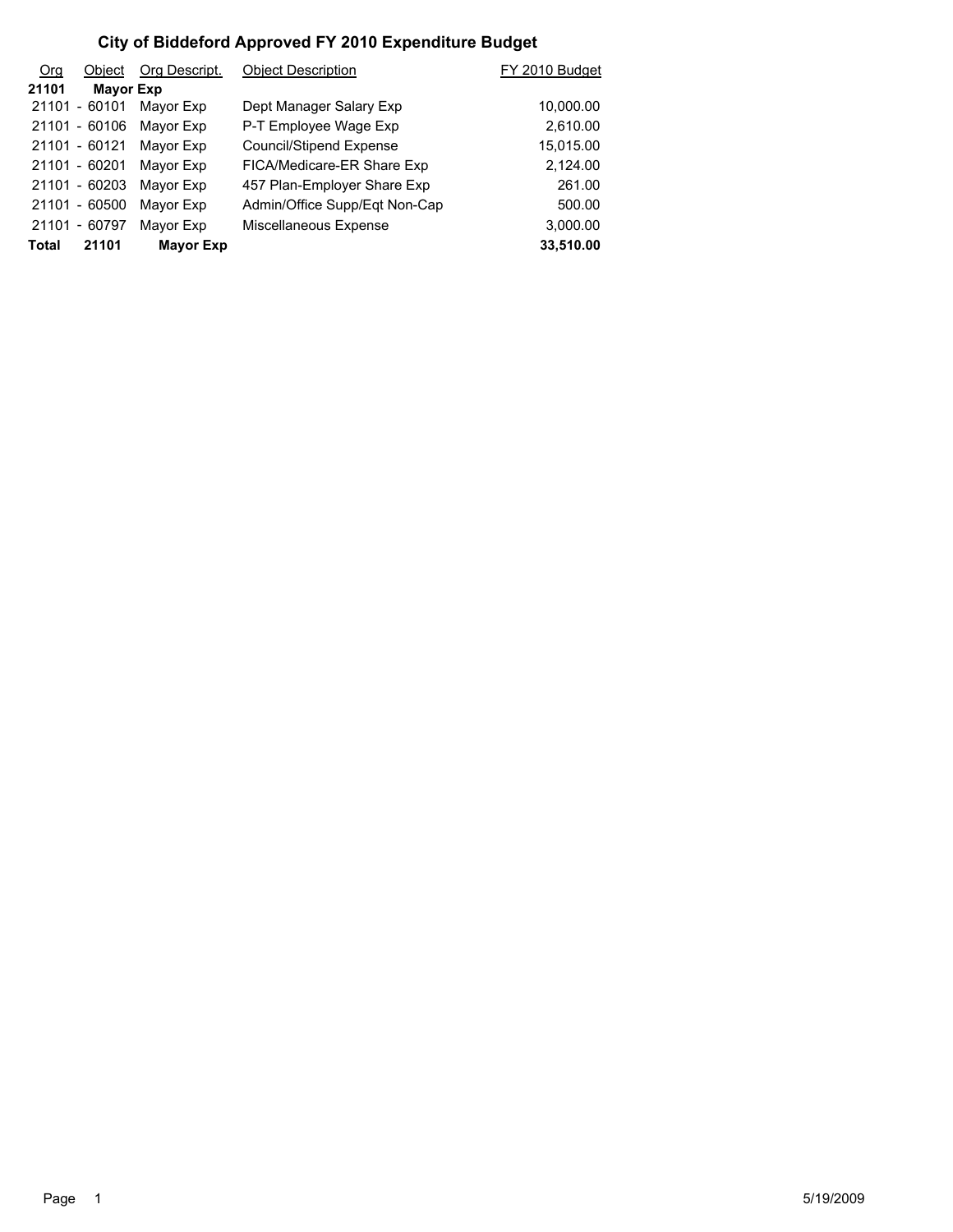# City of Biddeford Approved FY 2010 Expenditure Budget

| Org | Object | Org Descript. | Object Description | FY 2010 Budget |
|---|---|---|---|---|
| **21101** | **Mayor Exp** | | | |
| 21101 | - 60101 | Mayor Exp | Dept Manager Salary Exp | 10,000.00 |
| 21101 | - 60106 | Mayor Exp | P-T Employee Wage Exp | 2,610.00 |
| 21101 | - 60121 | Mayor Exp | Council/Stipend Expense | 15,015.00 |
| 21101 | - 60201 | Mayor Exp | FICA/Medicare-ER Share Exp | 2,124.00 |
| 21101 | - 60203 | Mayor Exp | 457 Plan-Employer Share Exp | 261.00 |
| 21101 | - 60500 | Mayor Exp | Admin/Office Supp/Eqt Non-Cap | 500.00 |
| 21101 | - 60797 | Mayor Exp | Miscellaneous Expense | 3,000.00 |
| **Total** | **21101** | **Mayor Exp** | | **33,510.00** |

5/19/2009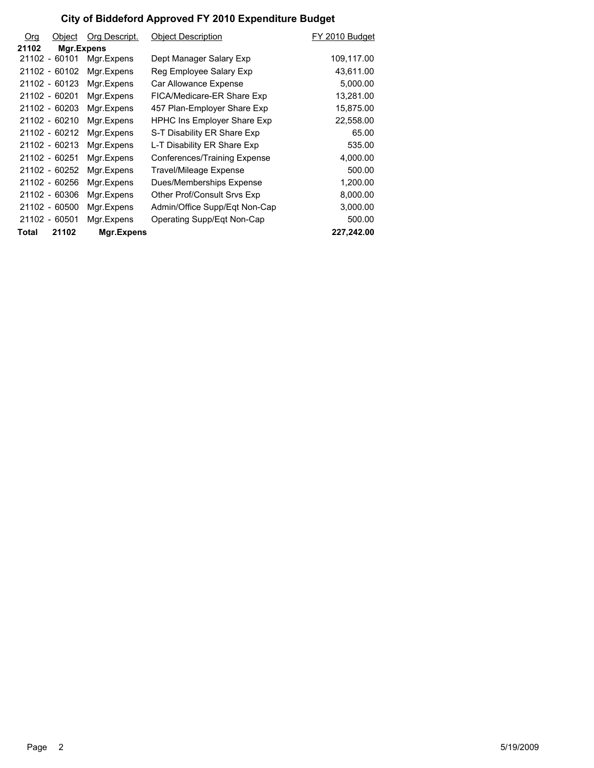# City of Biddeford Approved FY 2010 Expenditure Budget

| Org | Object | Org Descript. | Object Description | FY 2010 Budget |
|---|---|---|---|---|
| **21102** | **Mgr.Expens** | | | |
| 21102 | - 60101 | Mgr.Expens | Dept Manager Salary Exp | 109,117.00 |
| 21102 | - 60102 | Mgr.Expens | Reg Employee Salary Exp | 43,611.00 |
| 21102 | - 60123 | Mgr.Expens | Car Allowance Expense | 5,000.00 |
| 21102 | - 60201 | Mgr.Expens | FICA/Medicare-ER Share Exp | 13,281.00 |
| 21102 | - 60203 | Mgr.Expens | 457 Plan-Employer Share Exp | 15,875.00 |
| 21102 | - 60210 | Mgr.Expens | HPHC Ins Employer Share Exp | 22,558.00 |
| 21102 | - 60212 | Mgr.Expens | S-T Disability ER Share Exp | 65.00 |
| 21102 | - 60213 | Mgr.Expens | L-T Disability ER Share Exp | 535.00 |
| 21102 | - 60251 | Mgr.Expens | Conferences/Training Expense | 4,000.00 |
| 21102 | - 60252 | Mgr.Expens | Travel/Mileage Expense | 500.00 |
| 21102 | - 60256 | Mgr.Expens | Dues/Memberships Expense | 1,200.00 |
| 21102 | - 60306 | Mgr.Expens | Other Prof/Consult Srvs Exp | 8,000.00 |
| 21102 | - 60500 | Mgr.Expens | Admin/Office Supp/Eqt Non-Cap | 3,000.00 |
| 21102 | - 60501 | Mgr.Expens | Operating Supp/Eqt Non-Cap | 500.00 |
| **Total** | **21102** | **Mgr.Expens** | | **227,242.00** |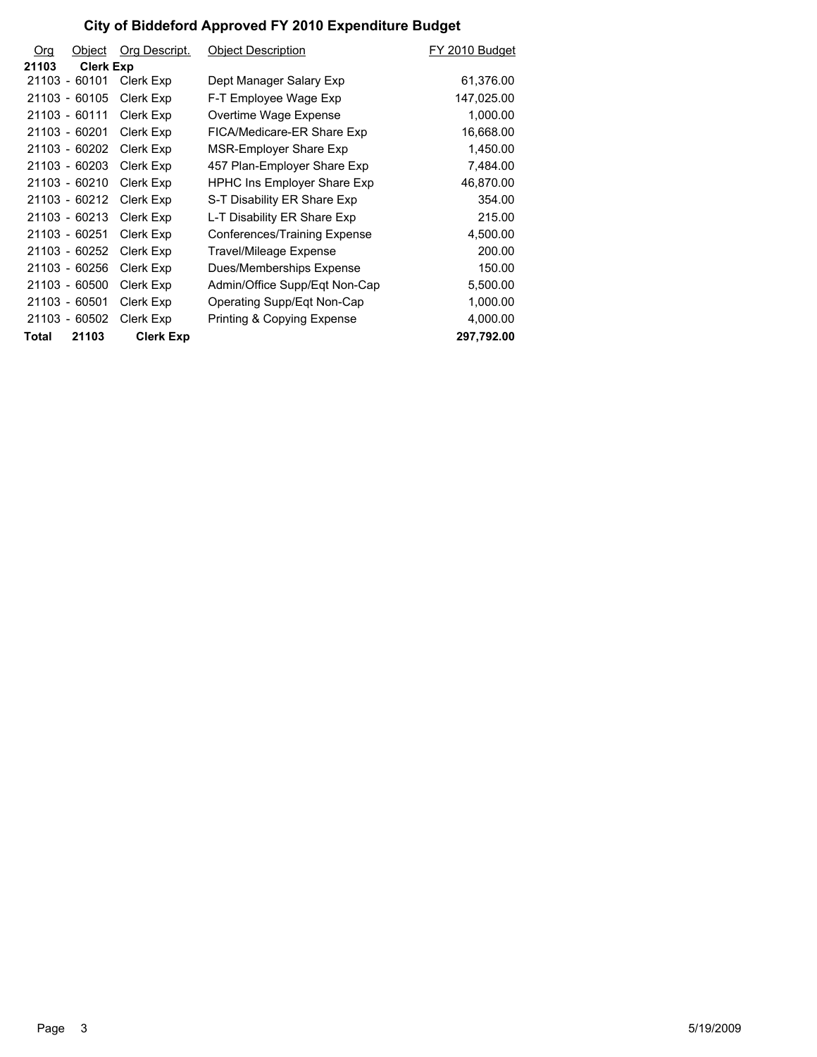# City of Biddeford Approved FY 2010 Expenditure Budget

| Org | Object | Org Descript. | Object Description | FY 2010 Budget |
|---|---|---|---|---|
| **21103** | **Clerk Exp** | | | |
| 21103 - | 60101 | Clerk Exp | Dept Manager Salary Exp | 61,376.00 |
| 21103 - | 60105 | Clerk Exp | F-T Employee Wage Exp | 147,025.00 |
| 21103 - | 60111 | Clerk Exp | Overtime Wage Expense | 1,000.00 |
| 21103 - | 60201 | Clerk Exp | FICA/Medicare-ER Share Exp | 16,668.00 |
| 21103 - | 60202 | Clerk Exp | MSR-Employer Share Exp | 1,450.00 |
| 21103 - | 60203 | Clerk Exp | 457 Plan-Employer Share Exp | 7,484.00 |
| 21103 - | 60210 | Clerk Exp | HPHC Ins Employer Share Exp | 46,870.00 |
| 21103 - | 60212 | Clerk Exp | S-T Disability ER Share Exp | 354.00 |
| 21103 - | 60213 | Clerk Exp | L-T Disability ER Share Exp | 215.00 |
| 21103 - | 60251 | Clerk Exp | Conferences/Training Expense | 4,500.00 |
| 21103 - | 60252 | Clerk Exp | Travel/Mileage Expense | 200.00 |
| 21103 - | 60256 | Clerk Exp | Dues/Memberships Expense | 150.00 |
| 21103 - | 60500 | Clerk Exp | Admin/Office Supp/Eqt Non-Cap | 5,500.00 |
| 21103 - | 60501 | Clerk Exp | Operating Supp/Eqt Non-Cap | 1,000.00 |
| 21103 - | 60502 | Clerk Exp | Printing & Copying Expense | 4,000.00 |
| **Total** | **21103** | **Clerk Exp** | | **297,792.00** |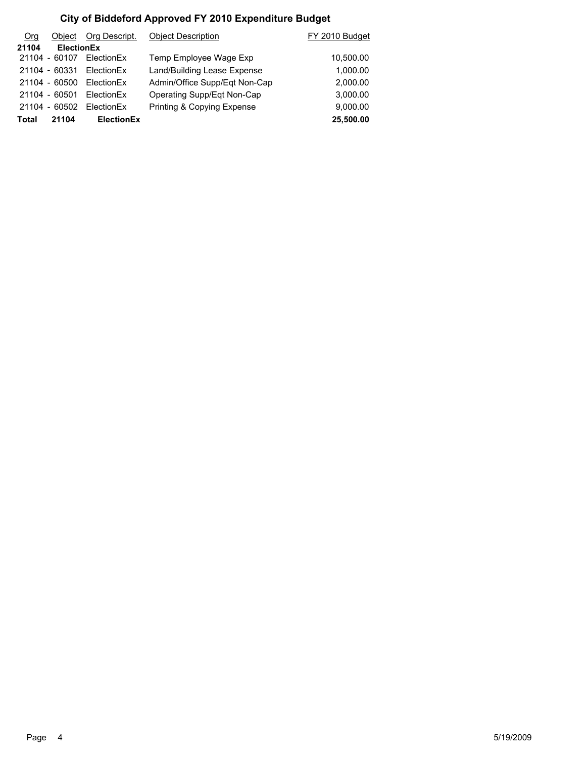# City of Biddeford Approved FY 2010 Expenditure Budget

| Org | Object | Org Descript. | Object Description | FY 2010 Budget |
|---|---|---|---|---|
| **21104** | **ElectionEx** | | | |
| 21104 - | 60107 | ElectionEx | Temp Employee Wage Exp | 10,500.00 |
| 21104 - | 60331 | ElectionEx | Land/Building Lease Expense | 1,000.00 |
| 21104 - | 60500 | ElectionEx | Admin/Office Supp/Eqt Non-Cap | 2,000.00 |
| 21104 - | 60501 | ElectionEx | Operating Supp/Eqt Non-Cap | 3,000.00 |
| 21104 - | 60502 | ElectionEx | Printing & Copying Expense | 9,000.00 |
| **Total** | **21104** | **ElectionEx** | | **25,500.00** |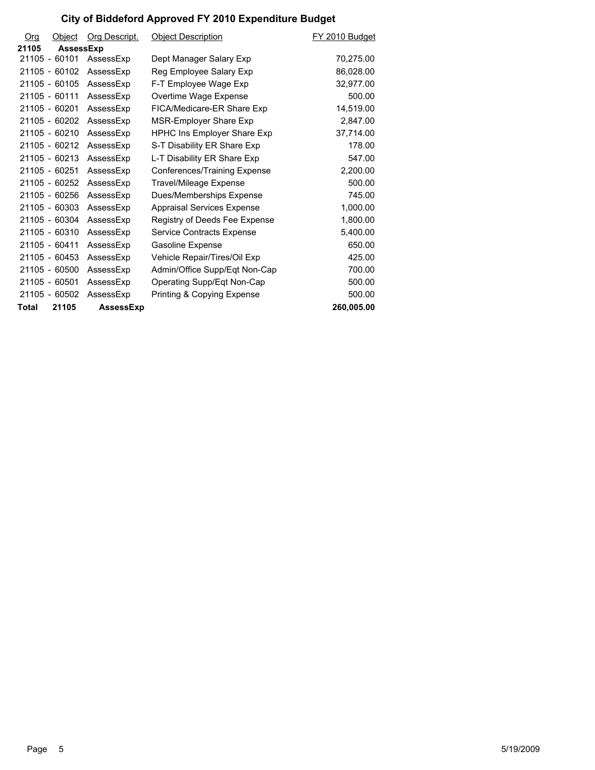# City of Biddeford Approved FY 2010 Expenditure Budget

| Org | Object | Org Descript. | Object Description | FY 2010 Budget |
|---|---|---|---|---|
| **21105** | **AssessExp** | | | |
| 21105 - | 60101 | AssessExp | Dept Manager Salary Exp | 70,275.00 |
| 21105 - | 60102 | AssessExp | Reg Employee Salary Exp | 86,028.00 |
| 21105 - | 60105 | AssessExp | F-T Employee Wage Exp | 32,977.00 |
| 21105 - | 60111 | AssessExp | Overtime Wage Expense | 500.00 |
| 21105 - | 60201 | AssessExp | FICA/Medicare-ER Share Exp | 14,519.00 |
| 21105 - | 60202 | AssessExp | MSR-Employer Share Exp | 2,847.00 |
| 21105 - | 60210 | AssessExp | HPHC Ins Employer Share Exp | 37,714.00 |
| 21105 - | 60212 | AssessExp | S-T Disability ER Share Exp | 178.00 |
| 21105 - | 60213 | AssessExp | L-T Disability ER Share Exp | 547.00 |
| 21105 - | 60251 | AssessExp | Conferences/Training Expense | 2,200.00 |
| 21105 - | 60252 | AssessExp | Travel/Mileage Expense | 500.00 |
| 21105 - | 60256 | AssessExp | Dues/Memberships Expense | 745.00 |
| 21105 - | 60303 | AssessExp | Appraisal Services Expense | 1,000.00 |
| 21105 - | 60304 | AssessExp | Registry of Deeds Fee Expense | 1,800.00 |
| 21105 - | 60310 | AssessExp | Service Contracts Expense | 5,400.00 |
| 21105 - | 60411 | AssessExp | Gasoline Expense | 650.00 |
| 21105 - | 60453 | AssessExp | Vehicle Repair/Tires/Oil Exp | 425.00 |
| 21105 - | 60500 | AssessExp | Admin/Office Supp/Eqt Non-Cap | 700.00 |
| 21105 - | 60501 | AssessExp | Operating Supp/Eqt Non-Cap | 500.00 |
| 21105 - | 60502 | AssessExp | Printing & Copying Expense | 500.00 |
| **Total** | **21105** | **AssessExp** | | **260,005.00** |

5/19/2009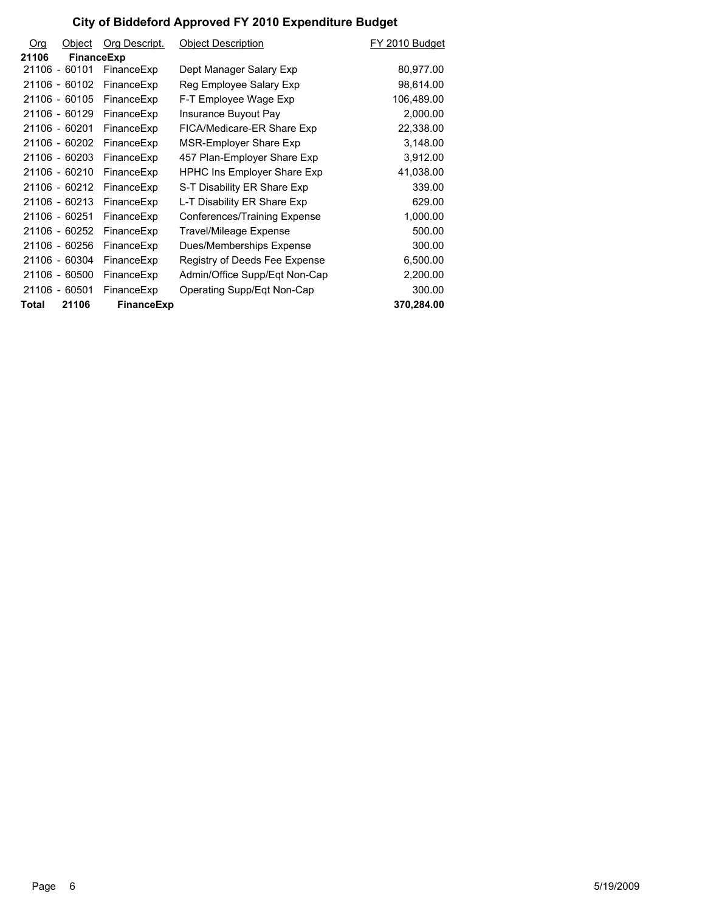# City of Biddeford Approved FY 2010 Expenditure Budget

| Org | Object | Org Descript. | Object Description | FY 2010 Budget |
|---|---|---|---|---|
| **21106** | **FinanceExp** | | | |
| 21106 - | 60101 | FinanceExp | Dept Manager Salary Exp | 80,977.00 |
| 21106 - | 60102 | FinanceExp | Reg Employee Salary Exp | 98,614.00 |
| 21106 - | 60105 | FinanceExp | F-T Employee Wage Exp | 106,489.00 |
| 21106 - | 60129 | FinanceExp | Insurance Buyout Pay | 2,000.00 |
| 21106 - | 60201 | FinanceExp | FICA/Medicare-ER Share Exp | 22,338.00 |
| 21106 - | 60202 | FinanceExp | MSR-Employer Share Exp | 3,148.00 |
| 21106 - | 60203 | FinanceExp | 457 Plan-Employer Share Exp | 3,912.00 |
| 21106 - | 60210 | FinanceExp | HPHC Ins Employer Share Exp | 41,038.00 |
| 21106 - | 60212 | FinanceExp | S-T Disability ER Share Exp | 339.00 |
| 21106 - | 60213 | FinanceExp | L-T Disability ER Share Exp | 629.00 |
| 21106 - | 60251 | FinanceExp | Conferences/Training Expense | 1,000.00 |
| 21106 - | 60252 | FinanceExp | Travel/Mileage Expense | 500.00 |
| 21106 - | 60256 | FinanceExp | Dues/Memberships Expense | 300.00 |
| 21106 - | 60304 | FinanceExp | Registry of Deeds Fee Expense | 6,500.00 |
| 21106 - | 60500 | FinanceExp | Admin/Office Supp/Eqt Non-Cap | 2,200.00 |
| 21106 - | 60501 | FinanceExp | Operating Supp/Eqt Non-Cap | 300.00 |
| **Total** | **21106** | **FinanceExp** | | **370,284.00** |

5/19/2009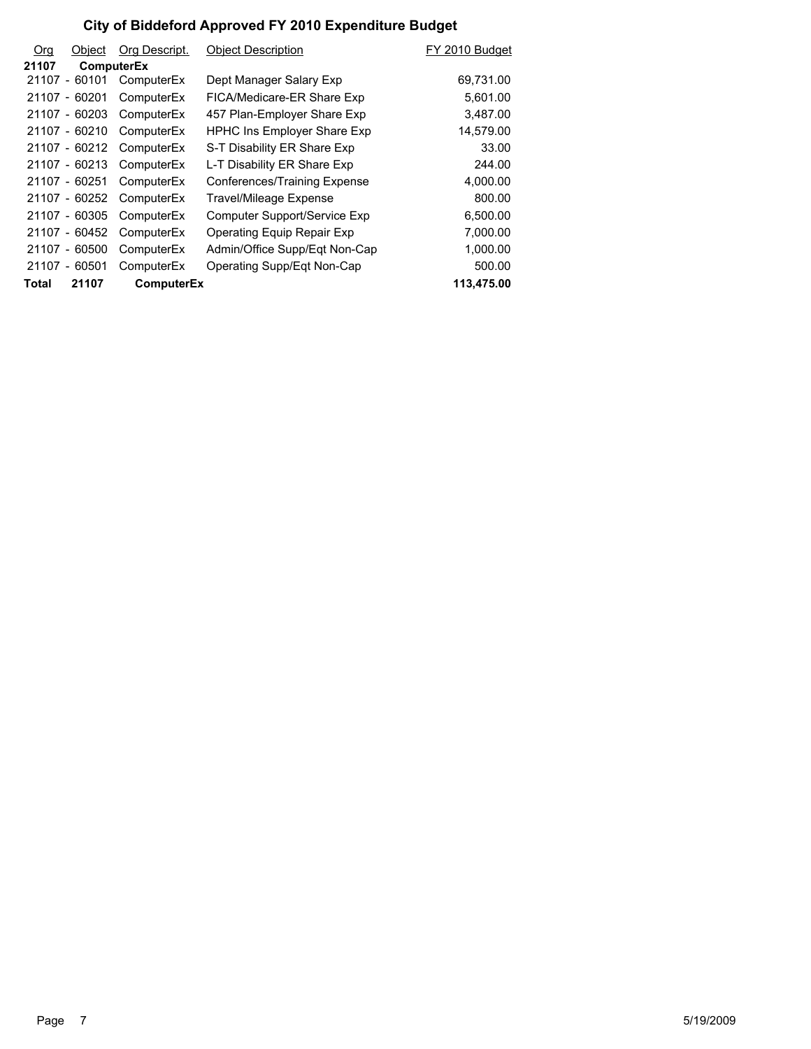# City of Biddeford Approved FY 2010 Expenditure Budget

| Org | Object | Org Descript. | Object Description | FY 2010 Budget |
|---|---|---|---|---|
| **21107** | **ComputerEx** | | | |
| 21107 - | 60101 | ComputerEx | Dept Manager Salary Exp | 69,731.00 |
| 21107 - | 60201 | ComputerEx | FICA/Medicare-ER Share Exp | 5,601.00 |
| 21107 - | 60203 | ComputerEx | 457 Plan-Employer Share Exp | 3,487.00 |
| 21107 - | 60210 | ComputerEx | HPHC Ins Employer Share Exp | 14,579.00 |
| 21107 - | 60212 | ComputerEx | S-T Disability ER Share Exp | 33.00 |
| 21107 - | 60213 | ComputerEx | L-T Disability ER Share Exp | 244.00 |
| 21107 - | 60251 | ComputerEx | Conferences/Training Expense | 4,000.00 |
| 21107 - | 60252 | ComputerEx | Travel/Mileage Expense | 800.00 |
| 21107 - | 60305 | ComputerEx | Computer Support/Service Exp | 6,500.00 |
| 21107 - | 60452 | ComputerEx | Operating Equip Repair Exp | 7,000.00 |
| 21107 - | 60500 | ComputerEx | Admin/Office Supp/Eqt Non-Cap | 1,000.00 |
| 21107 - | 60501 | ComputerEx | Operating Supp/Eqt Non-Cap | 500.00 |
| **Total** | **21107** | **ComputerEx** | | **113,475.00** |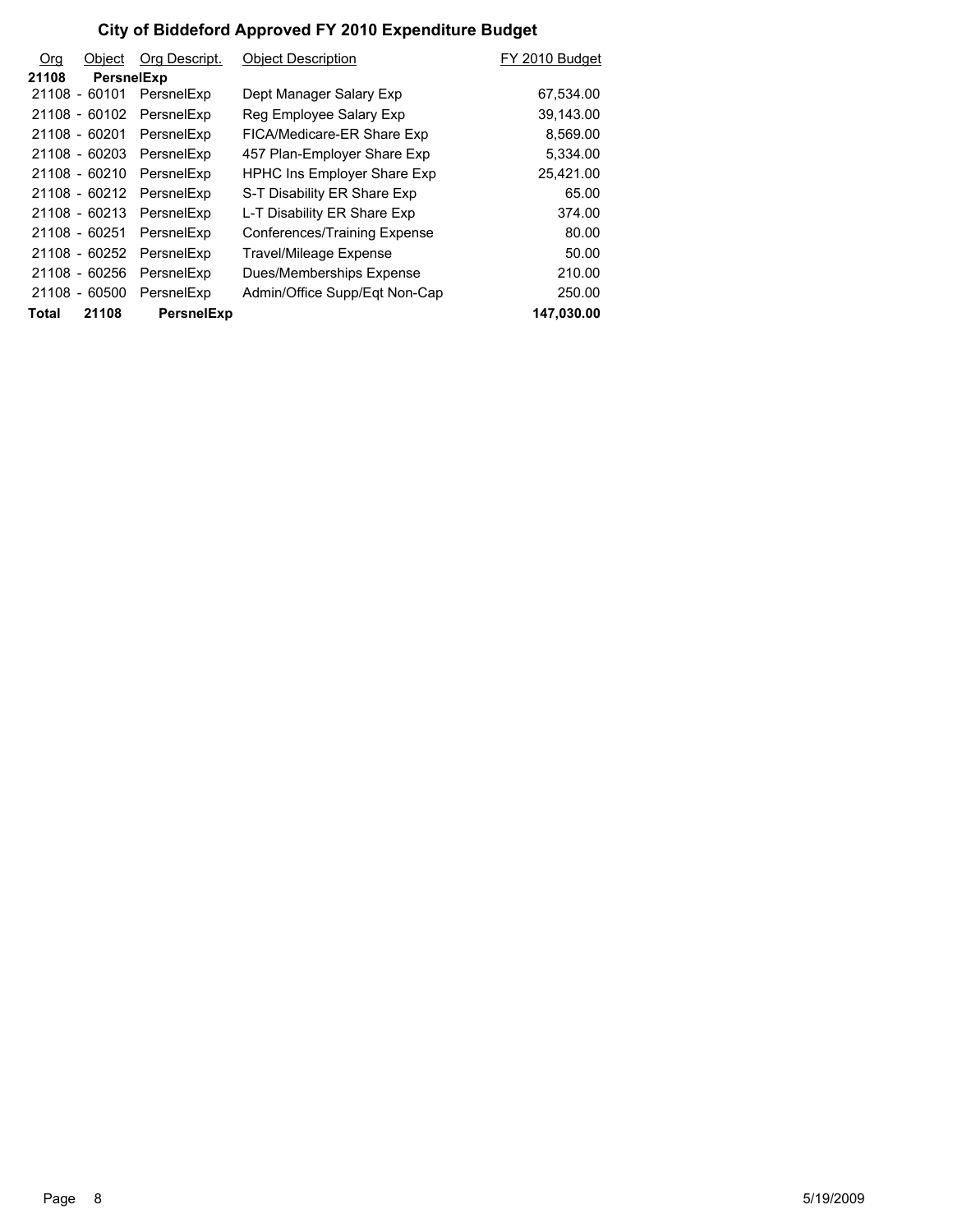# City of Biddeford Approved FY 2010 Expenditure Budget

| Org | Object | Org Descript. | Object Description | FY 2010 Budget |
|---|---|---|---|---|
| **21108** | **PersnelExp** | | | |
| 21108 - | 60101 | PersnelExp | Dept Manager Salary Exp | 67,534.00 |
| 21108 - | 60102 | PersnelExp | Reg Employee Salary Exp | 39,143.00 |
| 21108 - | 60201 | PersnelExp | FICA/Medicare-ER Share Exp | 8,569.00 |
| 21108 - | 60203 | PersnelExp | 457 Plan-Employer Share Exp | 5,334.00 |
| 21108 - | 60210 | PersnelExp | HPHC Ins Employer Share Exp | 25,421.00 |
| 21108 - | 60212 | PersnelExp | S-T Disability ER Share Exp | 65.00 |
| 21108 - | 60213 | PersnelExp | L-T Disability ER Share Exp | 374.00 |
| 21108 - | 60251 | PersnelExp | Conferences/Training Expense | 80.00 |
| 21108 - | 60252 | PersnelExp | Travel/Mileage Expense | 50.00 |
| 21108 - | 60256 | PersnelExp | Dues/Memberships Expense | 210.00 |
| 21108 - | 60500 | PersnelExp | Admin/Office Supp/Eqt Non-Cap | 250.00 |
| **Total** | **21108** | **PersnelExp** | | **147,030.00** |

5/19/2009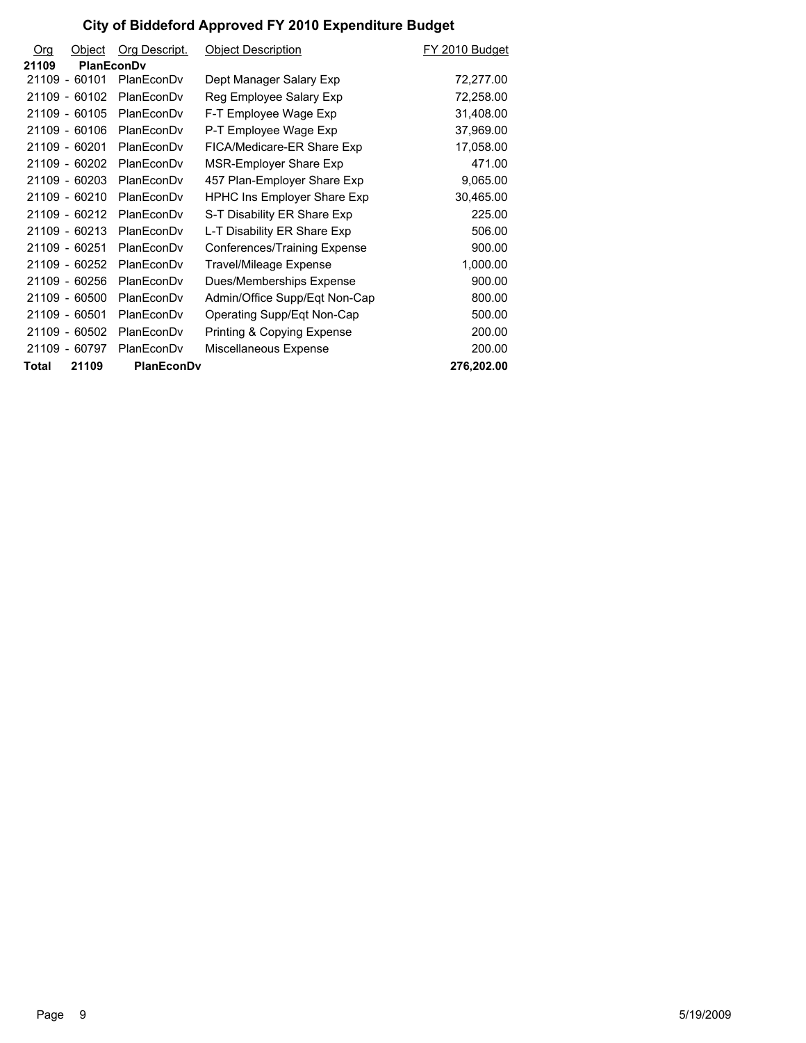# City of Biddeford Approved FY 2010 Expenditure Budget

| Org | Object | Org Descript. | Object Description | FY 2010 Budget |
|---|---|---|---|---|
| **21109** | **PlanEconDv** | | | |
| 21109 - | 60101 | PlanEconDv | Dept Manager Salary Exp | 72,277.00 |
| 21109 - | 60102 | PlanEconDv | Reg Employee Salary Exp | 72,258.00 |
| 21109 - | 60105 | PlanEconDv | F-T Employee Wage Exp | 31,408.00 |
| 21109 - | 60106 | PlanEconDv | P-T Employee Wage Exp | 37,969.00 |
| 21109 - | 60201 | PlanEconDv | FICA/Medicare-ER Share Exp | 17,058.00 |
| 21109 - | 60202 | PlanEconDv | MSR-Employer Share Exp | 471.00 |
| 21109 - | 60203 | PlanEconDv | 457 Plan-Employer Share Exp | 9,065.00 |
| 21109 - | 60210 | PlanEconDv | HPHC Ins Employer Share Exp | 30,465.00 |
| 21109 - | 60212 | PlanEconDv | S-T Disability ER Share Exp | 225.00 |
| 21109 - | 60213 | PlanEconDv | L-T Disability ER Share Exp | 506.00 |
| 21109 - | 60251 | PlanEconDv | Conferences/Training Expense | 900.00 |
| 21109 - | 60252 | PlanEconDv | Travel/Mileage Expense | 1,000.00 |
| 21109 - | 60256 | PlanEconDv | Dues/Memberships Expense | 900.00 |
| 21109 - | 60500 | PlanEconDv | Admin/Office Supp/Eqt Non-Cap | 800.00 |
| 21109 - | 60501 | PlanEconDv | Operating Supp/Eqt Non-Cap | 500.00 |
| 21109 - | 60502 | PlanEconDv | Printing & Copying Expense | 200.00 |
| 21109 - | 60797 | PlanEconDv | Miscellaneous Expense | 200.00 |
| **Total** | **21109** | **PlanEconDv** | | **276,202.00** |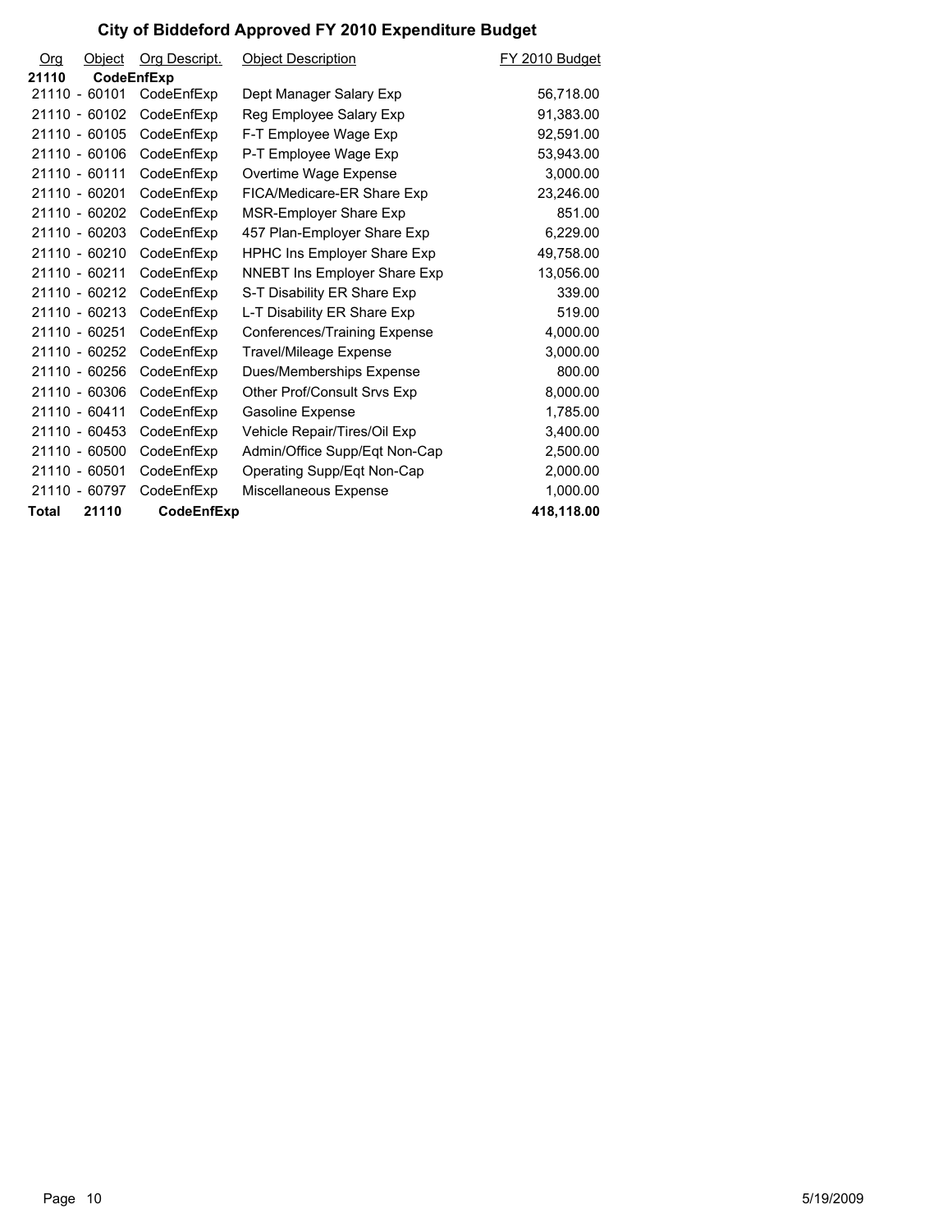# City of Biddeford Approved FY 2010 Expenditure Budget

| Org | Object | Org Descript. | Object Description | FY 2010 Budget |
|---|---|---|---|---|
| **21110** | **CodeEnfExp** | | | |
| 21110 | - 60101 | CodeEnfExp | Dept Manager Salary Exp | 56,718.00 |
| 21110 | - 60102 | CodeEnfExp | Reg Employee Salary Exp | 91,383.00 |
| 21110 | - 60105 | CodeEnfExp | F-T Employee Wage Exp | 92,591.00 |
| 21110 | - 60106 | CodeEnfExp | P-T Employee Wage Exp | 53,943.00 |
| 21110 | - 60111 | CodeEnfExp | Overtime Wage Expense | 3,000.00 |
| 21110 | - 60201 | CodeEnfExp | FICA/Medicare-ER Share Exp | 23,246.00 |
| 21110 | - 60202 | CodeEnfExp | MSR-Employer Share Exp | 851.00 |
| 21110 | - 60203 | CodeEnfExp | 457 Plan-Employer Share Exp | 6,229.00 |
| 21110 | - 60210 | CodeEnfExp | HPHC Ins Employer Share Exp | 49,758.00 |
| 21110 | - 60211 | CodeEnfExp | NNEBT Ins Employer Share Exp | 13,056.00 |
| 21110 | - 60212 | CodeEnfExp | S-T Disability ER Share Exp | 339.00 |
| 21110 | - 60213 | CodeEnfExp | L-T Disability ER Share Exp | 519.00 |
| 21110 | - 60251 | CodeEnfExp | Conferences/Training Expense | 4,000.00 |
| 21110 | - 60252 | CodeEnfExp | Travel/Mileage Expense | 3,000.00 |
| 21110 | - 60256 | CodeEnfExp | Dues/Memberships Expense | 800.00 |
| 21110 | - 60306 | CodeEnfExp | Other Prof/Consult Srvs Exp | 8,000.00 |
| 21110 | - 60411 | CodeEnfExp | Gasoline Expense | 1,785.00 |
| 21110 | - 60453 | CodeEnfExp | Vehicle Repair/Tires/Oil Exp | 3,400.00 |
| 21110 | - 60500 | CodeEnfExp | Admin/Office Supp/Eqt Non-Cap | 2,500.00 |
| 21110 | - 60501 | CodeEnfExp | Operating Supp/Eqt Non-Cap | 2,000.00 |
| 21110 | - 60797 | CodeEnfExp | Miscellaneous Expense | 1,000.00 |
| **Total** | **21110** | **CodeEnfExp** | | **418,118.00** |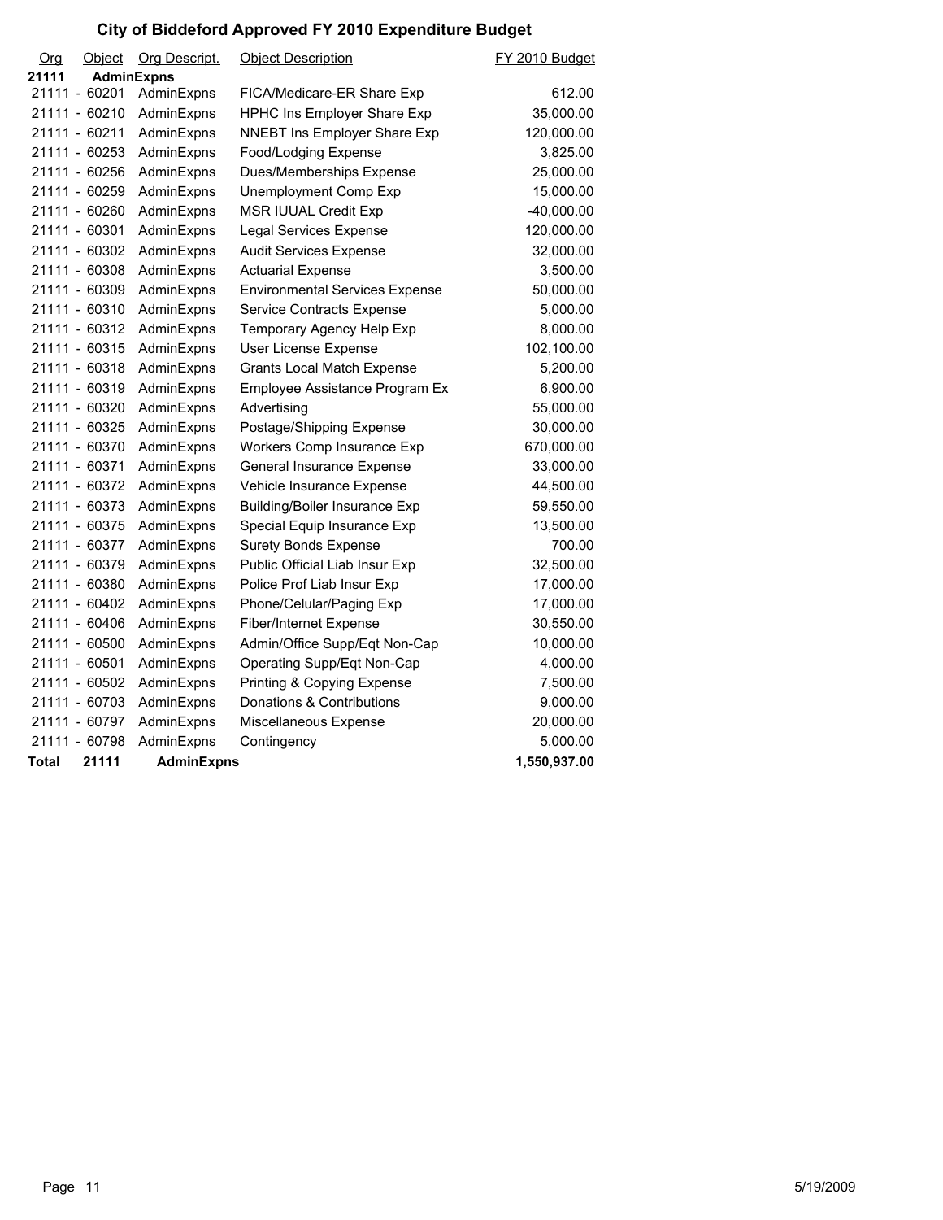# City of Biddeford Approved FY 2010 Expenditure Budget

| Org | Object | Org Descript. | Object Description | FY 2010 Budget |
|---|---|---|---|---|
| **21111** | **AdminExpns** | | | |
| 21111 - | 60201 | AdminExpns | FICA/Medicare-ER Share Exp | 612.00 |
| 21111 - | 60210 | AdminExpns | HPHC Ins Employer Share Exp | 35,000.00 |
| 21111 - | 60211 | AdminExpns | NNEBT Ins Employer Share Exp | 120,000.00 |
| 21111 - | 60253 | AdminExpns | Food/Lodging Expense | 3,825.00 |
| 21111 - | 60256 | AdminExpns | Dues/Memberships Expense | 25,000.00 |
| 21111 - | 60259 | AdminExpns | Unemployment Comp Exp | 15,000.00 |
| 21111 - | 60260 | AdminExpns | MSR IUUAL Credit Exp | -40,000.00 |
| 21111 - | 60301 | AdminExpns | Legal Services Expense | 120,000.00 |
| 21111 - | 60302 | AdminExpns | Audit Services Expense | 32,000.00 |
| 21111 - | 60308 | AdminExpns | Actuarial Expense | 3,500.00 |
| 21111 - | 60309 | AdminExpns | Environmental Services Expense | 50,000.00 |
| 21111 - | 60310 | AdminExpns | Service Contracts Expense | 5,000.00 |
| 21111 - | 60312 | AdminExpns | Temporary Agency Help Exp | 8,000.00 |
| 21111 - | 60315 | AdminExpns | User License Expense | 102,100.00 |
| 21111 - | 60318 | AdminExpns | Grants Local Match Expense | 5,200.00 |
| 21111 - | 60319 | AdminExpns | Employee Assistance Program Ex | 6,900.00 |
| 21111 - | 60320 | AdminExpns | Advertising | 55,000.00 |
| 21111 - | 60325 | AdminExpns | Postage/Shipping Expense | 30,000.00 |
| 21111 - | 60370 | AdminExpns | Workers Comp Insurance Exp | 670,000.00 |
| 21111 - | 60371 | AdminExpns | General Insurance Expense | 33,000.00 |
| 21111 - | 60372 | AdminExpns | Vehicle Insurance Expense | 44,500.00 |
| 21111 - | 60373 | AdminExpns | Building/Boiler Insurance Exp | 59,550.00 |
| 21111 - | 60375 | AdminExpns | Special Equip Insurance Exp | 13,500.00 |
| 21111 - | 60377 | AdminExpns | Surety Bonds Expense | 700.00 |
| 21111 - | 60379 | AdminExpns | Public Official Liab Insur Exp | 32,500.00 |
| 21111 - | 60380 | AdminExpns | Police Prof Liab Insur Exp | 17,000.00 |
| 21111 - | 60402 | AdminExpns | Phone/Celular/Paging Exp | 17,000.00 |
| 21111 - | 60406 | AdminExpns | Fiber/Internet Expense | 30,550.00 |
| 21111 - | 60500 | AdminExpns | Admin/Office Supp/Eqt Non-Cap | 10,000.00 |
| 21111 - | 60501 | AdminExpns | Operating Supp/Eqt Non-Cap | 4,000.00 |
| 21111 - | 60502 | AdminExpns | Printing & Copying Expense | 7,500.00 |
| 21111 - | 60703 | AdminExpns | Donations & Contributions | 9,000.00 |
| 21111 - | 60797 | AdminExpns | Miscellaneous Expense | 20,000.00 |
| 21111 - | 60798 | AdminExpns | Contingency | 5,000.00 |
| **Total** | **21111** | **AdminExpns** | | **1,550,937.00** |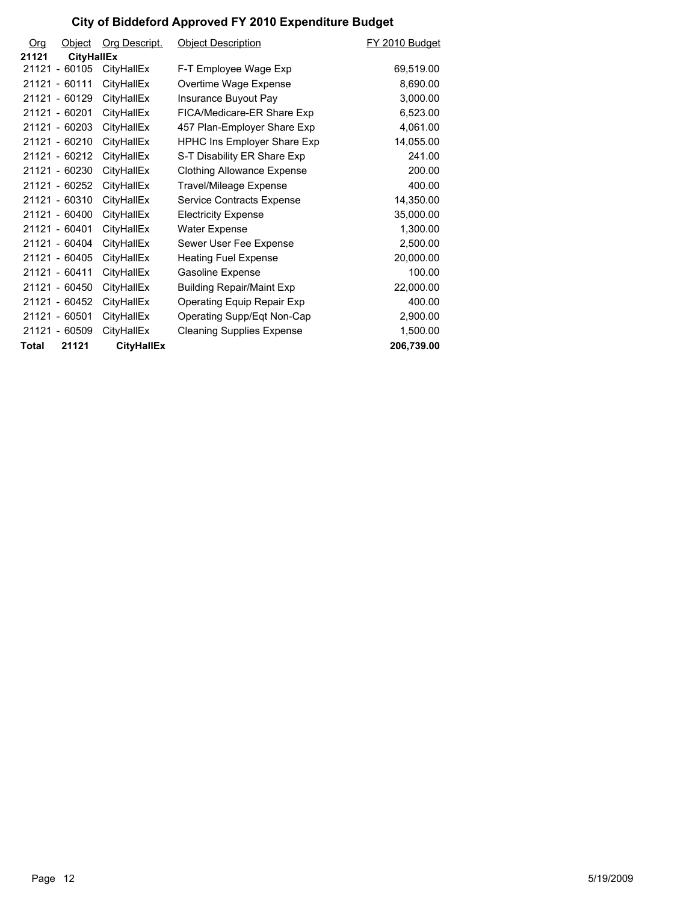# City of Biddeford Approved FY 2010 Expenditure Budget

| Org | Object | Org Descript. | Object Description | FY 2010 Budget |
|---|---|---|---|---|
| **21121** | **CityHallEx** | | | |
| 21121 | - 60105 | CityHallEx | F-T Employee Wage Exp | 69,519.00 |
| 21121 | - 60111 | CityHallEx | Overtime Wage Expense | 8,690.00 |
| 21121 | - 60129 | CityHallEx | Insurance Buyout Pay | 3,000.00 |
| 21121 | - 60201 | CityHallEx | FICA/Medicare-ER Share Exp | 6,523.00 |
| 21121 | - 60203 | CityHallEx | 457 Plan-Employer Share Exp | 4,061.00 |
| 21121 | - 60210 | CityHallEx | HPHC Ins Employer Share Exp | 14,055.00 |
| 21121 | - 60212 | CityHallEx | S-T Disability ER Share Exp | 241.00 |
| 21121 | - 60230 | CityHallEx | Clothing Allowance Expense | 200.00 |
| 21121 | - 60252 | CityHallEx | Travel/Mileage Expense | 400.00 |
| 21121 | - 60310 | CityHallEx | Service Contracts Expense | 14,350.00 |
| 21121 | - 60400 | CityHallEx | Electricity Expense | 35,000.00 |
| 21121 | - 60401 | CityHallEx | Water Expense | 1,300.00 |
| 21121 | - 60404 | CityHallEx | Sewer User Fee Expense | 2,500.00 |
| 21121 | - 60405 | CityHallEx | Heating Fuel Expense | 20,000.00 |
| 21121 | - 60411 | CityHallEx | Gasoline Expense | 100.00 |
| 21121 | - 60450 | CityHallEx | Building Repair/Maint Exp | 22,000.00 |
| 21121 | - 60452 | CityHallEx | Operating Equip Repair Exp | 400.00 |
| 21121 | - 60501 | CityHallEx | Operating Supp/Eqt Non-Cap | 2,900.00 |
| 21121 | - 60509 | CityHallEx | Cleaning Supplies Expense | 1,500.00 |
| **Total** | **21121** | **CityHallEx** | | **206,739.00** |

5/19/2009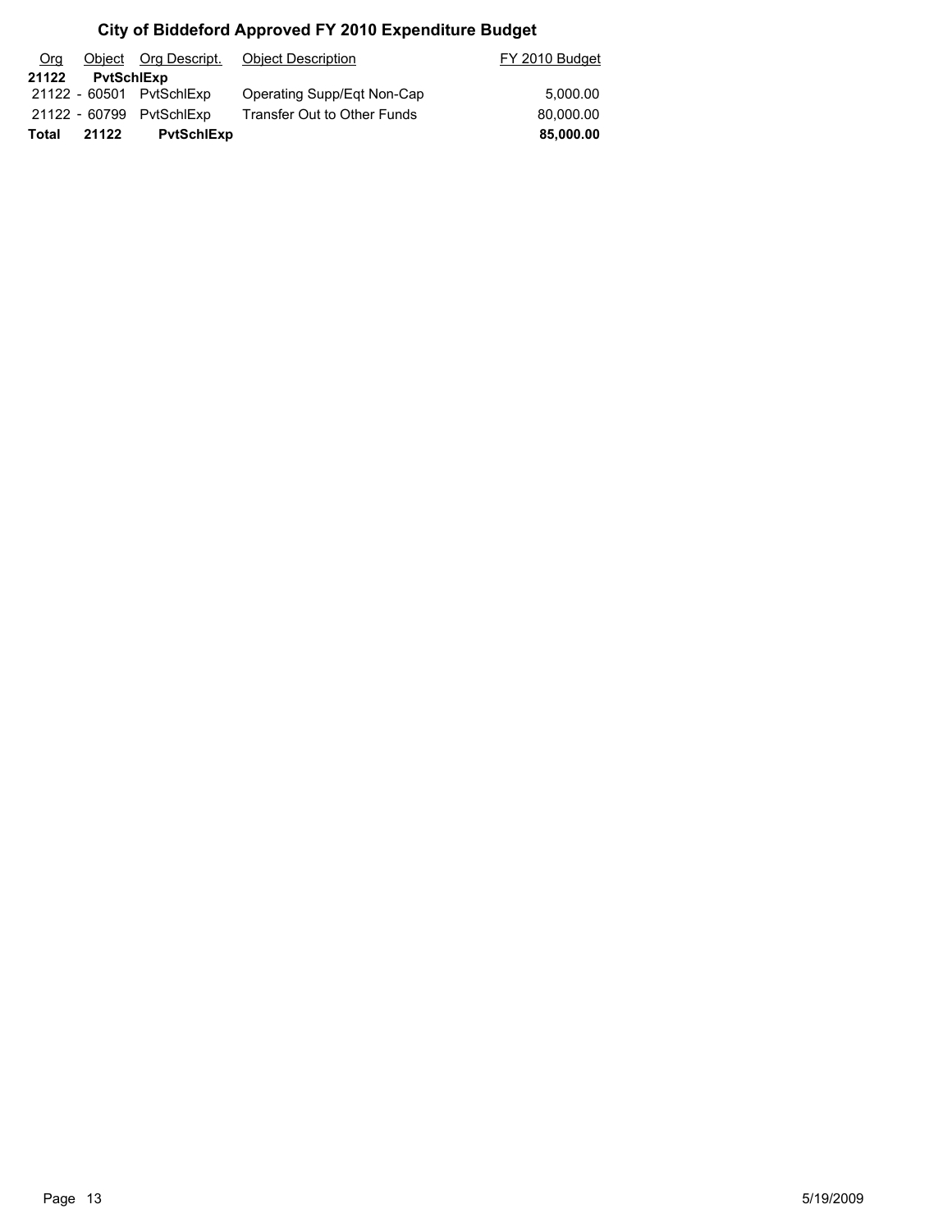# City of Biddeford Approved FY 2010 Expenditure Budget

| Org | Object | Org Descript. | Object Description | FY 2010 Budget |
|---|---|---|---|---|
| **21122** | **PvtSchlExp** | | | |
| 21122 - | 60501 | PvtSchlExp | Operating Supp/Eqt Non-Cap | 5,000.00 |
| 21122 - | 60799 | PvtSchlExp | Transfer Out to Other Funds | 80,000.00 |
| **Total** | **21122** | **PvtSchlExp** | | **85,000.00** |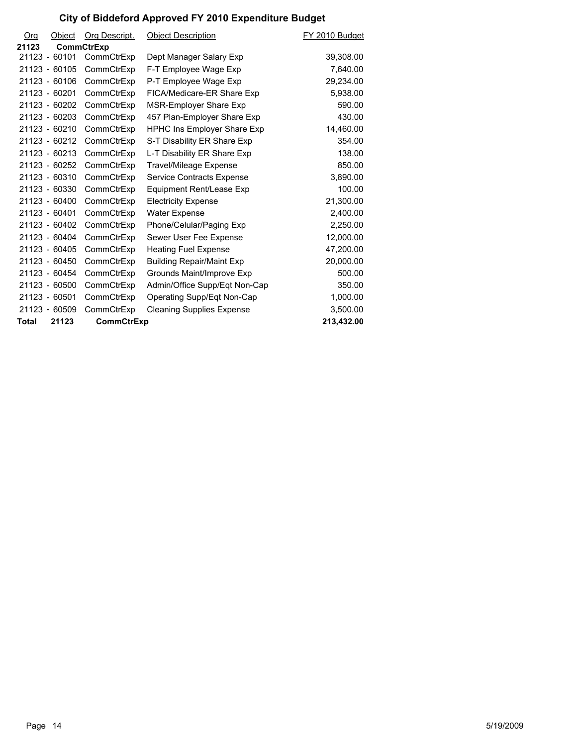# City of Biddeford Approved FY 2010 Expenditure Budget

| Org | Object | Org Descript. | Object Description | FY 2010 Budget |
|---|---|---|---|---|
| **21123** | **CommCtrExp** | | | |
| 21123 - | 60101 | CommCtrExp | Dept Manager Salary Exp | 39,308.00 |
| 21123 - | 60105 | CommCtrExp | F-T Employee Wage Exp | 7,640.00 |
| 21123 - | 60106 | CommCtrExp | P-T Employee Wage Exp | 29,234.00 |
| 21123 - | 60201 | CommCtrExp | FICA/Medicare-ER Share Exp | 5,938.00 |
| 21123 - | 60202 | CommCtrExp | MSR-Employer Share Exp | 590.00 |
| 21123 - | 60203 | CommCtrExp | 457 Plan-Employer Share Exp | 430.00 |
| 21123 - | 60210 | CommCtrExp | HPHC Ins Employer Share Exp | 14,460.00 |
| 21123 - | 60212 | CommCtrExp | S-T Disability ER Share Exp | 354.00 |
| 21123 - | 60213 | CommCtrExp | L-T Disability ER Share Exp | 138.00 |
| 21123 - | 60252 | CommCtrExp | Travel/Mileage Expense | 850.00 |
| 21123 - | 60310 | CommCtrExp | Service Contracts Expense | 3,890.00 |
| 21123 - | 60330 | CommCtrExp | Equipment Rent/Lease Exp | 100.00 |
| 21123 - | 60400 | CommCtrExp | Electricity Expense | 21,300.00 |
| 21123 - | 60401 | CommCtrExp | Water Expense | 2,400.00 |
| 21123 - | 60402 | CommCtrExp | Phone/Celular/Paging Exp | 2,250.00 |
| 21123 - | 60404 | CommCtrExp | Sewer User Fee Expense | 12,000.00 |
| 21123 - | 60405 | CommCtrExp | Heating Fuel Expense | 47,200.00 |
| 21123 - | 60450 | CommCtrExp | Building Repair/Maint Exp | 20,000.00 |
| 21123 - | 60454 | CommCtrExp | Grounds Maint/Improve Exp | 500.00 |
| 21123 - | 60500 | CommCtrExp | Admin/Office Supp/Eqt Non-Cap | 350.00 |
| 21123 - | 60501 | CommCtrExp | Operating Supp/Eqt Non-Cap | 1,000.00 |
| 21123 - | 60509 | CommCtrExp | Cleaning Supplies Expense | 3,500.00 |
| **Total** | **21123** | **CommCtrExp** | | **213,432.00** |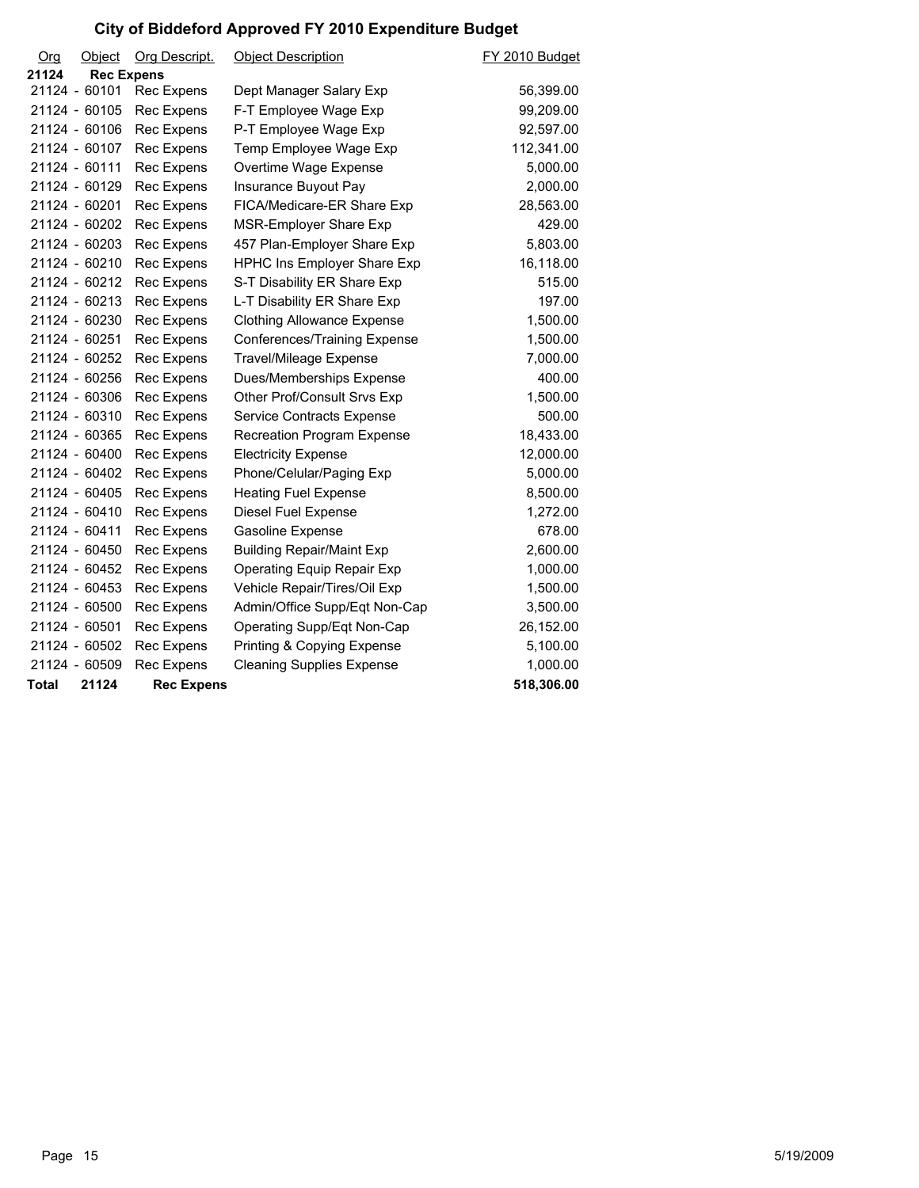# City of Biddeford Approved FY 2010 Expenditure Budget

| Org | Object | Org Descript. | Object Description | FY 2010 Budget |
|---|---|---|---|---|
| **21124** | **Rec Expens** | | | |
| 21124 - | 60101 | Rec Expens | Dept Manager Salary Exp | 56,399.00 |
| 21124 - | 60105 | Rec Expens | F-T Employee Wage Exp | 99,209.00 |
| 21124 - | 60106 | Rec Expens | P-T Employee Wage Exp | 92,597.00 |
| 21124 - | 60107 | Rec Expens | Temp Employee Wage Exp | 112,341.00 |
| 21124 - | 60111 | Rec Expens | Overtime Wage Expense | 5,000.00 |
| 21124 - | 60129 | Rec Expens | Insurance Buyout Pay | 2,000.00 |
| 21124 - | 60201 | Rec Expens | FICA/Medicare-ER Share Exp | 28,563.00 |
| 21124 - | 60202 | Rec Expens | MSR-Employer Share Exp | 429.00 |
| 21124 - | 60203 | Rec Expens | 457 Plan-Employer Share Exp | 5,803.00 |
| 21124 - | 60210 | Rec Expens | HPHC Ins Employer Share Exp | 16,118.00 |
| 21124 - | 60212 | Rec Expens | S-T Disability ER Share Exp | 515.00 |
| 21124 - | 60213 | Rec Expens | L-T Disability ER Share Exp | 197.00 |
| 21124 - | 60230 | Rec Expens | Clothing Allowance Expense | 1,500.00 |
| 21124 - | 60251 | Rec Expens | Conferences/Training Expense | 1,500.00 |
| 21124 - | 60252 | Rec Expens | Travel/Mileage Expense | 7,000.00 |
| 21124 - | 60256 | Rec Expens | Dues/Memberships Expense | 400.00 |
| 21124 - | 60306 | Rec Expens | Other Prof/Consult Srvs Exp | 1,500.00 |
| 21124 - | 60310 | Rec Expens | Service Contracts Expense | 500.00 |
| 21124 - | 60365 | Rec Expens | Recreation Program Expense | 18,433.00 |
| 21124 - | 60400 | Rec Expens | Electricity Expense | 12,000.00 |
| 21124 - | 60402 | Rec Expens | Phone/Celular/Paging Exp | 5,000.00 |
| 21124 - | 60405 | Rec Expens | Heating Fuel Expense | 8,500.00 |
| 21124 - | 60410 | Rec Expens | Diesel Fuel Expense | 1,272.00 |
| 21124 - | 60411 | Rec Expens | Gasoline Expense | 678.00 |
| 21124 - | 60450 | Rec Expens | Building Repair/Maint Exp | 2,600.00 |
| 21124 - | 60452 | Rec Expens | Operating Equip Repair Exp | 1,000.00 |
| 21124 - | 60453 | Rec Expens | Vehicle Repair/Tires/Oil Exp | 1,500.00 |
| 21124 - | 60500 | Rec Expens | Admin/Office Supp/Eqt Non-Cap | 3,500.00 |
| 21124 - | 60501 | Rec Expens | Operating Supp/Eqt Non-Cap | 26,152.00 |
| 21124 - | 60502 | Rec Expens | Printing & Copying Expense | 5,100.00 |
| 21124 - | 60509 | Rec Expens | Cleaning Supplies Expense | 1,000.00 |
| **Total** | **21124** | **Rec Expens** | | **518,306.00** |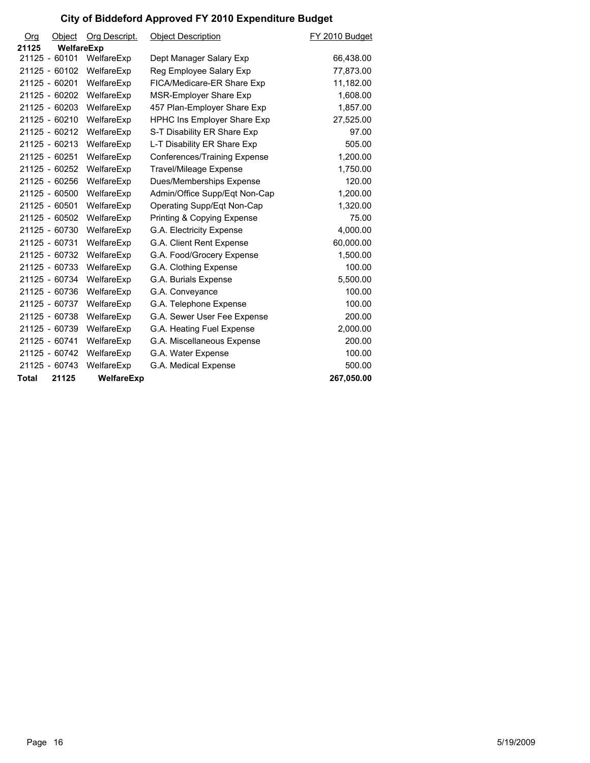# City of Biddeford Approved FY 2010 Expenditure Budget

| Org | Object | Org Descript. | Object Description | FY 2010 Budget |
|---|---|---|---|---|
| **21125** | **WelfareExp** | | | |
| 21125 - | 60101 | WelfareExp | Dept Manager Salary Exp | 66,438.00 |
| 21125 - | 60102 | WelfareExp | Reg Employee Salary Exp | 77,873.00 |
| 21125 - | 60201 | WelfareExp | FICA/Medicare-ER Share Exp | 11,182.00 |
| 21125 - | 60202 | WelfareExp | MSR-Employer Share Exp | 1,608.00 |
| 21125 - | 60203 | WelfareExp | 457 Plan-Employer Share Exp | 1,857.00 |
| 21125 - | 60210 | WelfareExp | HPHC Ins Employer Share Exp | 27,525.00 |
| 21125 - | 60212 | WelfareExp | S-T Disability ER Share Exp | 97.00 |
| 21125 - | 60213 | WelfareExp | L-T Disability ER Share Exp | 505.00 |
| 21125 - | 60251 | WelfareExp | Conferences/Training Expense | 1,200.00 |
| 21125 - | 60252 | WelfareExp | Travel/Mileage Expense | 1,750.00 |
| 21125 - | 60256 | WelfareExp | Dues/Memberships Expense | 120.00 |
| 21125 - | 60500 | WelfareExp | Admin/Office Supp/Eqt Non-Cap | 1,200.00 |
| 21125 - | 60501 | WelfareExp | Operating Supp/Eqt Non-Cap | 1,320.00 |
| 21125 - | 60502 | WelfareExp | Printing & Copying Expense | 75.00 |
| 21125 - | 60730 | WelfareExp | G.A. Electricity Expense | 4,000.00 |
| 21125 - | 60731 | WelfareExp | G.A. Client Rent Expense | 60,000.00 |
| 21125 - | 60732 | WelfareExp | G.A. Food/Grocery Expense | 1,500.00 |
| 21125 - | 60733 | WelfareExp | G.A. Clothing Expense | 100.00 |
| 21125 - | 60734 | WelfareExp | G.A. Burials Expense | 5,500.00 |
| 21125 - | 60736 | WelfareExp | G.A. Conveyance | 100.00 |
| 21125 - | 60737 | WelfareExp | G.A. Telephone Expense | 100.00 |
| 21125 - | 60738 | WelfareExp | G.A. Sewer User Fee Expense | 200.00 |
| 21125 - | 60739 | WelfareExp | G.A. Heating Fuel Expense | 2,000.00 |
| 21125 - | 60741 | WelfareExp | G.A. Miscellaneous Expense | 200.00 |
| 21125 - | 60742 | WelfareExp | G.A. Water Expense | 100.00 |
| 21125 - | 60743 | WelfareExp | G.A. Medical Expense | 500.00 |
| **Total** | **21125** | **WelfareExp** | | **267,050.00** |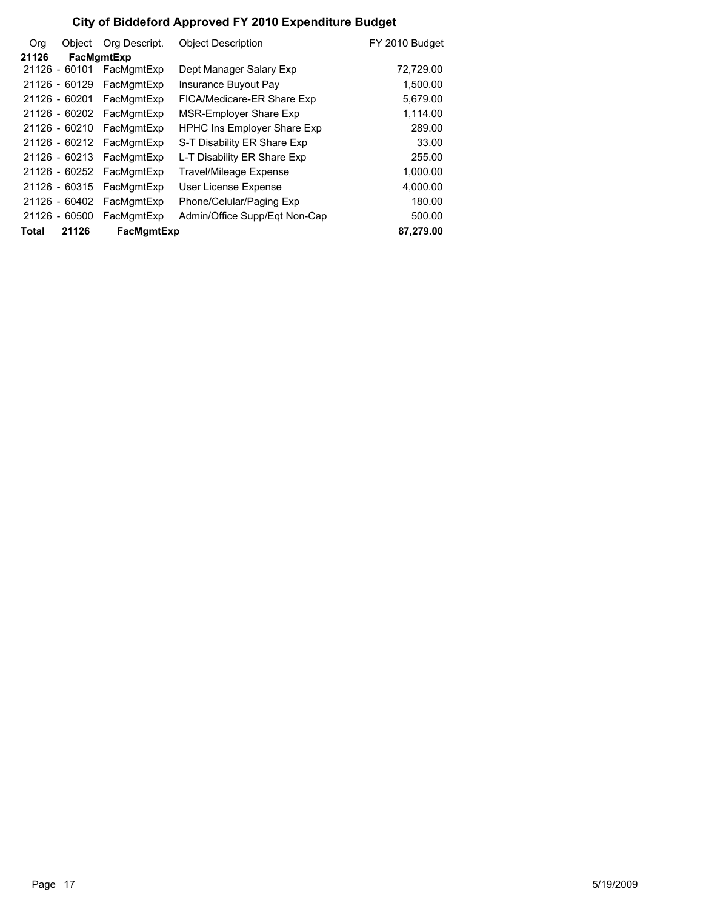# City of Biddeford Approved FY 2010 Expenditure Budget

| Org | Object | Org Descript. | Object Description | FY 2010 Budget |
|---|---|---|---|---|
| **21126** | **FacMgmtExp** | | | |
| 21126 - | 60101 | FacMgmtExp | Dept Manager Salary Exp | 72,729.00 |
| 21126 - | 60129 | FacMgmtExp | Insurance Buyout Pay | 1,500.00 |
| 21126 - | 60201 | FacMgmtExp | FICA/Medicare-ER Share Exp | 5,679.00 |
| 21126 - | 60202 | FacMgmtExp | MSR-Employer Share Exp | 1,114.00 |
| 21126 - | 60210 | FacMgmtExp | HPHC Ins Employer Share Exp | 289.00 |
| 21126 - | 60212 | FacMgmtExp | S-T Disability ER Share Exp | 33.00 |
| 21126 - | 60213 | FacMgmtExp | L-T Disability ER Share Exp | 255.00 |
| 21126 - | 60252 | FacMgmtExp | Travel/Mileage Expense | 1,000.00 |
| 21126 - | 60315 | FacMgmtExp | User License Expense | 4,000.00 |
| 21126 - | 60402 | FacMgmtExp | Phone/Celular/Paging Exp | 180.00 |
| 21126 - | 60500 | FacMgmtExp | Admin/Office Supp/Eqt Non-Cap | 500.00 |
| **Total** | **21126** | **FacMgmtExp** | | **87,279.00** |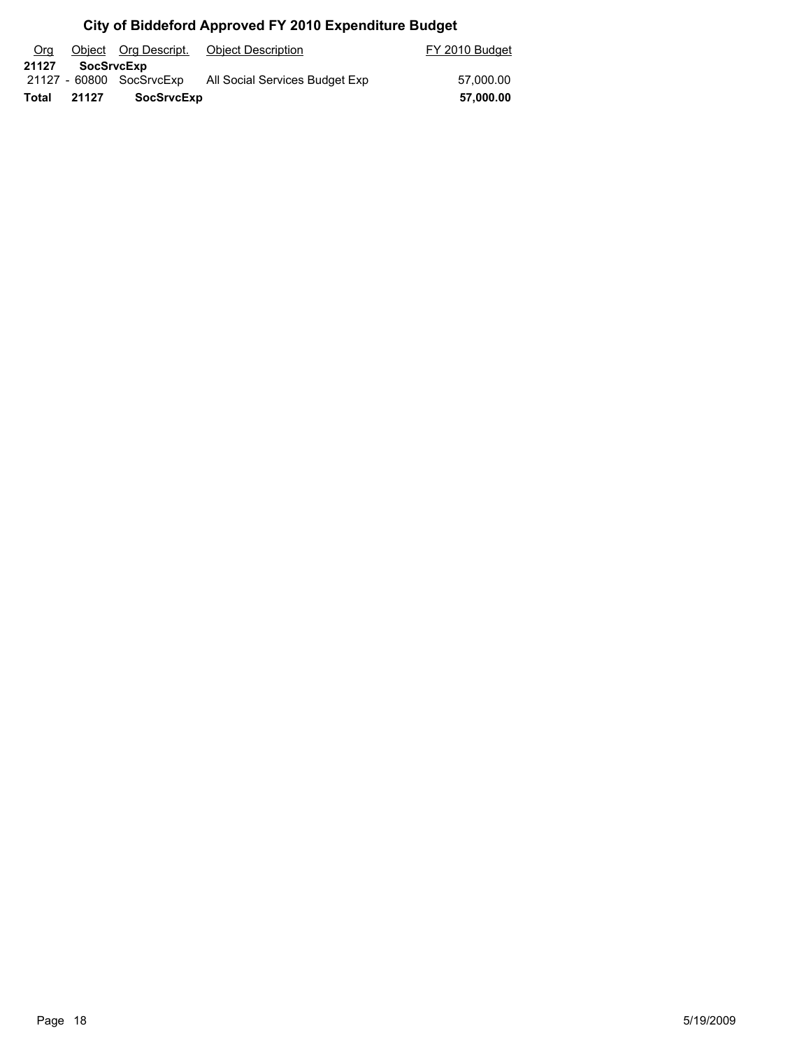# City of Biddeford Approved FY 2010 Expenditure Budget

| Org | Object | Org Descript. | Object Description | FY 2010 Budget |
|---|---|---|---|---|
| **21127** | **SocSrvcExp** | | | |
| 21127 - | 60800 | SocSrvcExp | All Social Services Budget Exp | 57,000.00 |
| **Total** | **21127** | **SocSrvcExp** | | **57,000.00** |

5/19/2009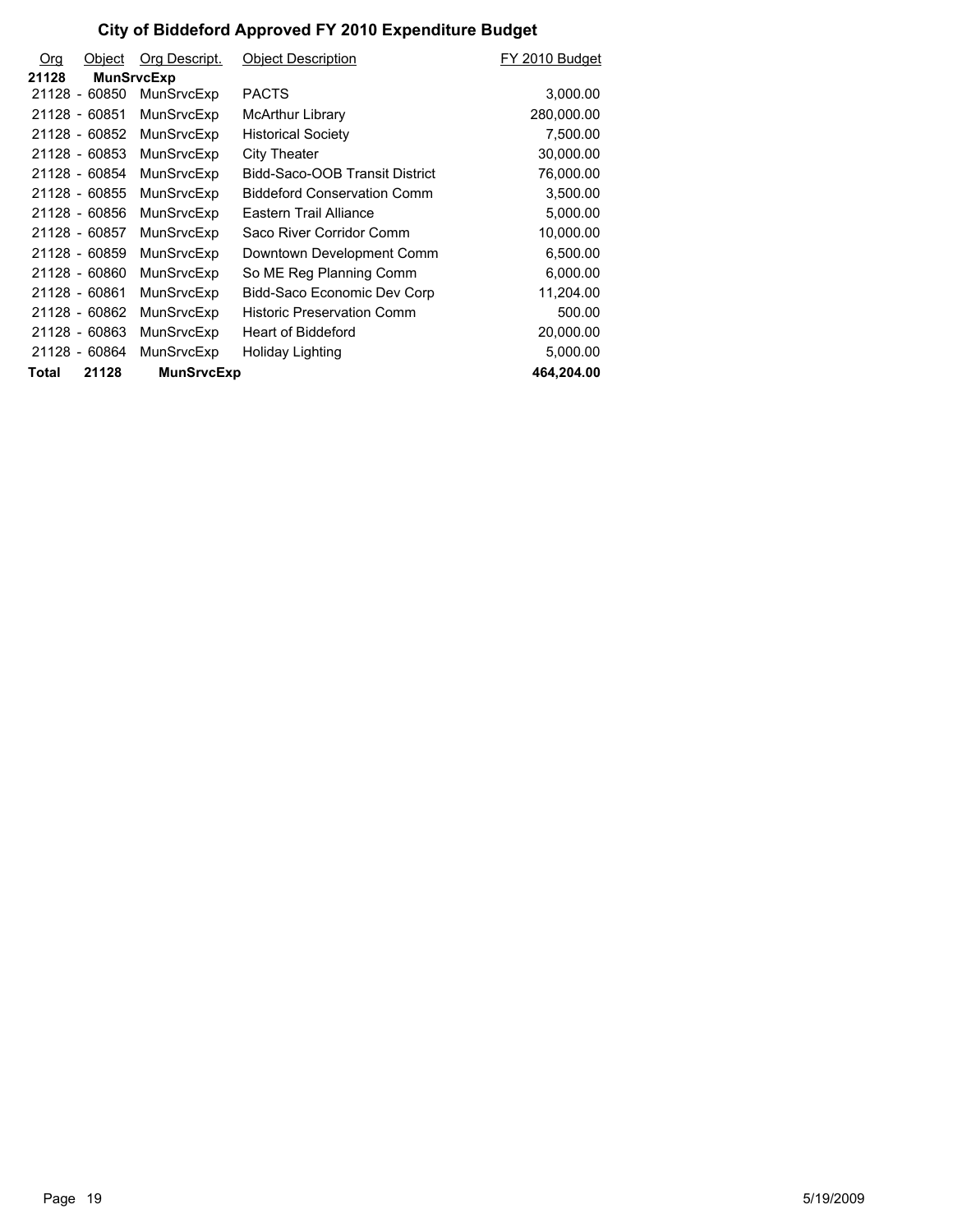# City of Biddeford Approved FY 2010 Expenditure Budget

| Org | Object | Org Descript. | Object Description | FY 2010 Budget |
|---|---|---|---|---|
| **21128** | **MunSrvcExp** | | | |
| 21128 | - 60850 | MunSrvcExp | PACTS | 3,000.00 |
| 21128 | - 60851 | MunSrvcExp | McArthur Library | 280,000.00 |
| 21128 | - 60852 | MunSrvcExp | Historical Society | 7,500.00 |
| 21128 | - 60853 | MunSrvcExp | City Theater | 30,000.00 |
| 21128 | - 60854 | MunSrvcExp | Bidd-Saco-OOB Transit District | 76,000.00 |
| 21128 | - 60855 | MunSrvcExp | Biddeford Conservation Comm | 3,500.00 |
| 21128 | - 60856 | MunSrvcExp | Eastern Trail Alliance | 5,000.00 |
| 21128 | - 60857 | MunSrvcExp | Saco River Corridor Comm | 10,000.00 |
| 21128 | - 60859 | MunSrvcExp | Downtown Development Comm | 6,500.00 |
| 21128 | - 60860 | MunSrvcExp | So ME Reg Planning Comm | 6,000.00 |
| 21128 | - 60861 | MunSrvcExp | Bidd-Saco Economic Dev Corp | 11,204.00 |
| 21128 | - 60862 | MunSrvcExp | Historic Preservation Comm | 500.00 |
| 21128 | - 60863 | MunSrvcExp | Heart of Biddeford | 20,000.00 |
| 21128 | - 60864 | MunSrvcExp | Holiday Lighting | 5,000.00 |
| **Total** | **21128** | **MunSrvcExp** | | **464,204.00** |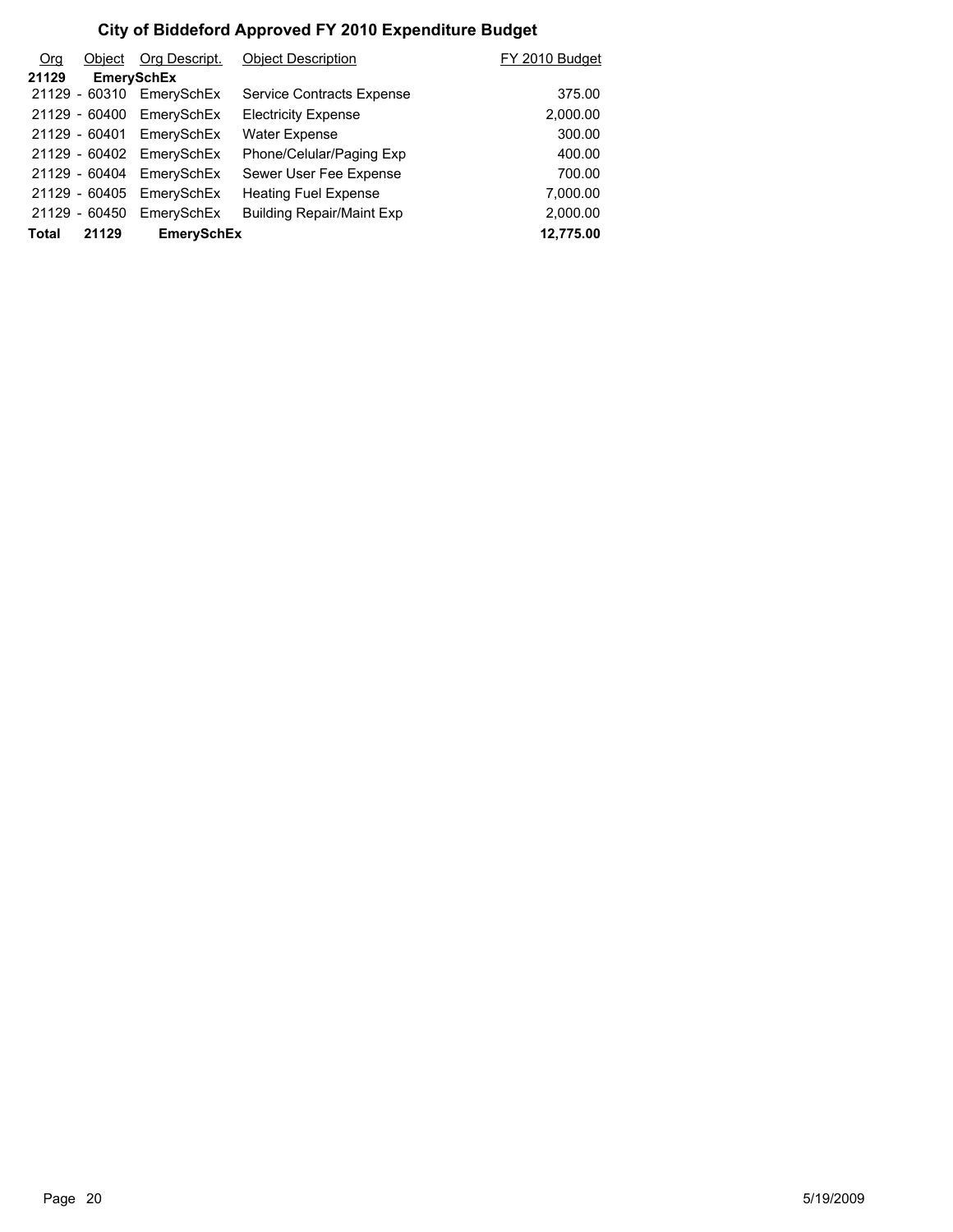# City of Biddeford Approved FY 2010 Expenditure Budget

| Org | Object | Org Descript. | Object Description | FY 2010 Budget |
|---|---|---|---|---|
| **21129** | **EmerySchEx** | | | |
| 21129 | - 60310 | EmerySchEx | Service Contracts Expense | 375.00 |
| 21129 | - 60400 | EmerySchEx | Electricity Expense | 2,000.00 |
| 21129 | - 60401 | EmerySchEx | Water Expense | 300.00 |
| 21129 | - 60402 | EmerySchEx | Phone/Celular/Paging Exp | 400.00 |
| 21129 | - 60404 | EmerySchEx | Sewer User Fee Expense | 700.00 |
| 21129 | - 60405 | EmerySchEx | Heating Fuel Expense | 7,000.00 |
| 21129 | - 60450 | EmerySchEx | Building Repair/Maint Exp | 2,000.00 |
| **Total** | **21129** | **EmerySchEx** | | **12,775.00** |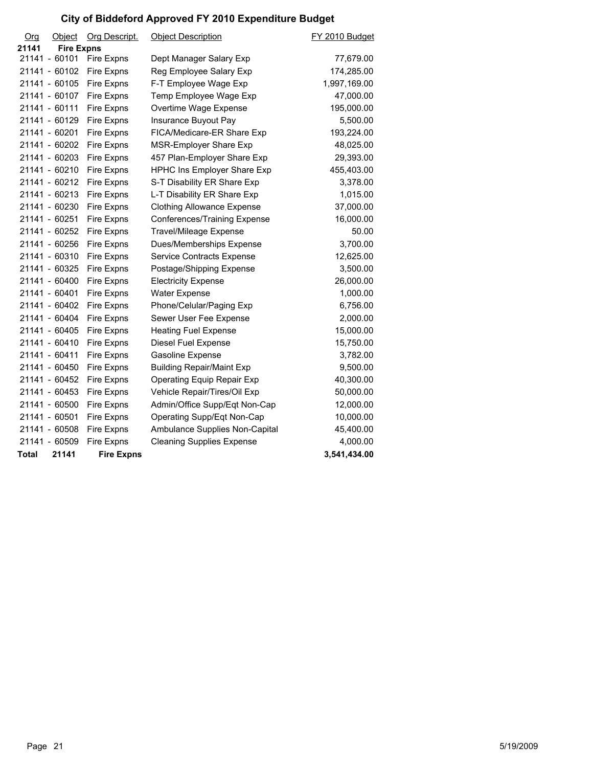# City of Biddeford Approved FY 2010 Expenditure Budget

| Org | Object | Org Descript. | Object Description | FY 2010 Budget |
|---|---|---|---|---|
| **21141** | **Fire Expns** | | | |
| 21141 | - 60101 | Fire Expns | Dept Manager Salary Exp | 77,679.00 |
| 21141 | - 60102 | Fire Expns | Reg Employee Salary Exp | 174,285.00 |
| 21141 | - 60105 | Fire Expns | F-T Employee Wage Exp | 1,997,169.00 |
| 21141 | - 60107 | Fire Expns | Temp Employee Wage Exp | 47,000.00 |
| 21141 | - 60111 | Fire Expns | Overtime Wage Expense | 195,000.00 |
| 21141 | - 60129 | Fire Expns | Insurance Buyout Pay | 5,500.00 |
| 21141 | - 60201 | Fire Expns | FICA/Medicare-ER Share Exp | 193,224.00 |
| 21141 | - 60202 | Fire Expns | MSR-Employer Share Exp | 48,025.00 |
| 21141 | - 60203 | Fire Expns | 457 Plan-Employer Share Exp | 29,393.00 |
| 21141 | - 60210 | Fire Expns | HPHC Ins Employer Share Exp | 455,403.00 |
| 21141 | - 60212 | Fire Expns | S-T Disability ER Share Exp | 3,378.00 |
| 21141 | - 60213 | Fire Expns | L-T Disability ER Share Exp | 1,015.00 |
| 21141 | - 60230 | Fire Expns | Clothing Allowance Expense | 37,000.00 |
| 21141 | - 60251 | Fire Expns | Conferences/Training Expense | 16,000.00 |
| 21141 | - 60252 | Fire Expns | Travel/Mileage Expense | 50.00 |
| 21141 | - 60256 | Fire Expns | Dues/Memberships Expense | 3,700.00 |
| 21141 | - 60310 | Fire Expns | Service Contracts Expense | 12,625.00 |
| 21141 | - 60325 | Fire Expns | Postage/Shipping Expense | 3,500.00 |
| 21141 | - 60400 | Fire Expns | Electricity Expense | 26,000.00 |
| 21141 | - 60401 | Fire Expns | Water Expense | 1,000.00 |
| 21141 | - 60402 | Fire Expns | Phone/Celular/Paging Exp | 6,756.00 |
| 21141 | - 60404 | Fire Expns | Sewer User Fee Expense | 2,000.00 |
| 21141 | - 60405 | Fire Expns | Heating Fuel Expense | 15,000.00 |
| 21141 | - 60410 | Fire Expns | Diesel Fuel Expense | 15,750.00 |
| 21141 | - 60411 | Fire Expns | Gasoline Expense | 3,782.00 |
| 21141 | - 60450 | Fire Expns | Building Repair/Maint Exp | 9,500.00 |
| 21141 | - 60452 | Fire Expns | Operating Equip Repair Exp | 40,300.00 |
| 21141 | - 60453 | Fire Expns | Vehicle Repair/Tires/Oil Exp | 50,000.00 |
| 21141 | - 60500 | Fire Expns | Admin/Office Supp/Eqt Non-Cap | 12,000.00 |
| 21141 | - 60501 | Fire Expns | Operating Supp/Eqt Non-Cap | 10,000.00 |
| 21141 | - 60508 | Fire Expns | Ambulance Supplies Non-Capital | 45,400.00 |
| 21141 | - 60509 | Fire Expns | Cleaning Supplies Expense | 4,000.00 |
| **Total** | **21141** | **Fire Expns** | | **3,541,434.00** |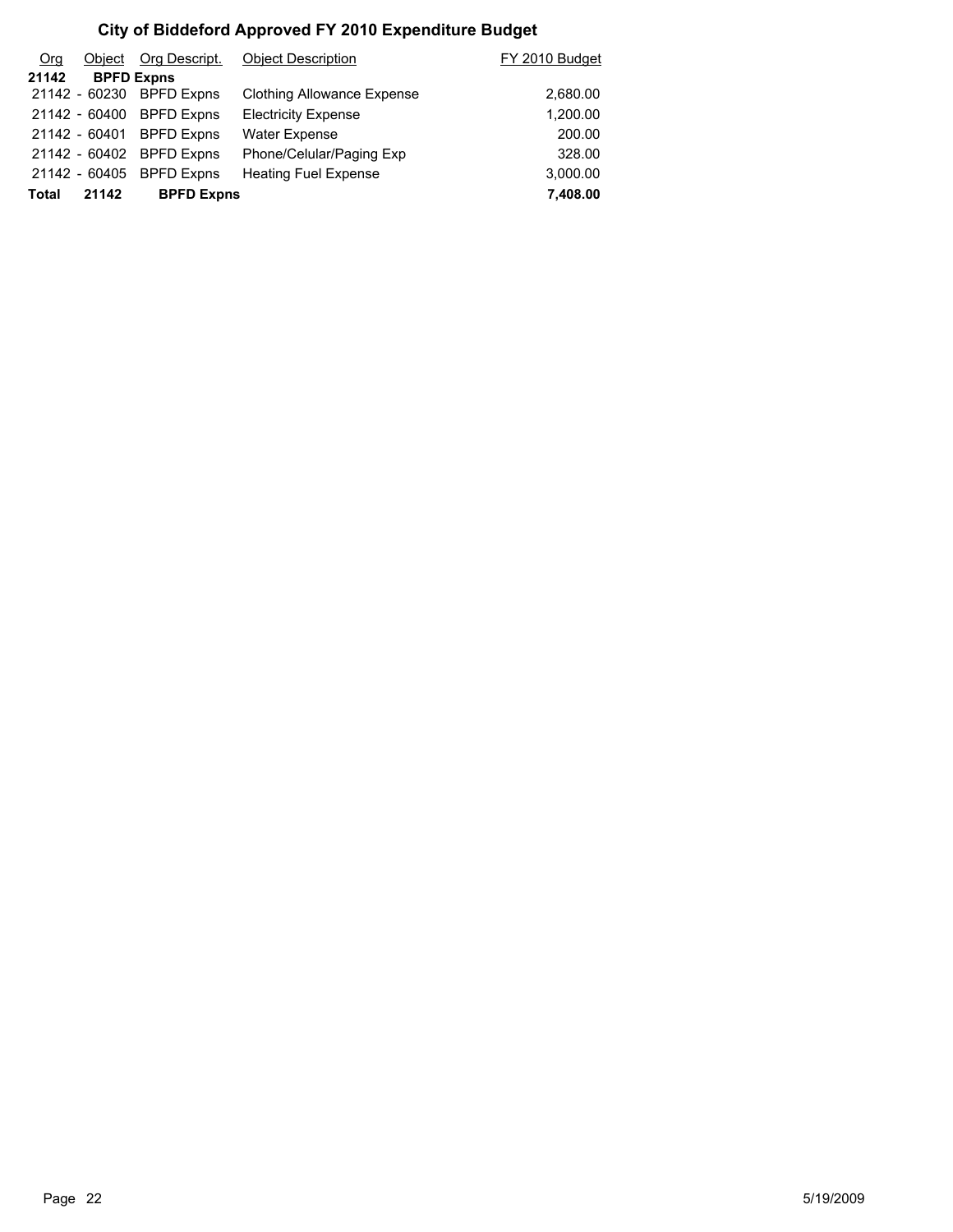# City of Biddeford Approved FY 2010 Expenditure Budget

| Org | Object | Org Descript. | Object Description | FY 2010 Budget |
|---|---|---|---|---|
| **21142** | **BPFD Expns** | | | |
| 21142 - | 60230 | BPFD Expns | Clothing Allowance Expense | 2,680.00 |
| 21142 - | 60400 | BPFD Expns | Electricity Expense | 1,200.00 |
| 21142 - | 60401 | BPFD Expns | Water Expense | 200.00 |
| 21142 - | 60402 | BPFD Expns | Phone/Celular/Paging Exp | 328.00 |
| 21142 - | 60405 | BPFD Expns | Heating Fuel Expense | 3,000.00 |
| **Total** | **21142** | **BPFD Expns** | | **7,408.00** |

5/19/2009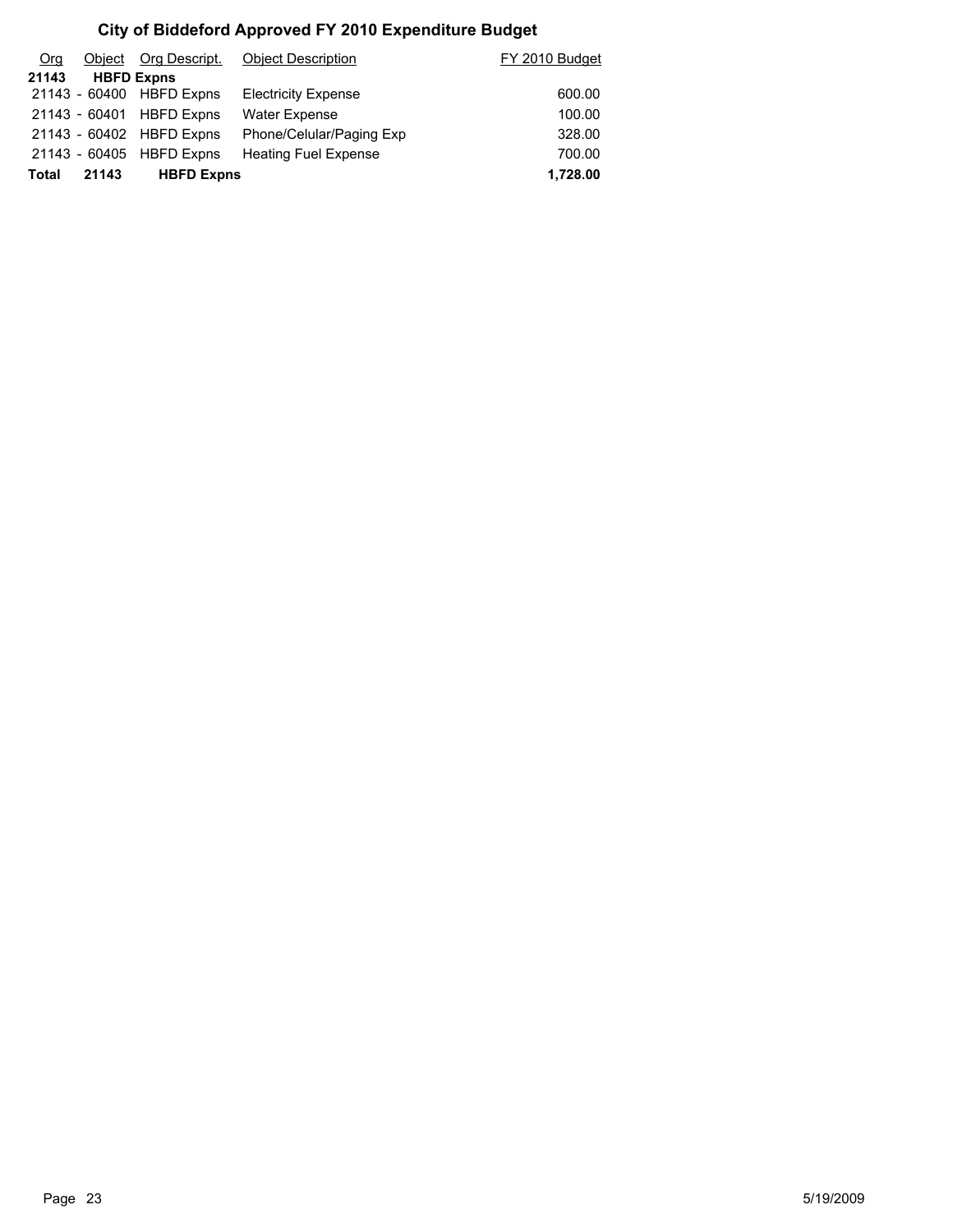# City of Biddeford Approved FY 2010 Expenditure Budget

| Org | Object | Org Descript. | Object Description | FY 2010 Budget |
|---|---|---|---|---|
| **21143** | **HBFD Expns** | | | |
| 21143 - | 60400 | HBFD Expns | Electricity Expense | 600.00 |
| 21143 - | 60401 | HBFD Expns | Water Expense | 100.00 |
| 21143 - | 60402 | HBFD Expns | Phone/Celular/Paging Exp | 328.00 |
| 21143 - | 60405 | HBFD Expns | Heating Fuel Expense | 700.00 |
| **Total** | **21143** | **HBFD Expns** | | **1,728.00** |

5/19/2009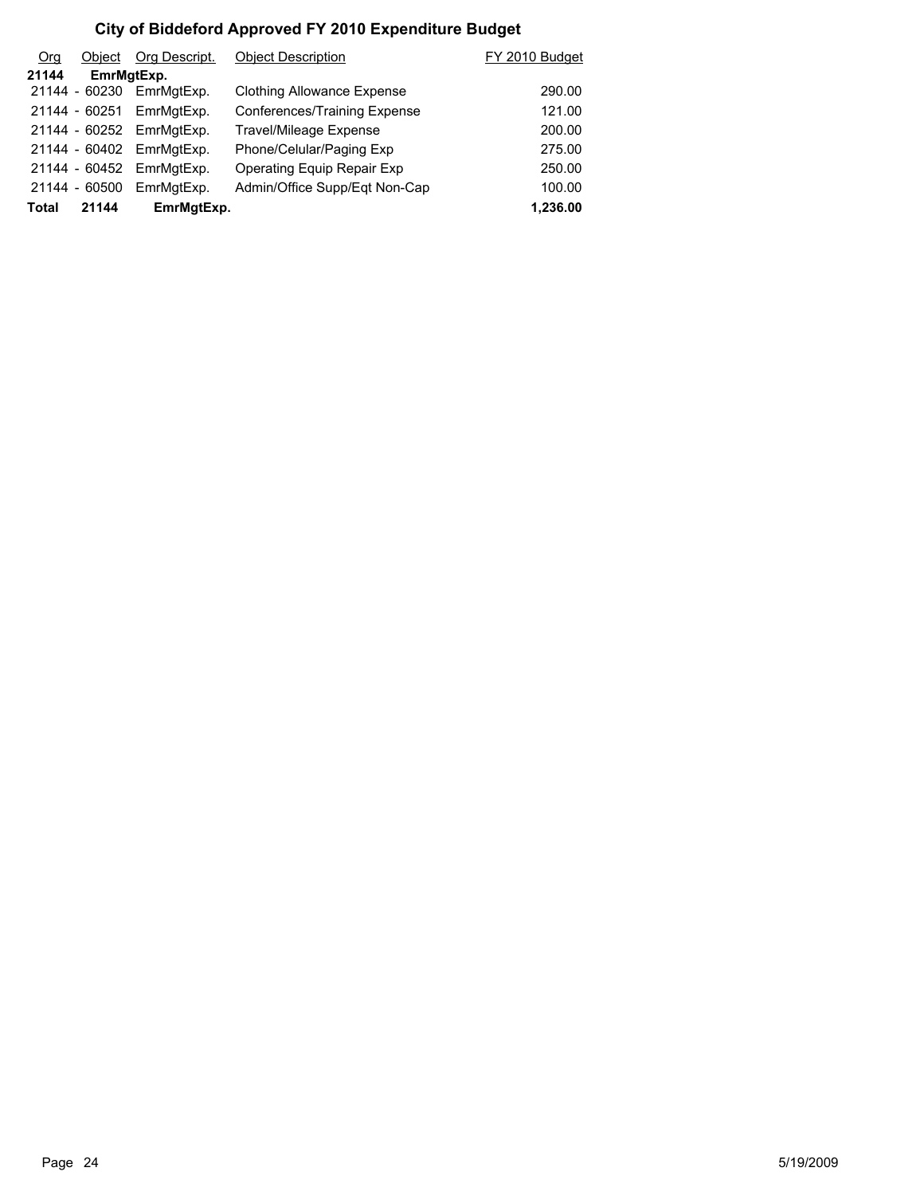# City of Biddeford Approved FY 2010 Expenditure Budget

| Org | Object | Org Descript. | Object Description | FY 2010 Budget |
|---|---|---|---|---|
| **21144** | **EmrMgtExp.** | | | |
| 21144 | - 60230 | EmrMgtExp. | Clothing Allowance Expense | 290.00 |
| 21144 | - 60251 | EmrMgtExp. | Conferences/Training Expense | 121.00 |
| 21144 | - 60252 | EmrMgtExp. | Travel/Mileage Expense | 200.00 |
| 21144 | - 60402 | EmrMgtExp. | Phone/Celular/Paging Exp | 275.00 |
| 21144 | - 60452 | EmrMgtExp. | Operating Equip Repair Exp | 250.00 |
| 21144 | - 60500 | EmrMgtExp. | Admin/Office Supp/Eqt Non-Cap | 100.00 |
| **Total** | **21144** | **EmrMgtExp.** | | **1,236.00** |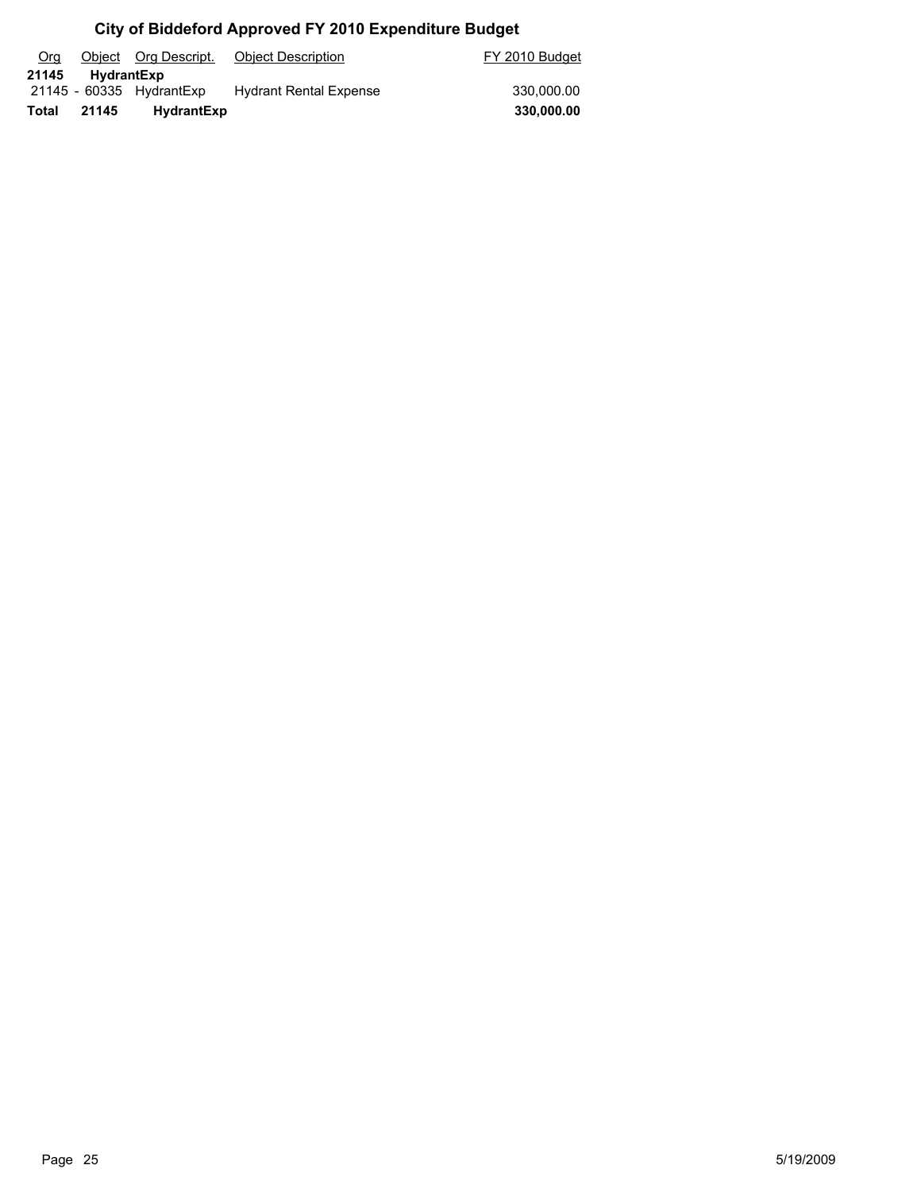# City of Biddeford Approved FY 2010 Expenditure Budget

| Org | Object | Org Descript. | Object Description | FY 2010 Budget |
|---|---|---|---|---|
| **21145** | **HydrantExp** | | | |
| 21145 - | 60335 | HydrantExp | Hydrant Rental Expense | 330,000.00 |
| **Total** | **21145** | **HydrantExp** | | **330,000.00** |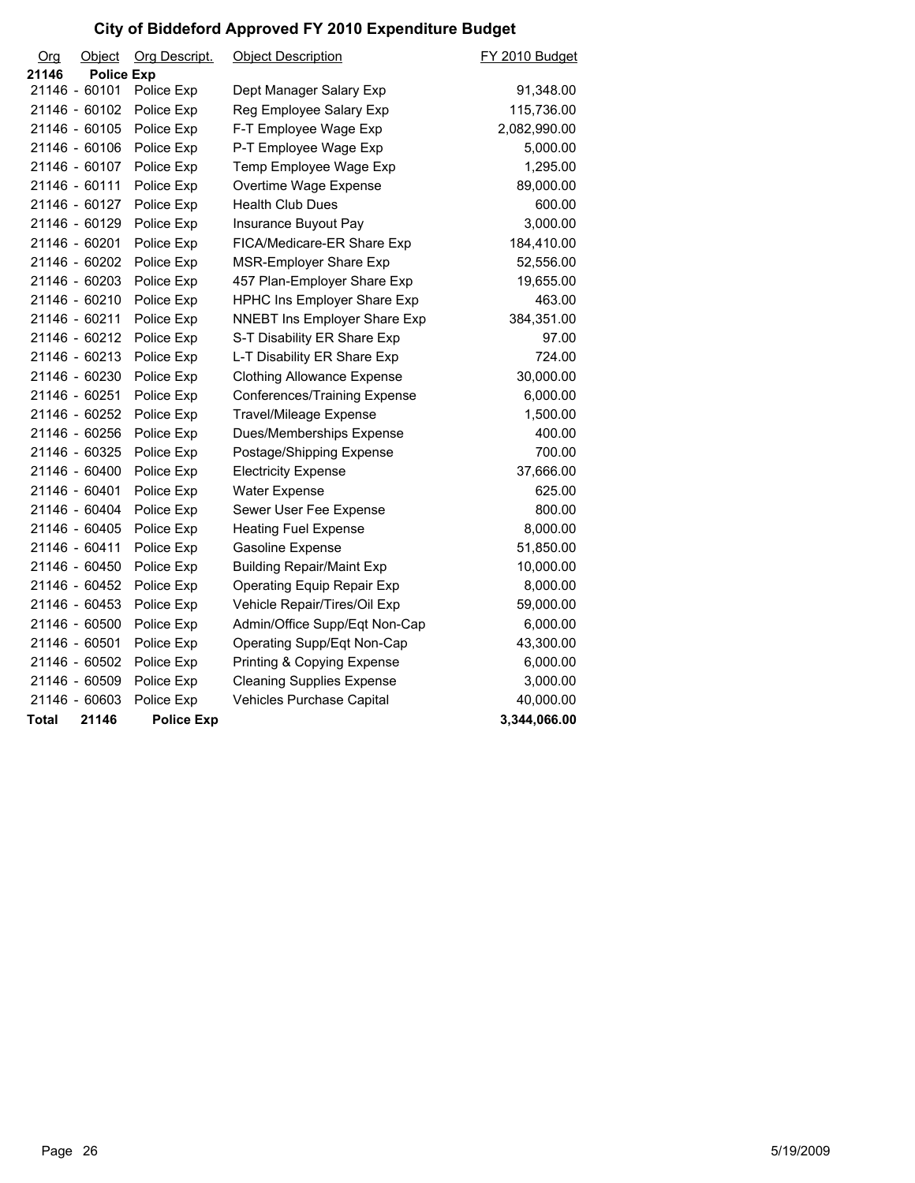# City of Biddeford Approved FY 2010 Expenditure Budget

| Org | Object | Org Descript. | Object Description | FY 2010 Budget |
|---|---|---|---|---|
| **21146** | **Police Exp** | | | |
| 21146 | - 60101 | Police Exp | Dept Manager Salary Exp | 91,348.00 |
| 21146 | - 60102 | Police Exp | Reg Employee Salary Exp | 115,736.00 |
| 21146 | - 60105 | Police Exp | F-T Employee Wage Exp | 2,082,990.00 |
| 21146 | - 60106 | Police Exp | P-T Employee Wage Exp | 5,000.00 |
| 21146 | - 60107 | Police Exp | Temp Employee Wage Exp | 1,295.00 |
| 21146 | - 60111 | Police Exp | Overtime Wage Expense | 89,000.00 |
| 21146 | - 60127 | Police Exp | Health Club Dues | 600.00 |
| 21146 | - 60129 | Police Exp | Insurance Buyout Pay | 3,000.00 |
| 21146 | - 60201 | Police Exp | FICA/Medicare-ER Share Exp | 184,410.00 |
| 21146 | - 60202 | Police Exp | MSR-Employer Share Exp | 52,556.00 |
| 21146 | - 60203 | Police Exp | 457 Plan-Employer Share Exp | 19,655.00 |
| 21146 | - 60210 | Police Exp | HPHC Ins Employer Share Exp | 463.00 |
| 21146 | - 60211 | Police Exp | NNEBT Ins Employer Share Exp | 384,351.00 |
| 21146 | - 60212 | Police Exp | S-T Disability ER Share Exp | 97.00 |
| 21146 | - 60213 | Police Exp | L-T Disability ER Share Exp | 724.00 |
| 21146 | - 60230 | Police Exp | Clothing Allowance Expense | 30,000.00 |
| 21146 | - 60251 | Police Exp | Conferences/Training Expense | 6,000.00 |
| 21146 | - 60252 | Police Exp | Travel/Mileage Expense | 1,500.00 |
| 21146 | - 60256 | Police Exp | Dues/Memberships Expense | 400.00 |
| 21146 | - 60325 | Police Exp | Postage/Shipping Expense | 700.00 |
| 21146 | - 60400 | Police Exp | Electricity Expense | 37,666.00 |
| 21146 | - 60401 | Police Exp | Water Expense | 625.00 |
| 21146 | - 60404 | Police Exp | Sewer User Fee Expense | 800.00 |
| 21146 | - 60405 | Police Exp | Heating Fuel Expense | 8,000.00 |
| 21146 | - 60411 | Police Exp | Gasoline Expense | 51,850.00 |
| 21146 | - 60450 | Police Exp | Building Repair/Maint Exp | 10,000.00 |
| 21146 | - 60452 | Police Exp | Operating Equip Repair Exp | 8,000.00 |
| 21146 | - 60453 | Police Exp | Vehicle Repair/Tires/Oil Exp | 59,000.00 |
| 21146 | - 60500 | Police Exp | Admin/Office Supp/Eqt Non-Cap | 6,000.00 |
| 21146 | - 60501 | Police Exp | Operating Supp/Eqt Non-Cap | 43,300.00 |
| 21146 | - 60502 | Police Exp | Printing & Copying Expense | 6,000.00 |
| 21146 | - 60509 | Police Exp | Cleaning Supplies Expense | 3,000.00 |
| 21146 | - 60603 | Police Exp | Vehicles Purchase Capital | 40,000.00 |
| **Total** | **21146** | **Police Exp** | | **3,344,066.00** |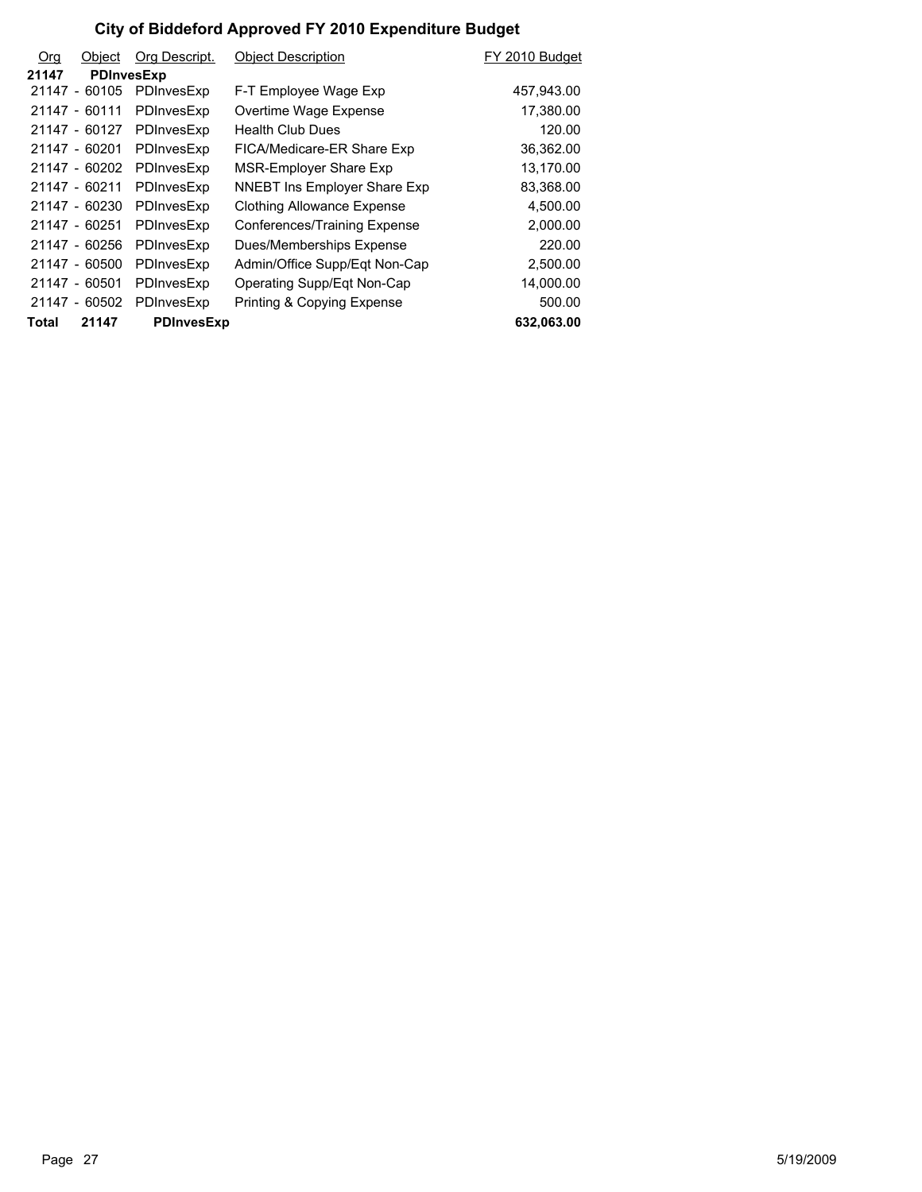# City of Biddeford Approved FY 2010 Expenditure Budget

| Org | Object | Org Descript. | Object Description | FY 2010 Budget |
|---|---|---|---|---|
| **21147** | **PDInvesExp** | | | |
| 21147 - | 60105 | PDInvesExp | F-T Employee Wage Exp | 457,943.00 |
| 21147 - | 60111 | PDInvesExp | Overtime Wage Expense | 17,380.00 |
| 21147 - | 60127 | PDInvesExp | Health Club Dues | 120.00 |
| 21147 - | 60201 | PDInvesExp | FICA/Medicare-ER Share Exp | 36,362.00 |
| 21147 - | 60202 | PDInvesExp | MSR-Employer Share Exp | 13,170.00 |
| 21147 - | 60211 | PDInvesExp | NNEBT Ins Employer Share Exp | 83,368.00 |
| 21147 - | 60230 | PDInvesExp | Clothing Allowance Expense | 4,500.00 |
| 21147 - | 60251 | PDInvesExp | Conferences/Training Expense | 2,000.00 |
| 21147 - | 60256 | PDInvesExp | Dues/Memberships Expense | 220.00 |
| 21147 - | 60500 | PDInvesExp | Admin/Office Supp/Eqt Non-Cap | 2,500.00 |
| 21147 - | 60501 | PDInvesExp | Operating Supp/Eqt Non-Cap | 14,000.00 |
| 21147 - | 60502 | PDInvesExp | Printing & Copying Expense | 500.00 |
| **Total** | **21147** | **PDInvesExp** | | **632,063.00** |

5/19/2009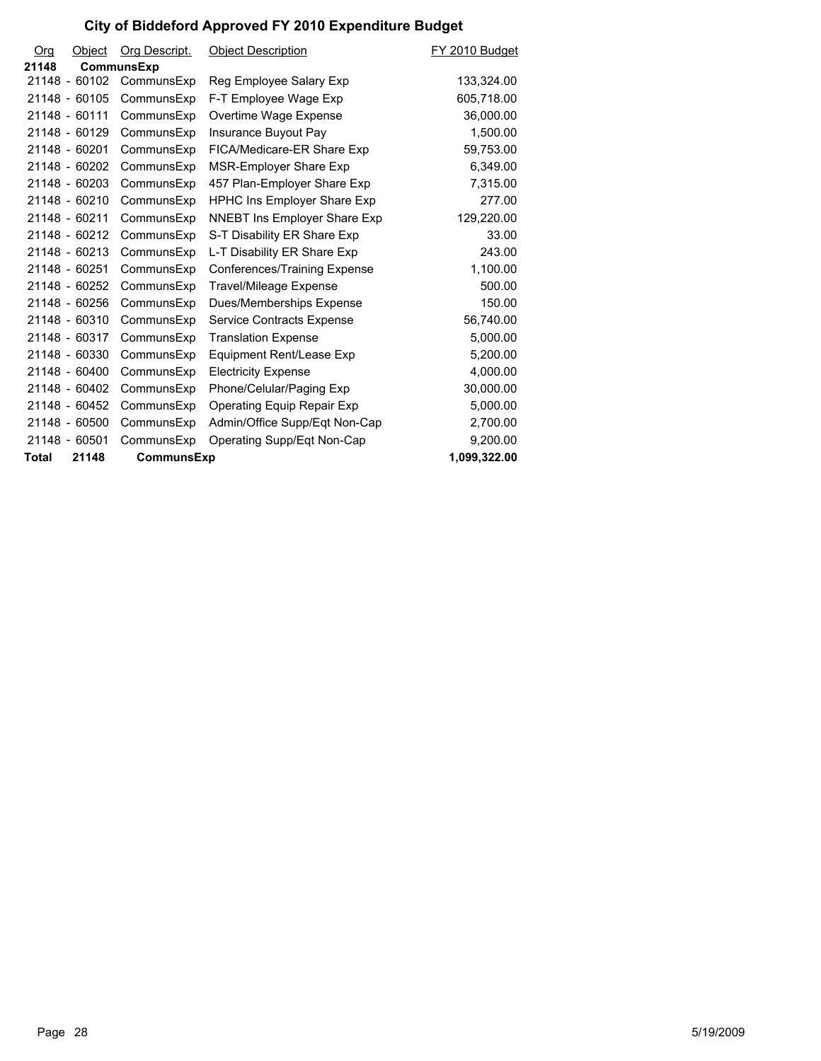# City of Biddeford Approved FY 2010 Expenditure Budget

| Org | Object | Org Descript. | Object Description | FY 2010 Budget |
|---|---|---|---|---|
| **21148** | **CommunsExp** | | | |
| 21148 - | 60102 | CommunsExp | Reg Employee Salary Exp | 133,324.00 |
| 21148 - | 60105 | CommunsExp | F-T Employee Wage Exp | 605,718.00 |
| 21148 - | 60111 | CommunsExp | Overtime Wage Expense | 36,000.00 |
| 21148 - | 60129 | CommunsExp | Insurance Buyout Pay | 1,500.00 |
| 21148 - | 60201 | CommunsExp | FICA/Medicare-ER Share Exp | 59,753.00 |
| 21148 - | 60202 | CommunsExp | MSR-Employer Share Exp | 6,349.00 |
| 21148 - | 60203 | CommunsExp | 457 Plan-Employer Share Exp | 7,315.00 |
| 21148 - | 60210 | CommunsExp | HPHC Ins Employer Share Exp | 277.00 |
| 21148 - | 60211 | CommunsExp | NNEBT Ins Employer Share Exp | 129,220.00 |
| 21148 - | 60212 | CommunsExp | S-T Disability ER Share Exp | 33.00 |
| 21148 - | 60213 | CommunsExp | L-T Disability ER Share Exp | 243.00 |
| 21148 - | 60251 | CommunsExp | Conferences/Training Expense | 1,100.00 |
| 21148 - | 60252 | CommunsExp | Travel/Mileage Expense | 500.00 |
| 21148 - | 60256 | CommunsExp | Dues/Memberships Expense | 150.00 |
| 21148 - | 60310 | CommunsExp | Service Contracts Expense | 56,740.00 |
| 21148 - | 60317 | CommunsExp | Translation Expense | 5,000.00 |
| 21148 - | 60330 | CommunsExp | Equipment Rent/Lease Exp | 5,200.00 |
| 21148 - | 60400 | CommunsExp | Electricity Expense | 4,000.00 |
| 21148 - | 60402 | CommunsExp | Phone/Celular/Paging Exp | 30,000.00 |
| 21148 - | 60452 | CommunsExp | Operating Equip Repair Exp | 5,000.00 |
| 21148 - | 60500 | CommunsExp | Admin/Office Supp/Eqt Non-Cap | 2,700.00 |
| 21148 - | 60501 | CommunsExp | Operating Supp/Eqt Non-Cap | 9,200.00 |
| **Total** | **21148** | **CommunsExp** | | **1,099,322.00** |

5/19/2009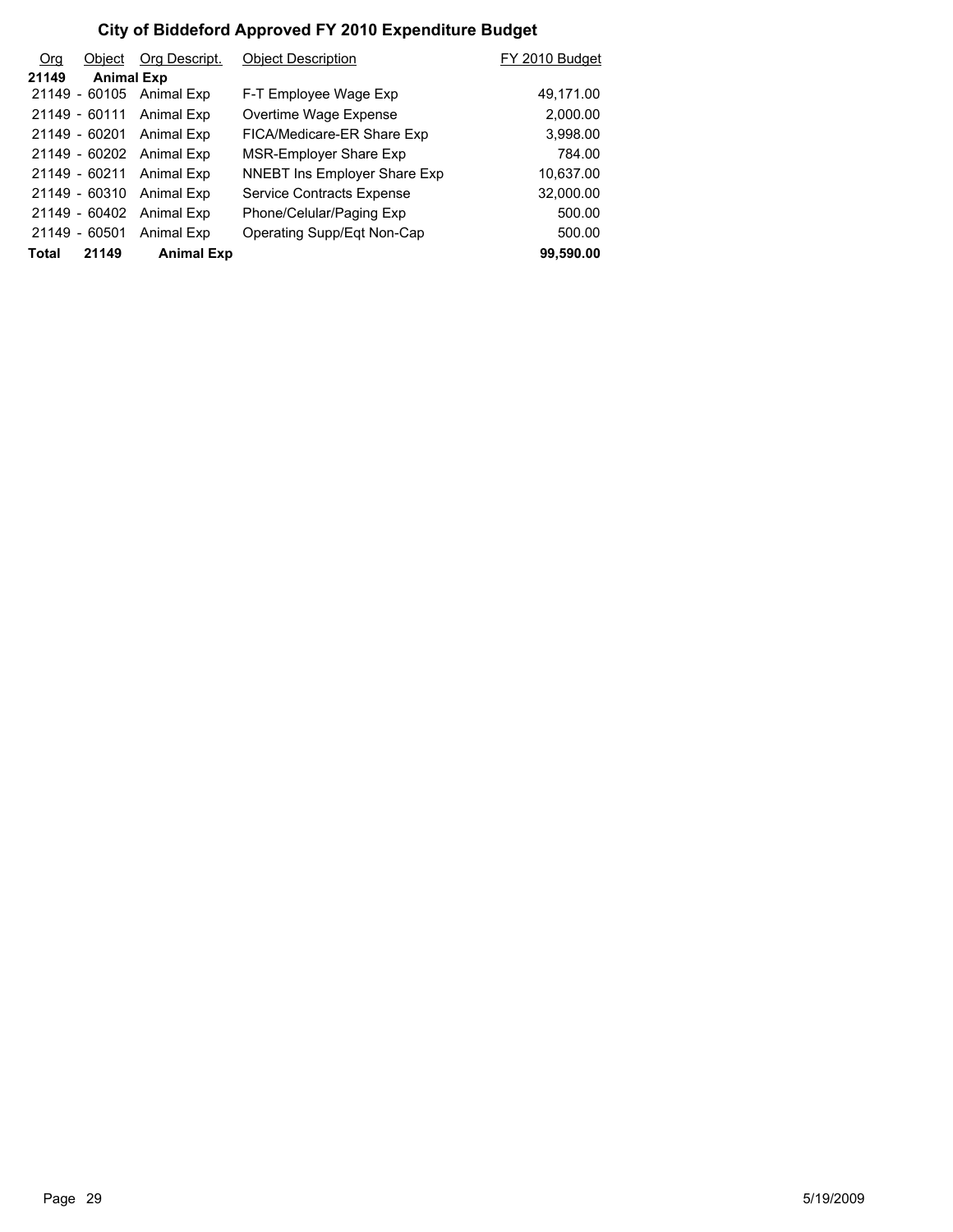# City of Biddeford Approved FY 2010 Expenditure Budget

| Org | Object | Org Descript. | Object Description | FY 2010 Budget |
|---|---|---|---|---|
| **21149** | **Animal Exp** | | | |
| 21149 | - 60105 | Animal Exp | F-T Employee Wage Exp | 49,171.00 |
| 21149 | - 60111 | Animal Exp | Overtime Wage Expense | 2,000.00 |
| 21149 | - 60201 | Animal Exp | FICA/Medicare-ER Share Exp | 3,998.00 |
| 21149 | - 60202 | Animal Exp | MSR-Employer Share Exp | 784.00 |
| 21149 | - 60211 | Animal Exp | NNEBT Ins Employer Share Exp | 10,637.00 |
| 21149 | - 60310 | Animal Exp | Service Contracts Expense | 32,000.00 |
| 21149 | - 60402 | Animal Exp | Phone/Celular/Paging Exp | 500.00 |
| 21149 | - 60501 | Animal Exp | Operating Supp/Eqt Non-Cap | 500.00 |
| **Total** | **21149** | **Animal Exp** | | **99,590.00** |

5/19/2009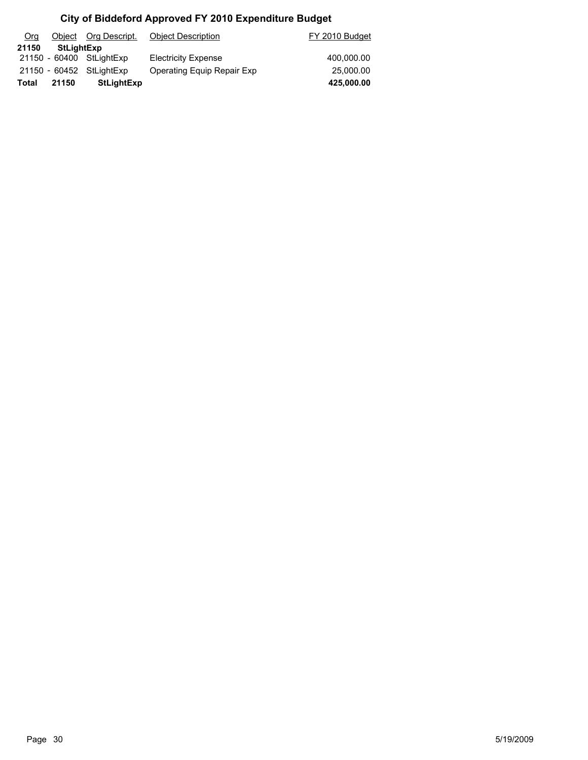# City of Biddeford Approved FY 2010 Expenditure Budget

| Org | Object | Org Descript. | Object Description | FY 2010 Budget |
|---|---|---|---|---|
| **21150** | **StLightExp** | | | |
| 21150 - | 60400 | StLightExp | Electricity Expense | 400,000.00 |
| 21150 - | 60452 | StLightExp | Operating Equip Repair Exp | 25,000.00 |
| **Total** | **21150** | **StLightExp** | | **425,000.00** |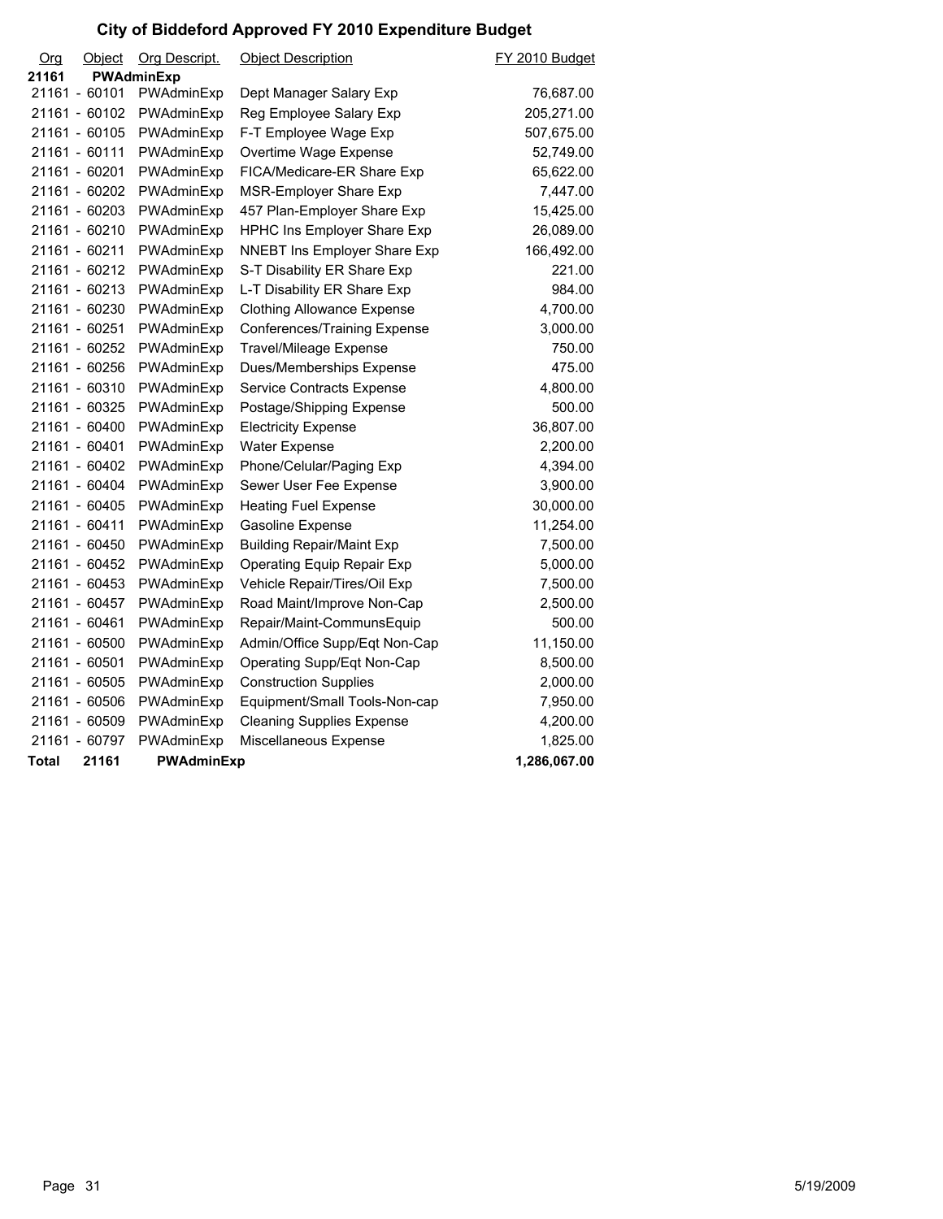# City of Biddeford Approved FY 2010 Expenditure Budget

| Org | Object | Org Descript. | Object Description | FY 2010 Budget |
|---|---|---|---|---|
| **21161** | **PWAdminExp** | | | |
| 21161 - | 60101 | PWAdminExp | Dept Manager Salary Exp | 76,687.00 |
| 21161 - | 60102 | PWAdminExp | Reg Employee Salary Exp | 205,271.00 |
| 21161 - | 60105 | PWAdminExp | F-T Employee Wage Exp | 507,675.00 |
| 21161 - | 60111 | PWAdminExp | Overtime Wage Expense | 52,749.00 |
| 21161 - | 60201 | PWAdminExp | FICA/Medicare-ER Share Exp | 65,622.00 |
| 21161 - | 60202 | PWAdminExp | MSR-Employer Share Exp | 7,447.00 |
| 21161 - | 60203 | PWAdminExp | 457 Plan-Employer Share Exp | 15,425.00 |
| 21161 - | 60210 | PWAdminExp | HPHC Ins Employer Share Exp | 26,089.00 |
| 21161 - | 60211 | PWAdminExp | NNEBT Ins Employer Share Exp | 166,492.00 |
| 21161 - | 60212 | PWAdminExp | S-T Disability ER Share Exp | 221.00 |
| 21161 - | 60213 | PWAdminExp | L-T Disability ER Share Exp | 984.00 |
| 21161 - | 60230 | PWAdminExp | Clothing Allowance Expense | 4,700.00 |
| 21161 - | 60251 | PWAdminExp | Conferences/Training Expense | 3,000.00 |
| 21161 - | 60252 | PWAdminExp | Travel/Mileage Expense | 750.00 |
| 21161 - | 60256 | PWAdminExp | Dues/Memberships Expense | 475.00 |
| 21161 - | 60310 | PWAdminExp | Service Contracts Expense | 4,800.00 |
| 21161 - | 60325 | PWAdminExp | Postage/Shipping Expense | 500.00 |
| 21161 - | 60400 | PWAdminExp | Electricity Expense | 36,807.00 |
| 21161 - | 60401 | PWAdminExp | Water Expense | 2,200.00 |
| 21161 - | 60402 | PWAdminExp | Phone/Celular/Paging Exp | 4,394.00 |
| 21161 - | 60404 | PWAdminExp | Sewer User Fee Expense | 3,900.00 |
| 21161 - | 60405 | PWAdminExp | Heating Fuel Expense | 30,000.00 |
| 21161 - | 60411 | PWAdminExp | Gasoline Expense | 11,254.00 |
| 21161 - | 60450 | PWAdminExp | Building Repair/Maint Exp | 7,500.00 |
| 21161 - | 60452 | PWAdminExp | Operating Equip Repair Exp | 5,000.00 |
| 21161 - | 60453 | PWAdminExp | Vehicle Repair/Tires/Oil Exp | 7,500.00 |
| 21161 - | 60457 | PWAdminExp | Road Maint/Improve Non-Cap | 2,500.00 |
| 21161 - | 60461 | PWAdminExp | Repair/Maint-CommunsEquip | 500.00 |
| 21161 - | 60500 | PWAdminExp | Admin/Office Supp/Eqt Non-Cap | 11,150.00 |
| 21161 - | 60501 | PWAdminExp | Operating Supp/Eqt Non-Cap | 8,500.00 |
| 21161 - | 60505 | PWAdminExp | Construction Supplies | 2,000.00 |
| 21161 - | 60506 | PWAdminExp | Equipment/Small Tools-Non-cap | 7,950.00 |
| 21161 - | 60509 | PWAdminExp | Cleaning Supplies Expense | 4,200.00 |
| 21161 - | 60797 | PWAdminExp | Miscellaneous Expense | 1,825.00 |
| **Total** | **21161** | **PWAdminExp** | | **1,286,067.00** |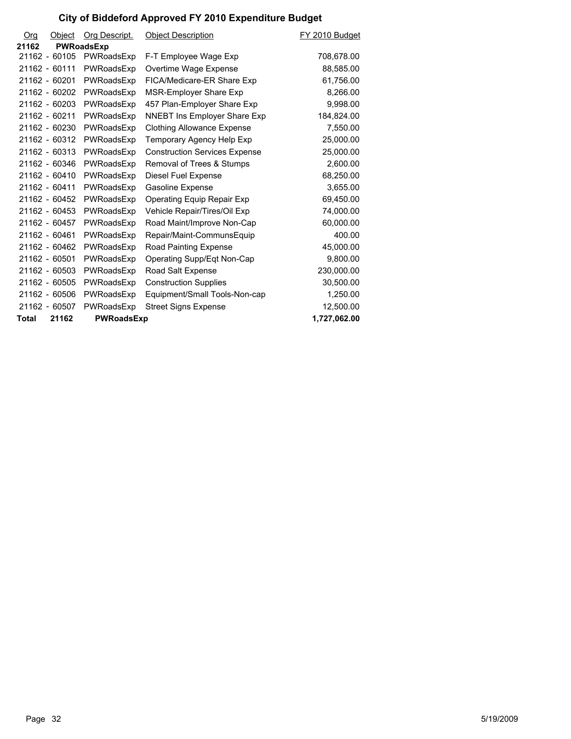# City of Biddeford Approved FY 2010 Expenditure Budget

| Org | Object | Org Descript. | Object Description | FY 2010 Budget |
|---|---|---|---|---|
| **21162** | **PWRoadsExp** | | | |
| 21162 - | 60105 | PWRoadsExp | F-T Employee Wage Exp | 708,678.00 |
| 21162 - | 60111 | PWRoadsExp | Overtime Wage Expense | 88,585.00 |
| 21162 - | 60201 | PWRoadsExp | FICA/Medicare-ER Share Exp | 61,756.00 |
| 21162 - | 60202 | PWRoadsExp | MSR-Employer Share Exp | 8,266.00 |
| 21162 - | 60203 | PWRoadsExp | 457 Plan-Employer Share Exp | 9,998.00 |
| 21162 - | 60211 | PWRoadsExp | NNEBT Ins Employer Share Exp | 184,824.00 |
| 21162 - | 60230 | PWRoadsExp | Clothing Allowance Expense | 7,550.00 |
| 21162 - | 60312 | PWRoadsExp | Temporary Agency Help Exp | 25,000.00 |
| 21162 - | 60313 | PWRoadsExp | Construction Services Expense | 25,000.00 |
| 21162 - | 60346 | PWRoadsExp | Removal of Trees & Stumps | 2,600.00 |
| 21162 - | 60410 | PWRoadsExp | Diesel Fuel Expense | 68,250.00 |
| 21162 - | 60411 | PWRoadsExp | Gasoline Expense | 3,655.00 |
| 21162 - | 60452 | PWRoadsExp | Operating Equip Repair Exp | 69,450.00 |
| 21162 - | 60453 | PWRoadsExp | Vehicle Repair/Tires/Oil Exp | 74,000.00 |
| 21162 - | 60457 | PWRoadsExp | Road Maint/Improve Non-Cap | 60,000.00 |
| 21162 - | 60461 | PWRoadsExp | Repair/Maint-CommunsEquip | 400.00 |
| 21162 - | 60462 | PWRoadsExp | Road Painting Expense | 45,000.00 |
| 21162 - | 60501 | PWRoadsExp | Operating Supp/Eqt Non-Cap | 9,800.00 |
| 21162 - | 60503 | PWRoadsExp | Road Salt Expense | 230,000.00 |
| 21162 - | 60505 | PWRoadsExp | Construction Supplies | 30,500.00 |
| 21162 - | 60506 | PWRoadsExp | Equipment/Small Tools-Non-cap | 1,250.00 |
| 21162 - | 60507 | PWRoadsExp | Street Signs Expense | 12,500.00 |
| **Total** | **21162** | **PWRoadsExp** | | **1,727,062.00** |

5/19/2009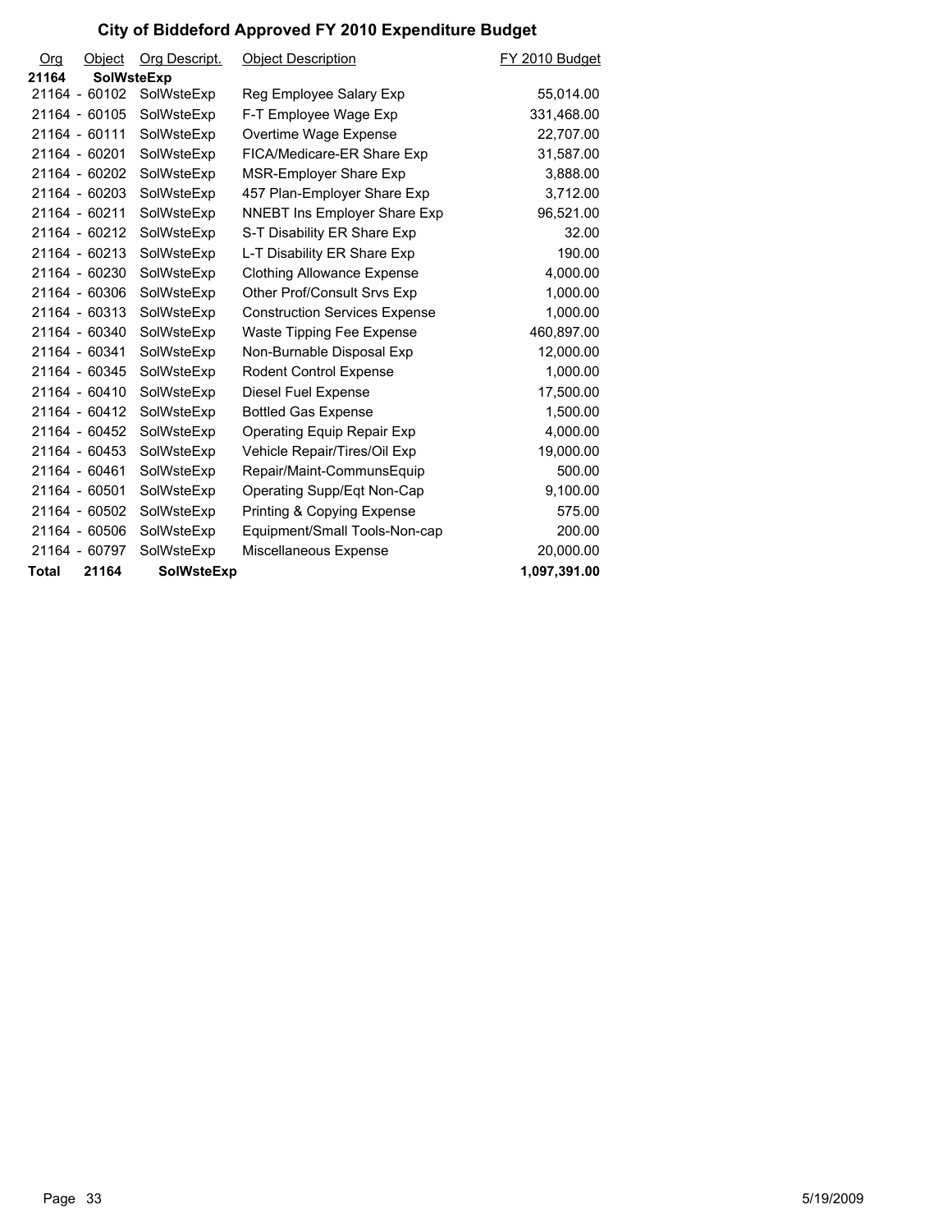# City of Biddeford Approved FY 2010 Expenditure Budget

| Org | Object | Org Descript. | Object Description | FY 2010 Budget |
|---|---|---|---|---|
| **21164** | **SolWsteExp** | | | |
| 21164 - | 60102 | SolWsteExp | Reg Employee Salary Exp | 55,014.00 |
| 21164 - | 60105 | SolWsteExp | F-T Employee Wage Exp | 331,468.00 |
| 21164 - | 60111 | SolWsteExp | Overtime Wage Expense | 22,707.00 |
| 21164 - | 60201 | SolWsteExp | FICA/Medicare-ER Share Exp | 31,587.00 |
| 21164 - | 60202 | SolWsteExp | MSR-Employer Share Exp | 3,888.00 |
| 21164 - | 60203 | SolWsteExp | 457 Plan-Employer Share Exp | 3,712.00 |
| 21164 - | 60211 | SolWsteExp | NNEBT Ins Employer Share Exp | 96,521.00 |
| 21164 - | 60212 | SolWsteExp | S-T Disability ER Share Exp | 32.00 |
| 21164 - | 60213 | SolWsteExp | L-T Disability ER Share Exp | 190.00 |
| 21164 - | 60230 | SolWsteExp | Clothing Allowance Expense | 4,000.00 |
| 21164 - | 60306 | SolWsteExp | Other Prof/Consult Srvs Exp | 1,000.00 |
| 21164 - | 60313 | SolWsteExp | Construction Services Expense | 1,000.00 |
| 21164 - | 60340 | SolWsteExp | Waste Tipping Fee Expense | 460,897.00 |
| 21164 - | 60341 | SolWsteExp | Non-Burnable Disposal Exp | 12,000.00 |
| 21164 - | 60345 | SolWsteExp | Rodent Control Expense | 1,000.00 |
| 21164 - | 60410 | SolWsteExp | Diesel Fuel Expense | 17,500.00 |
| 21164 - | 60412 | SolWsteExp | Bottled Gas Expense | 1,500.00 |
| 21164 - | 60452 | SolWsteExp | Operating Equip Repair Exp | 4,000.00 |
| 21164 - | 60453 | SolWsteExp | Vehicle Repair/Tires/Oil Exp | 19,000.00 |
| 21164 - | 60461 | SolWsteExp | Repair/Maint-CommunsEquip | 500.00 |
| 21164 - | 60501 | SolWsteExp | Operating Supp/Eqt Non-Cap | 9,100.00 |
| 21164 - | 60502 | SolWsteExp | Printing & Copying Expense | 575.00 |
| 21164 - | 60506 | SolWsteExp | Equipment/Small Tools-Non-cap | 200.00 |
| 21164 - | 60797 | SolWsteExp | Miscellaneous Expense | 20,000.00 |
| **Total** | **21164** | **SolWsteExp** | | **1,097,391.00** |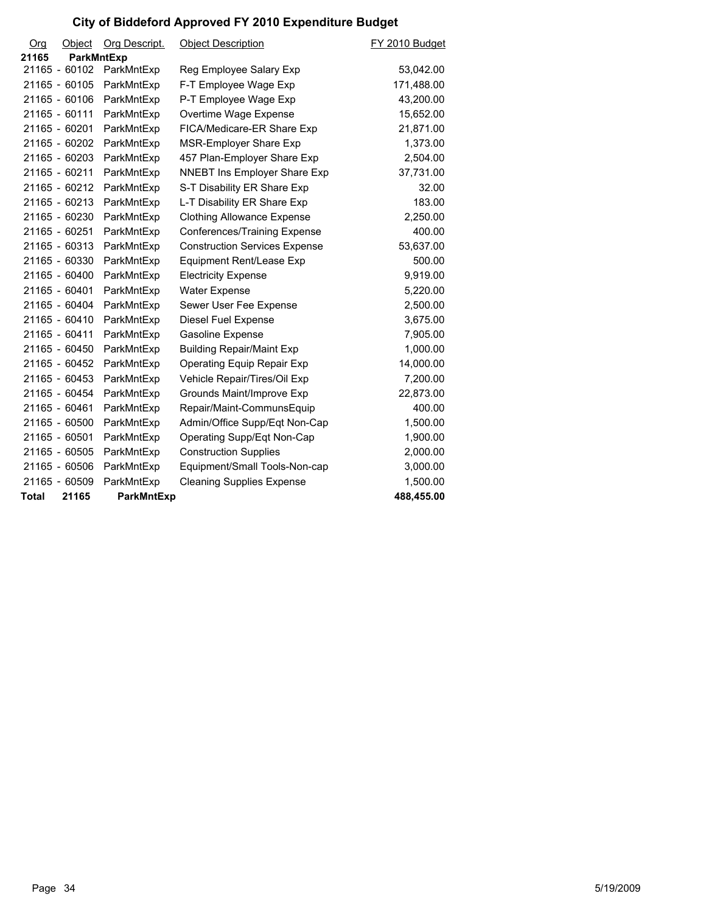# City of Biddeford Approved FY 2010 Expenditure Budget

| Org | Object | Org Descript. | Object Description | FY 2010 Budget |
|---|---|---|---|---|
| **21165** | **ParkMntExp** | | | |
| 21165 - | 60102 | ParkMntExp | Reg Employee Salary Exp | 53,042.00 |
| 21165 - | 60105 | ParkMntExp | F-T Employee Wage Exp | 171,488.00 |
| 21165 - | 60106 | ParkMntExp | P-T Employee Wage Exp | 43,200.00 |
| 21165 - | 60111 | ParkMntExp | Overtime Wage Expense | 15,652.00 |
| 21165 - | 60201 | ParkMntExp | FICA/Medicare-ER Share Exp | 21,871.00 |
| 21165 - | 60202 | ParkMntExp | MSR-Employer Share Exp | 1,373.00 |
| 21165 - | 60203 | ParkMntExp | 457 Plan-Employer Share Exp | 2,504.00 |
| 21165 - | 60211 | ParkMntExp | NNEBT Ins Employer Share Exp | 37,731.00 |
| 21165 - | 60212 | ParkMntExp | S-T Disability ER Share Exp | 32.00 |
| 21165 - | 60213 | ParkMntExp | L-T Disability ER Share Exp | 183.00 |
| 21165 - | 60230 | ParkMntExp | Clothing Allowance Expense | 2,250.00 |
| 21165 - | 60251 | ParkMntExp | Conferences/Training Expense | 400.00 |
| 21165 - | 60313 | ParkMntExp | Construction Services Expense | 53,637.00 |
| 21165 - | 60330 | ParkMntExp | Equipment Rent/Lease Exp | 500.00 |
| 21165 - | 60400 | ParkMntExp | Electricity Expense | 9,919.00 |
| 21165 - | 60401 | ParkMntExp | Water Expense | 5,220.00 |
| 21165 - | 60404 | ParkMntExp | Sewer User Fee Expense | 2,500.00 |
| 21165 - | 60410 | ParkMntExp | Diesel Fuel Expense | 3,675.00 |
| 21165 - | 60411 | ParkMntExp | Gasoline Expense | 7,905.00 |
| 21165 - | 60450 | ParkMntExp | Building Repair/Maint Exp | 1,000.00 |
| 21165 - | 60452 | ParkMntExp | Operating Equip Repair Exp | 14,000.00 |
| 21165 - | 60453 | ParkMntExp | Vehicle Repair/Tires/Oil Exp | 7,200.00 |
| 21165 - | 60454 | ParkMntExp | Grounds Maint/Improve Exp | 22,873.00 |
| 21165 - | 60461 | ParkMntExp | Repair/Maint-CommunsEquip | 400.00 |
| 21165 - | 60500 | ParkMntExp | Admin/Office Supp/Eqt Non-Cap | 1,500.00 |
| 21165 - | 60501 | ParkMntExp | Operating Supp/Eqt Non-Cap | 1,900.00 |
| 21165 - | 60505 | ParkMntExp | Construction Supplies | 2,000.00 |
| 21165 - | 60506 | ParkMntExp | Equipment/Small Tools-Non-cap | 3,000.00 |
| 21165 - | 60509 | ParkMntExp | Cleaning Supplies Expense | 1,500.00 |
| **Total** | **21165** | **ParkMntExp** | | **488,455.00** |

5/19/2009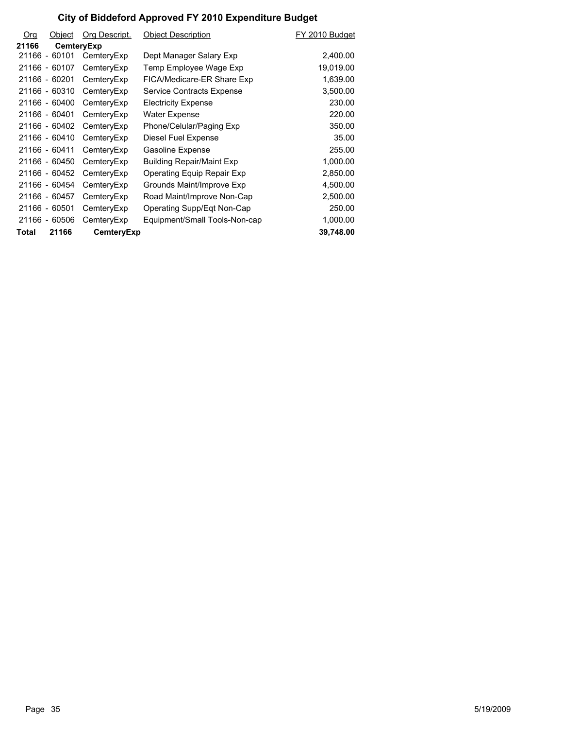# City of Biddeford Approved FY 2010 Expenditure Budget

| Org | Object | Org Descript. | Object Description | FY 2010 Budget |
|---|---|---|---|---|
| **21166** | **CemteryExp** | | | |
| 21166 - | 60101 | CemteryExp | Dept Manager Salary Exp | 2,400.00 |
| 21166 - | 60107 | CemteryExp | Temp Employee Wage Exp | 19,019.00 |
| 21166 - | 60201 | CemteryExp | FICA/Medicare-ER Share Exp | 1,639.00 |
| 21166 - | 60310 | CemteryExp | Service Contracts Expense | 3,500.00 |
| 21166 - | 60400 | CemteryExp | Electricity Expense | 230.00 |
| 21166 - | 60401 | CemteryExp | Water Expense | 220.00 |
| 21166 - | 60402 | CemteryExp | Phone/Celular/Paging Exp | 350.00 |
| 21166 - | 60410 | CemteryExp | Diesel Fuel Expense | 35.00 |
| 21166 - | 60411 | CemteryExp | Gasoline Expense | 255.00 |
| 21166 - | 60450 | CemteryExp | Building Repair/Maint Exp | 1,000.00 |
| 21166 - | 60452 | CemteryExp | Operating Equip Repair Exp | 2,850.00 |
| 21166 - | 60454 | CemteryExp | Grounds Maint/Improve Exp | 4,500.00 |
| 21166 - | 60457 | CemteryExp | Road Maint/Improve Non-Cap | 2,500.00 |
| 21166 - | 60501 | CemteryExp | Operating Supp/Eqt Non-Cap | 250.00 |
| 21166 - | 60506 | CemteryExp | Equipment/Small Tools-Non-cap | 1,000.00 |
| **Total** | **21166** | **CemteryExp** | | **39,748.00** |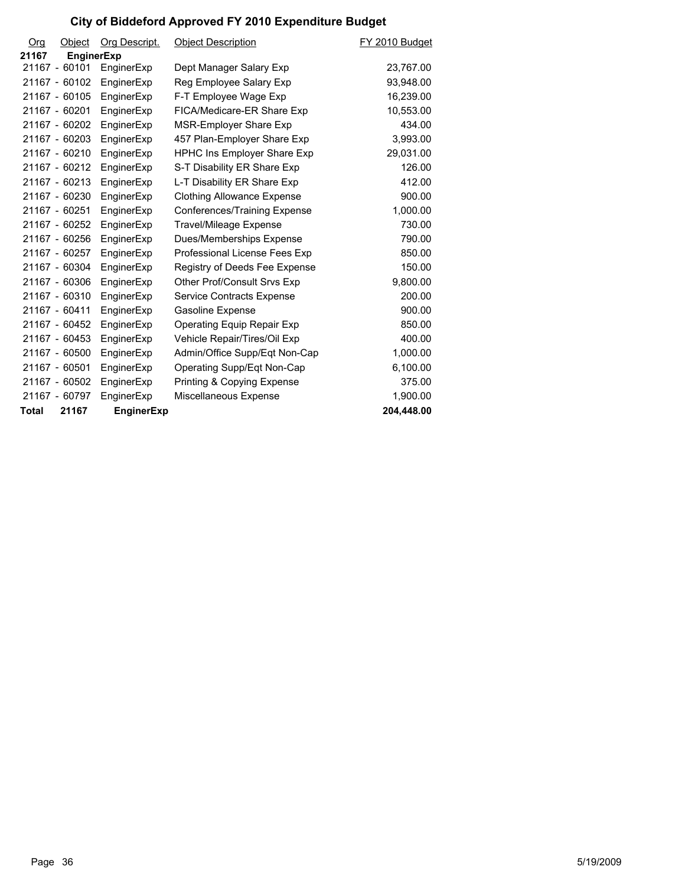# City of Biddeford Approved FY 2010 Expenditure Budget

| Org | Object | Org Descript. | Object Description | FY 2010 Budget |
|---|---|---|---|---|
| **21167** | **EnginerExp** | | | |
| 21167 | - 60101 | EnginerExp | Dept Manager Salary Exp | 23,767.00 |
| 21167 | - 60102 | EnginerExp | Reg Employee Salary Exp | 93,948.00 |
| 21167 | - 60105 | EnginerExp | F-T Employee Wage Exp | 16,239.00 |
| 21167 | - 60201 | EnginerExp | FICA/Medicare-ER Share Exp | 10,553.00 |
| 21167 | - 60202 | EnginerExp | MSR-Employer Share Exp | 434.00 |
| 21167 | - 60203 | EnginerExp | 457 Plan-Employer Share Exp | 3,993.00 |
| 21167 | - 60210 | EnginerExp | HPHC Ins Employer Share Exp | 29,031.00 |
| 21167 | - 60212 | EnginerExp | S-T Disability ER Share Exp | 126.00 |
| 21167 | - 60213 | EnginerExp | L-T Disability ER Share Exp | 412.00 |
| 21167 | - 60230 | EnginerExp | Clothing Allowance Expense | 900.00 |
| 21167 | - 60251 | EnginerExp | Conferences/Training Expense | 1,000.00 |
| 21167 | - 60252 | EnginerExp | Travel/Mileage Expense | 730.00 |
| 21167 | - 60256 | EnginerExp | Dues/Memberships Expense | 790.00 |
| 21167 | - 60257 | EnginerExp | Professional License Fees Exp | 850.00 |
| 21167 | - 60304 | EnginerExp | Registry of Deeds Fee Expense | 150.00 |
| 21167 | - 60306 | EnginerExp | Other Prof/Consult Srvs Exp | 9,800.00 |
| 21167 | - 60310 | EnginerExp | Service Contracts Expense | 200.00 |
| 21167 | - 60411 | EnginerExp | Gasoline Expense | 900.00 |
| 21167 | - 60452 | EnginerExp | Operating Equip Repair Exp | 850.00 |
| 21167 | - 60453 | EnginerExp | Vehicle Repair/Tires/Oil Exp | 400.00 |
| 21167 | - 60500 | EnginerExp | Admin/Office Supp/Eqt Non-Cap | 1,000.00 |
| 21167 | - 60501 | EnginerExp | Operating Supp/Eqt Non-Cap | 6,100.00 |
| 21167 | - 60502 | EnginerExp | Printing & Copying Expense | 375.00 |
| 21167 | - 60797 | EnginerExp | Miscellaneous Expense | 1,900.00 |
| **Total** | **21167** | **EnginerExp** | | **204,448.00** |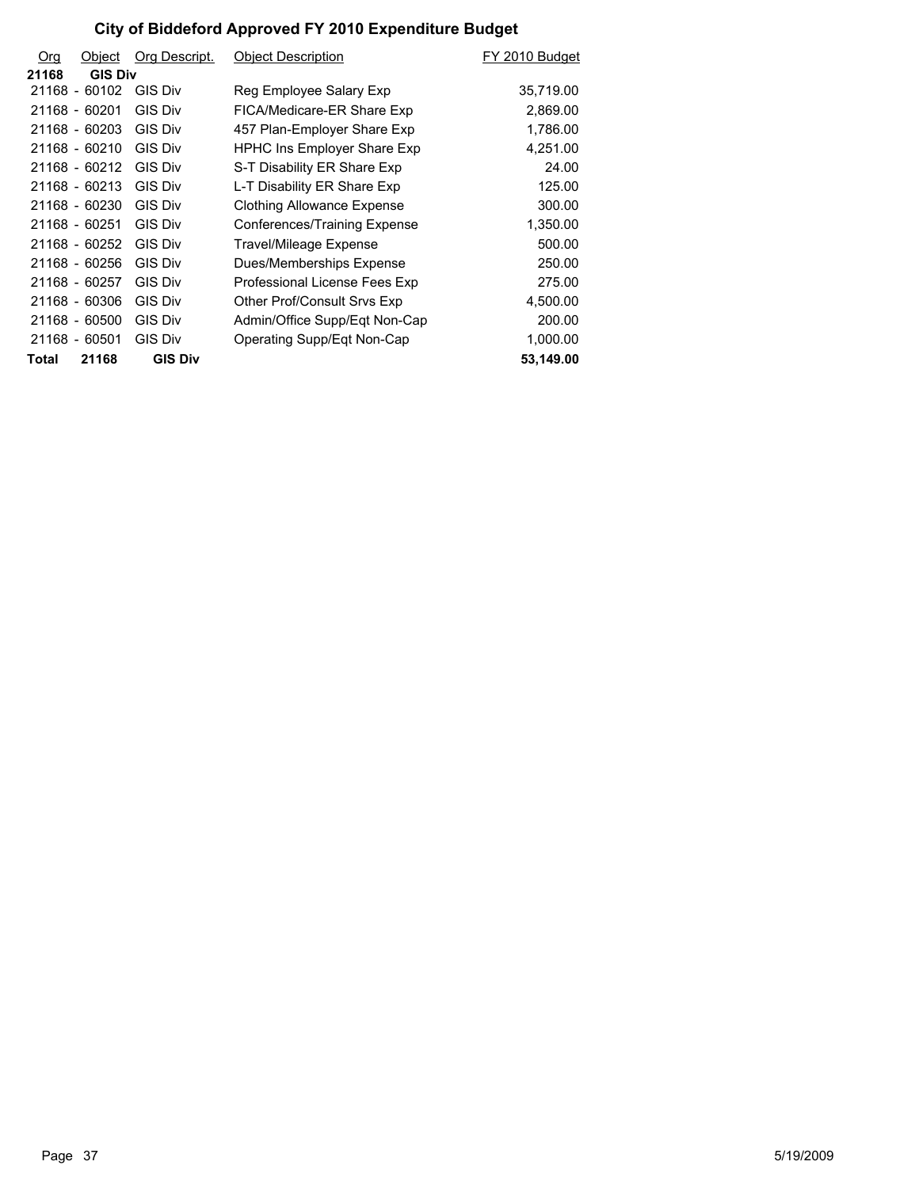# City of Biddeford Approved FY 2010 Expenditure Budget

| Org | Object | Org Descript. | Object Description | FY 2010 Budget |
|---|---|---|---|---|
| **21168** | **GIS Div** | | | |
| 21168 - | 60102 | GIS Div | Reg Employee Salary Exp | 35,719.00 |
| 21168 - | 60201 | GIS Div | FICA/Medicare-ER Share Exp | 2,869.00 |
| 21168 - | 60203 | GIS Div | 457 Plan-Employer Share Exp | 1,786.00 |
| 21168 - | 60210 | GIS Div | HPHC Ins Employer Share Exp | 4,251.00 |
| 21168 - | 60212 | GIS Div | S-T Disability ER Share Exp | 24.00 |
| 21168 - | 60213 | GIS Div | L-T Disability ER Share Exp | 125.00 |
| 21168 - | 60230 | GIS Div | Clothing Allowance Expense | 300.00 |
| 21168 - | 60251 | GIS Div | Conferences/Training Expense | 1,350.00 |
| 21168 - | 60252 | GIS Div | Travel/Mileage Expense | 500.00 |
| 21168 - | 60256 | GIS Div | Dues/Memberships Expense | 250.00 |
| 21168 - | 60257 | GIS Div | Professional License Fees Exp | 275.00 |
| 21168 - | 60306 | GIS Div | Other Prof/Consult Srvs Exp | 4,500.00 |
| 21168 - | 60500 | GIS Div | Admin/Office Supp/Eqt Non-Cap | 200.00 |
| 21168 - | 60501 | GIS Div | Operating Supp/Eqt Non-Cap | 1,000.00 |
| **Total** | **21168** | **GIS Div** | | **53,149.00** |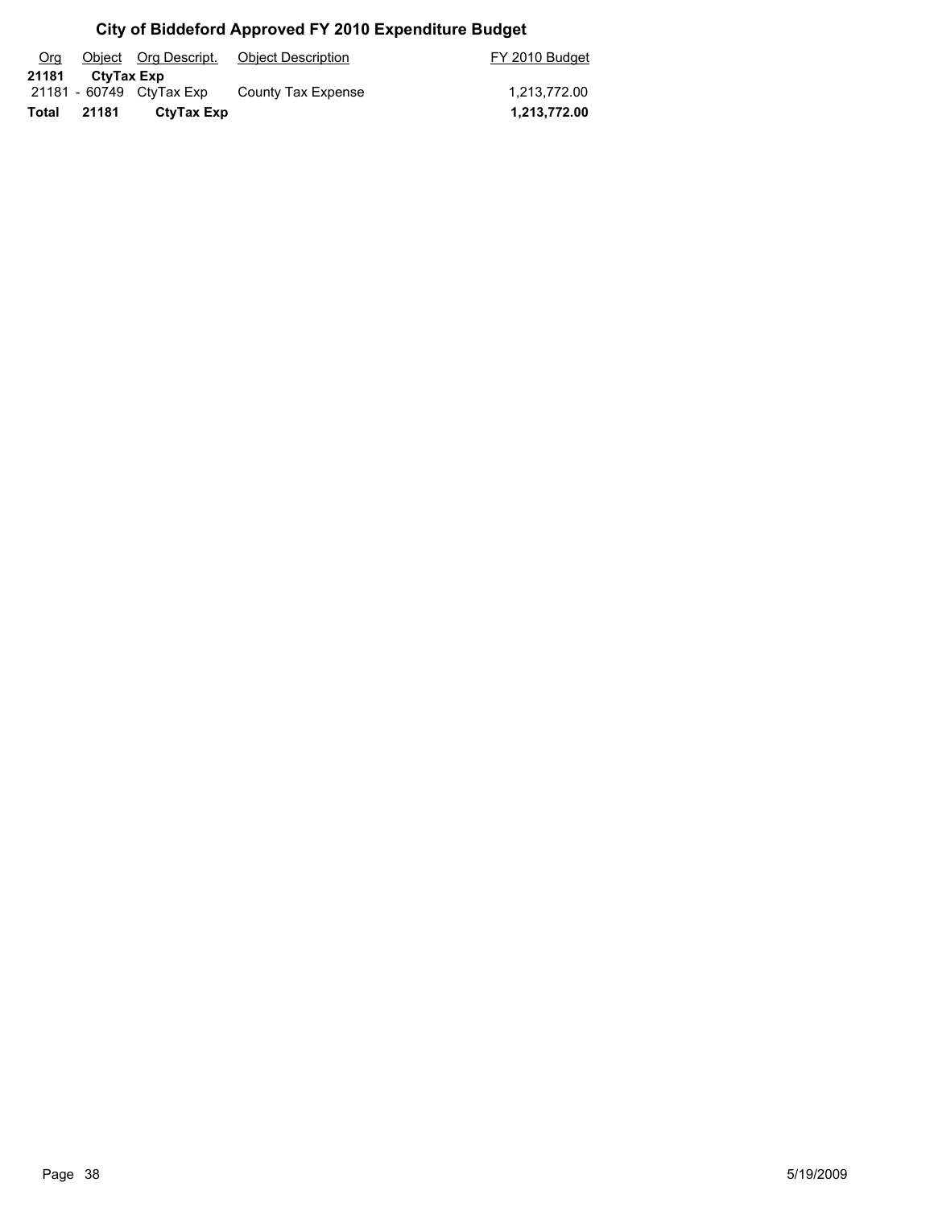# City of Biddeford Approved FY 2010 Expenditure Budget

| Org | Object | Org Descript. | Object Description | FY 2010 Budget |
|---|---|---|---|---|
| **21181** | **CtyTax Exp** | | | |
| 21181 - | 60749 | CtyTax Exp | County Tax Expense | 1,213,772.00 |
| **Total** | **21181** | **CtyTax Exp** | | **1,213,772.00** |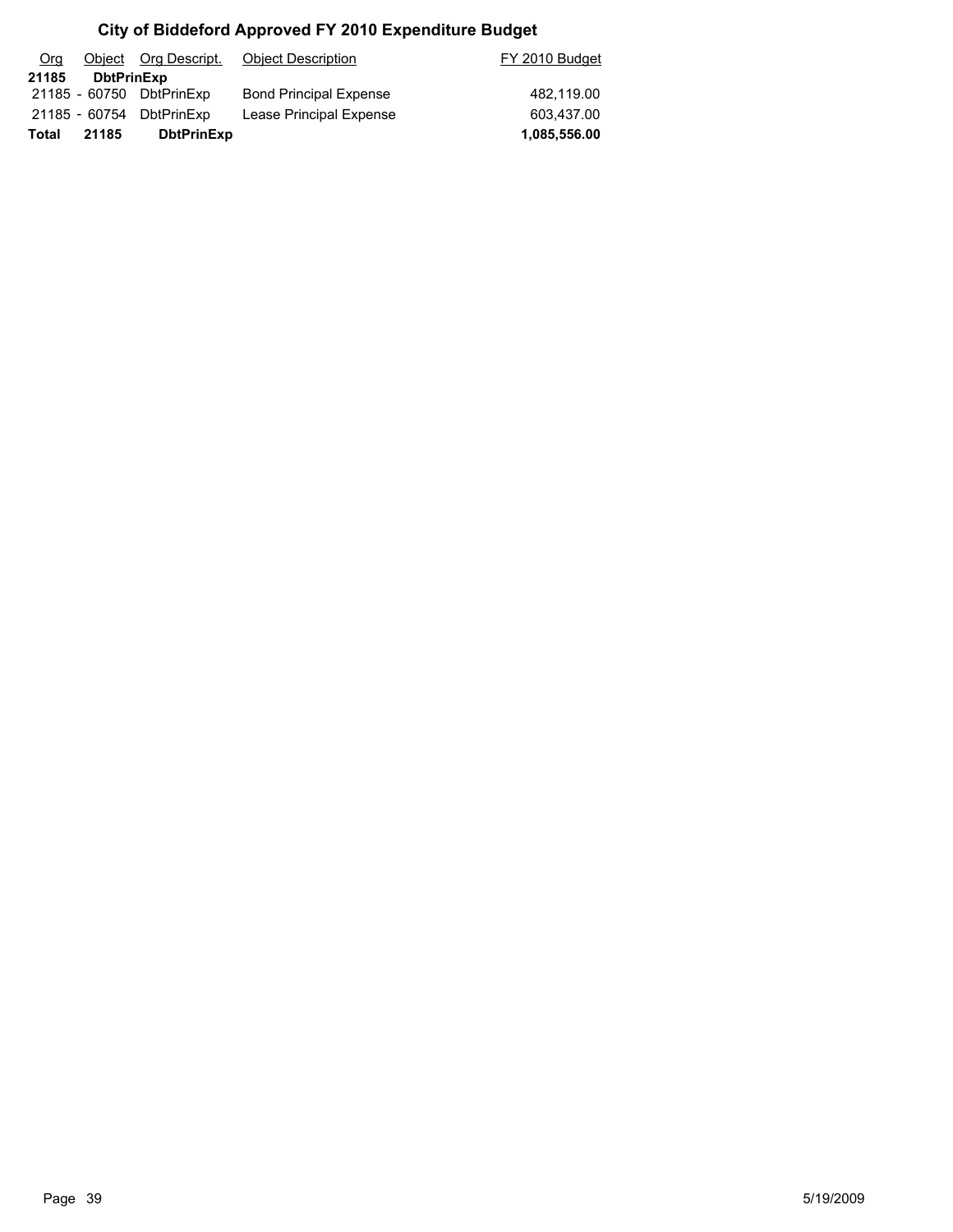# City of Biddeford Approved FY 2010 Expenditure Budget

| Org | Object | Org Descript. | Object Description | FY 2010 Budget |
|---|---|---|---|---|
| **21185** | **DbtPrinExp** | | | |
| 21185 - | 60750 | DbtPrinExp | Bond Principal Expense | 482,119.00 |
| 21185 - | 60754 | DbtPrinExp | Lease Principal Expense | 603,437.00 |
| **Total** | **21185** | **DbtPrinExp** | | **1,085,556.00** |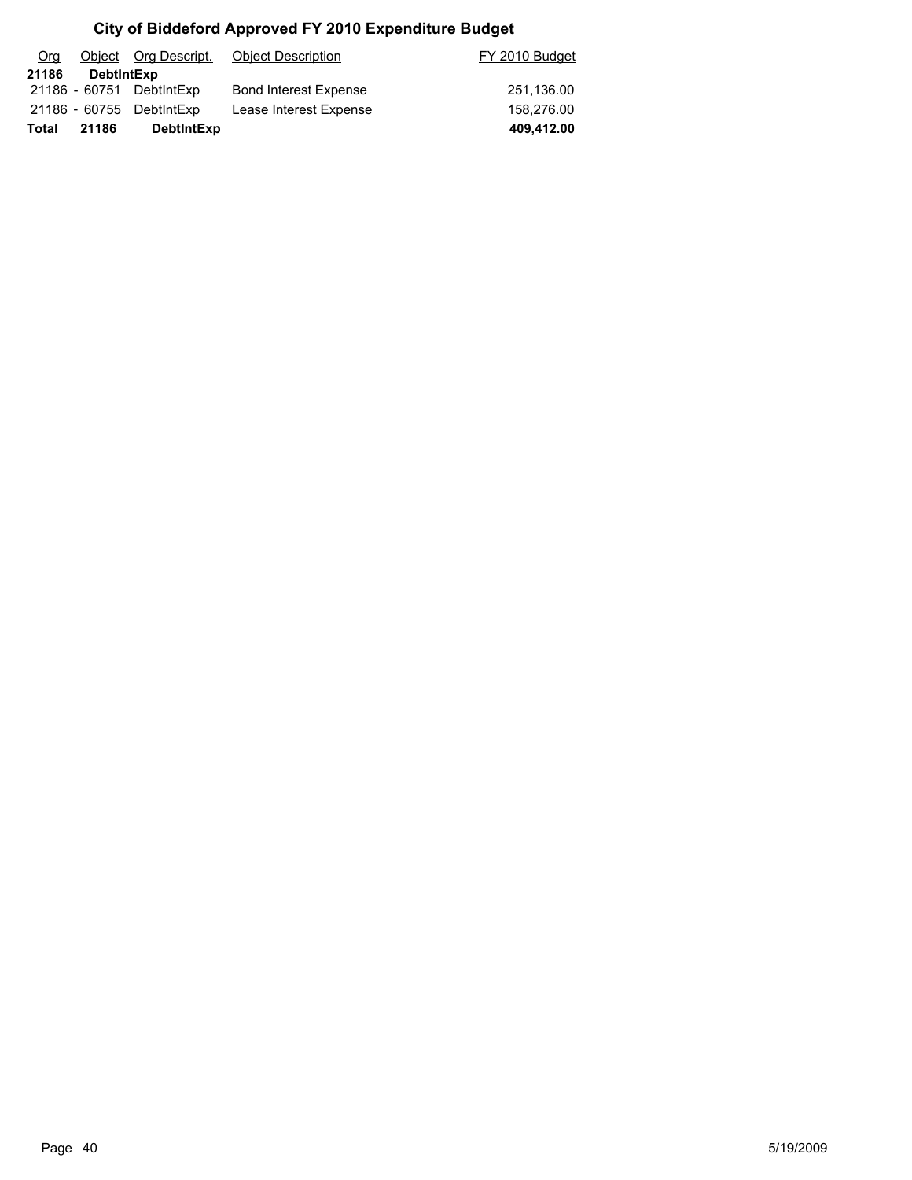# City of Biddeford Approved FY 2010 Expenditure Budget

| Org | Object | Org Descript. | Object Description | FY 2010 Budget |
|---|---|---|---|---|
| **21186** | **DebtIntExp** | | | |
| 21186 - | 60751 | DebtIntExp | Bond Interest Expense | 251,136.00 |
| 21186 - | 60755 | DebtIntExp | Lease Interest Expense | 158,276.00 |
| **Total** | **21186** | **DebtIntExp** | | **409,412.00** |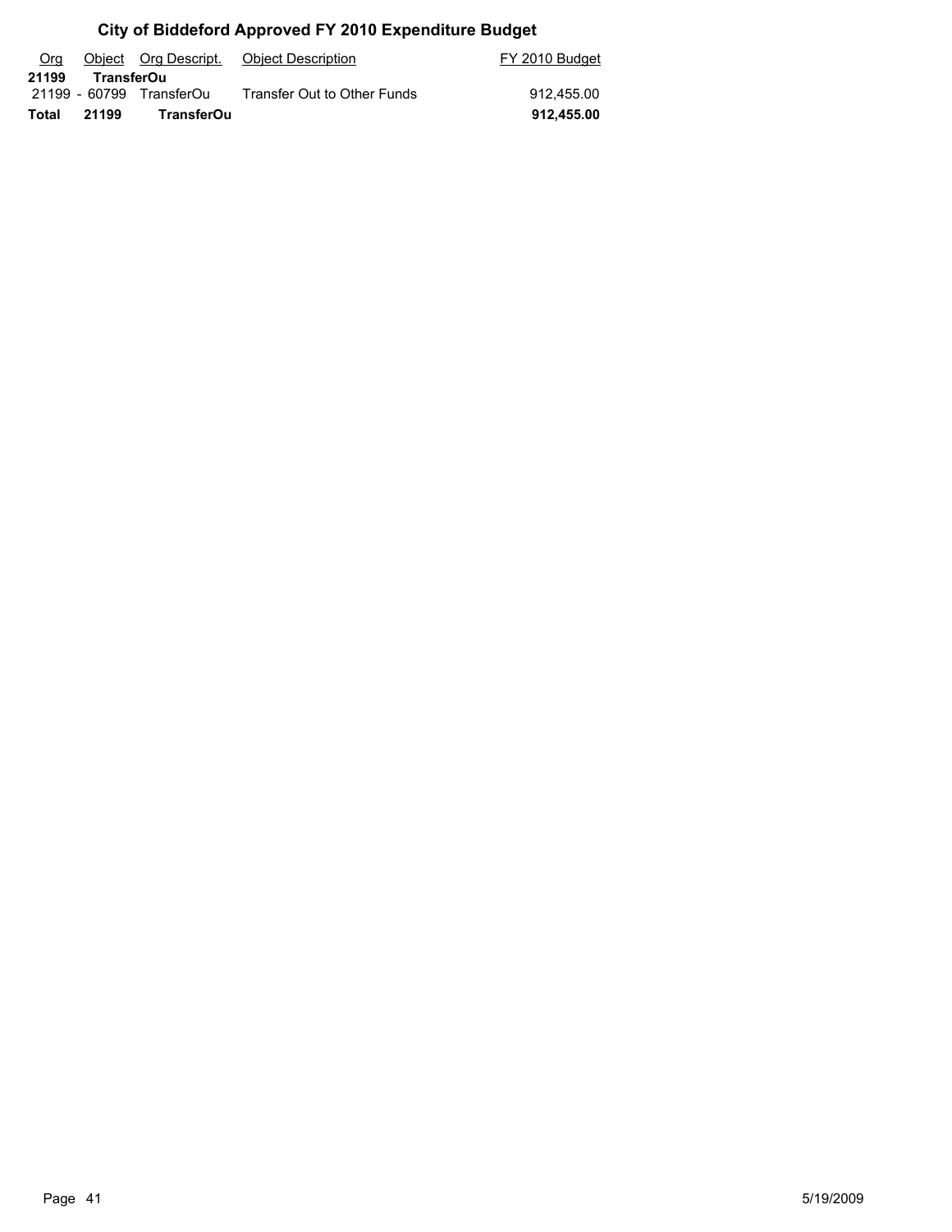# City of Biddeford Approved FY 2010 Expenditure Budget

| Org | Object | Org Descript. | Object Description | FY 2010 Budget |
|---|---|---|---|---|
| **21199** | **TransferOu** | | | |
| 21199 - | 60799 | TransferOu | Transfer Out to Other Funds | 912,455.00 |
| **Total** | **21199** | **TransferOu** | | **912,455.00** |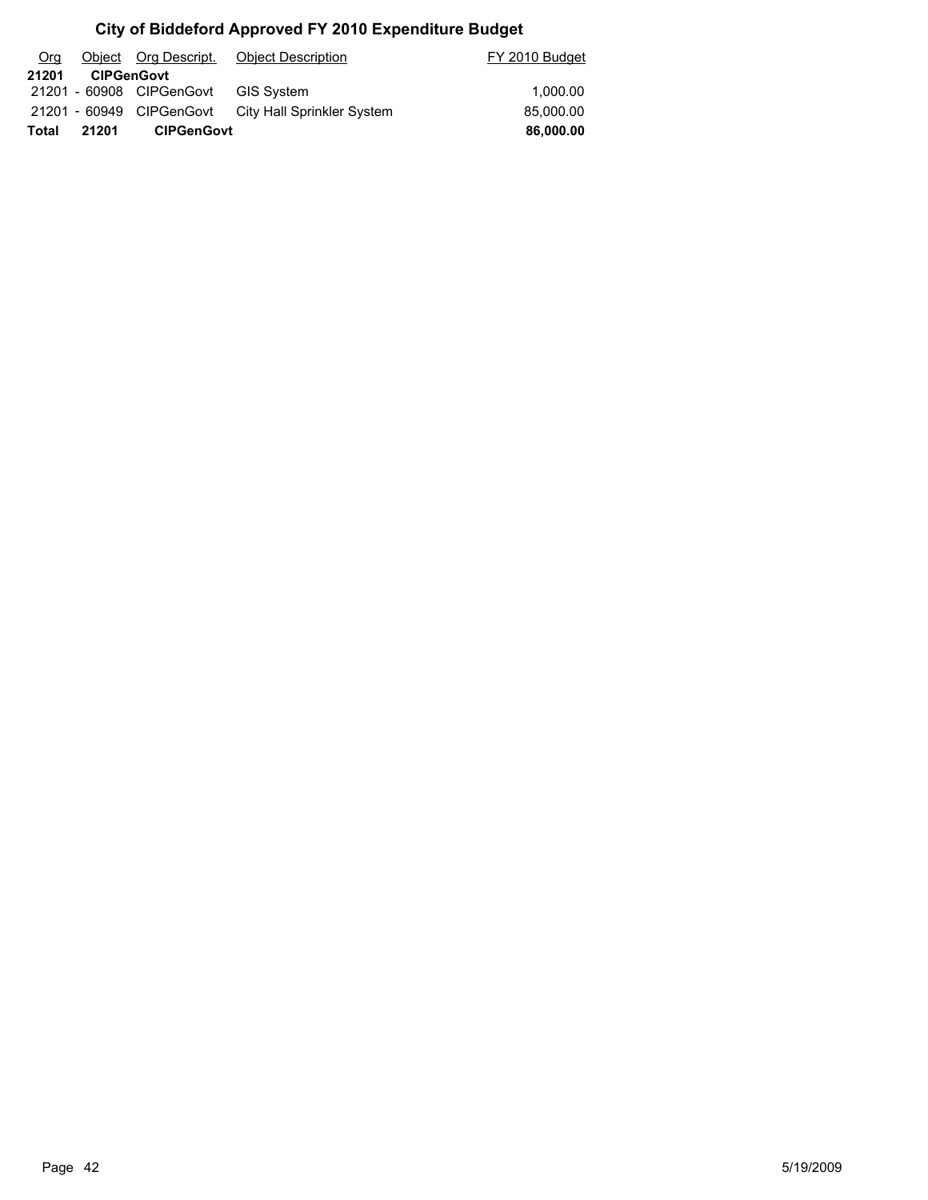# City of Biddeford Approved FY 2010 Expenditure Budget

| Org | Object | Org Descript. | Object Description | FY 2010 Budget |
|---|---|---|---|---|
| **21201** | **CIPGenGovt** | | | |
| 21201 - | 60908 | CIPGenGovt | GIS System | 1,000.00 |
| 21201 - | 60949 | CIPGenGovt | City Hall Sprinkler System | 85,000.00 |
| **Total** | **21201** | **CIPGenGovt** | | **86,000.00** |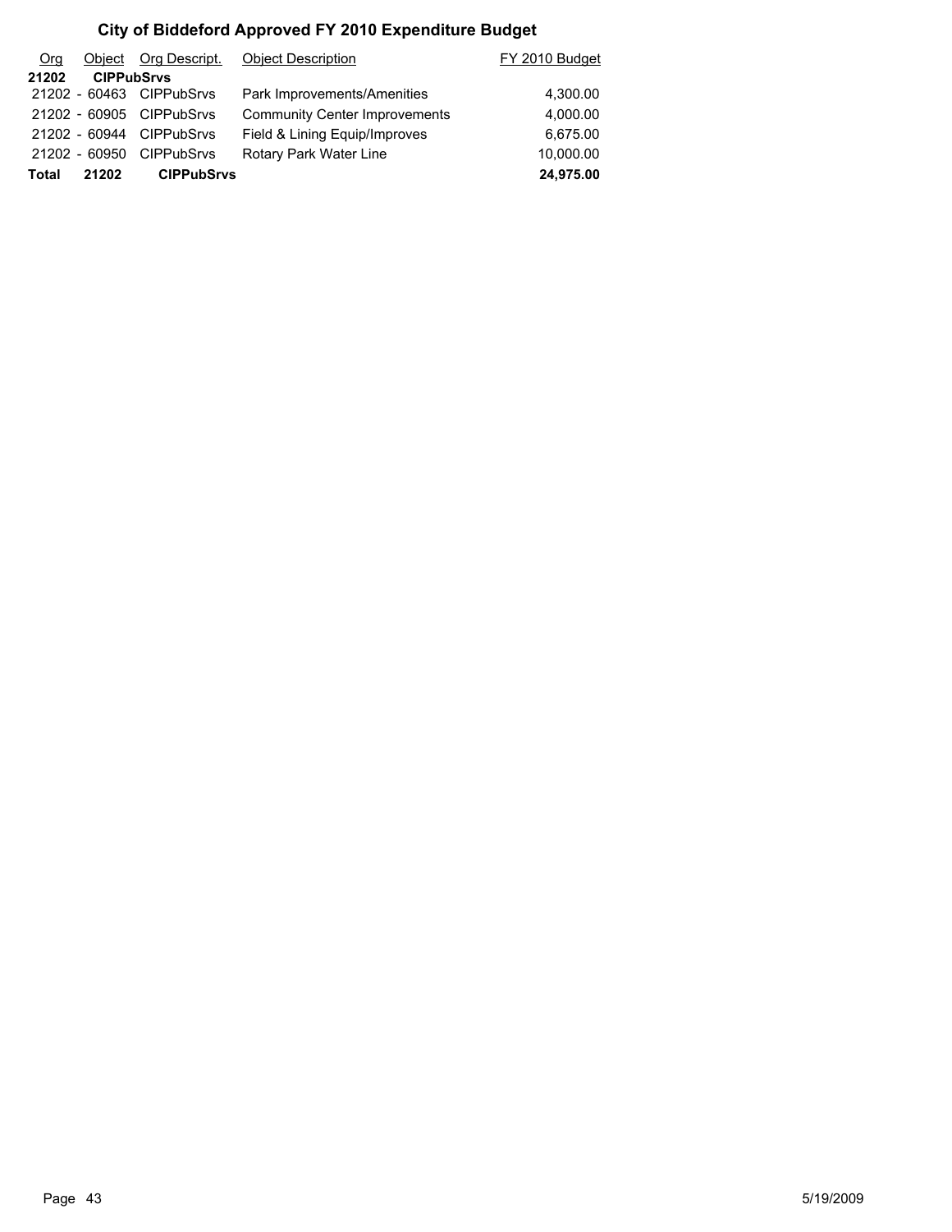# City of Biddeford Approved FY 2010 Expenditure Budget

| Org | Object | Org Descript. | Object Description | FY 2010 Budget |
|---|---|---|---|---|
| **21202** | **CIPPubSrvs** | | | |
| 21202 - | 60463 | CIPPubSrvs | Park Improvements/Amenities | 4,300.00 |
| 21202 - | 60905 | CIPPubSrvs | Community Center Improvements | 4,000.00 |
| 21202 - | 60944 | CIPPubSrvs | Field & Lining Equip/Improves | 6,675.00 |
| 21202 - | 60950 | CIPPubSrvs | Rotary Park Water Line | 10,000.00 |
| **Total** | **21202** | **CIPPubSrvs** | | **24,975.00** |

5/19/2009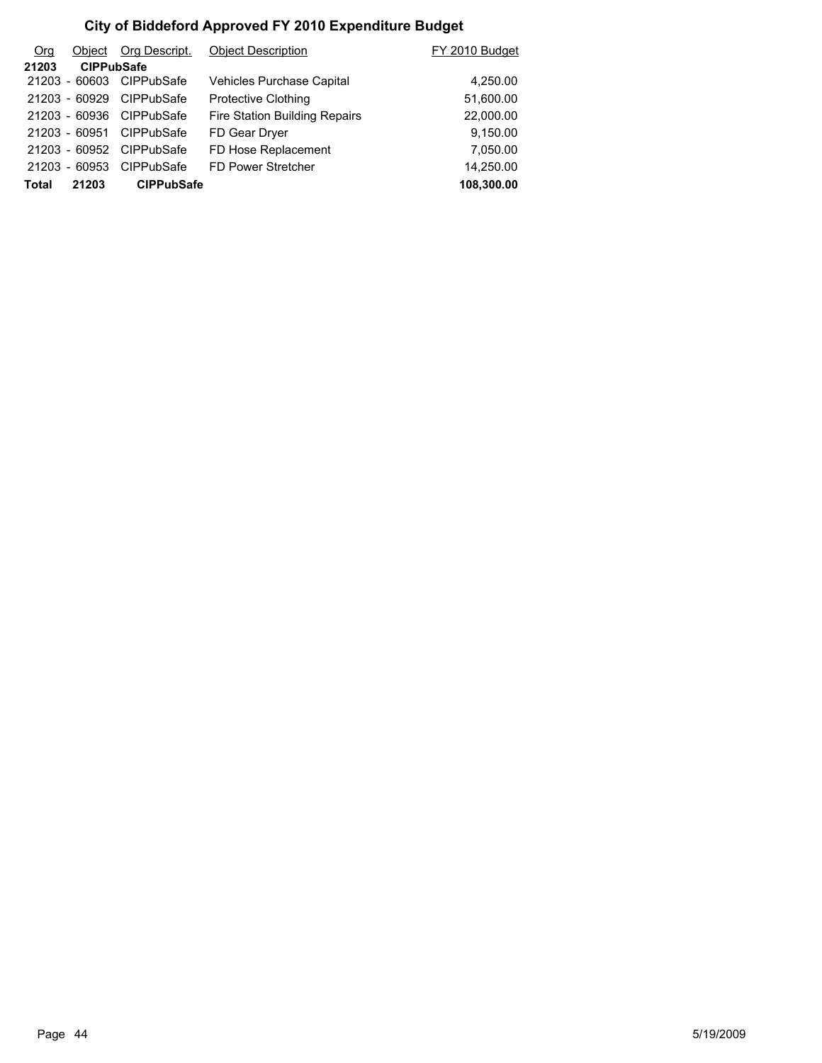# City of Biddeford Approved FY 2010 Expenditure Budget

| Org | Object | Org Descript. | Object Description | FY 2010 Budget |
|---|---|---|---|---|
| **21203** | **CIPPubSafe** | | | |
| 21203 - | 60603 | CIPPubSafe | Vehicles Purchase Capital | 4,250.00 |
| 21203 - | 60929 | CIPPubSafe | Protective Clothing | 51,600.00 |
| 21203 - | 60936 | CIPPubSafe | Fire Station Building Repairs | 22,000.00 |
| 21203 - | 60951 | CIPPubSafe | FD Gear Dryer | 9,150.00 |
| 21203 - | 60952 | CIPPubSafe | FD Hose Replacement | 7,050.00 |
| 21203 - | 60953 | CIPPubSafe | FD Power Stretcher | 14,250.00 |
| **Total** | **21203** | **CIPPubSafe** | | **108,300.00** |

5/19/2009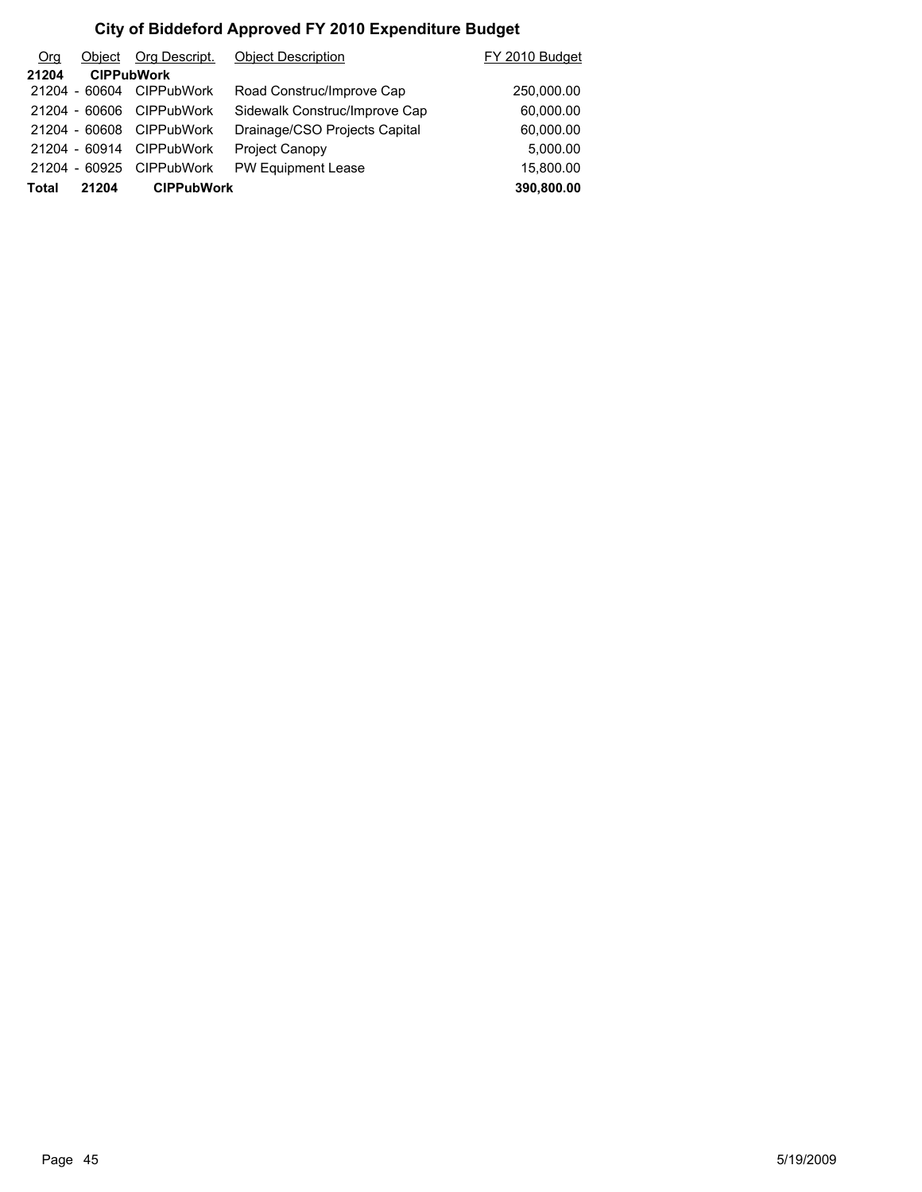# City of Biddeford Approved FY 2010 Expenditure Budget

| Org | Object | Org Descript. | Object Description | FY 2010 Budget |
|---|---|---|---|---|
| **21204** | **CIPPubWork** | | | |
| 21204 - | 60604 | CIPPubWork | Road Construc/Improve Cap | 250,000.00 |
| 21204 - | 60606 | CIPPubWork | Sidewalk Construc/Improve Cap | 60,000.00 |
| 21204 - | 60608 | CIPPubWork | Drainage/CSO Projects Capital | 60,000.00 |
| 21204 - | 60914 | CIPPubWork | Project Canopy | 5,000.00 |
| 21204 - | 60925 | CIPPubWork | PW Equipment Lease | 15,800.00 |
| **Total** | **21204** | **CIPPubWork** | | **390,800.00** |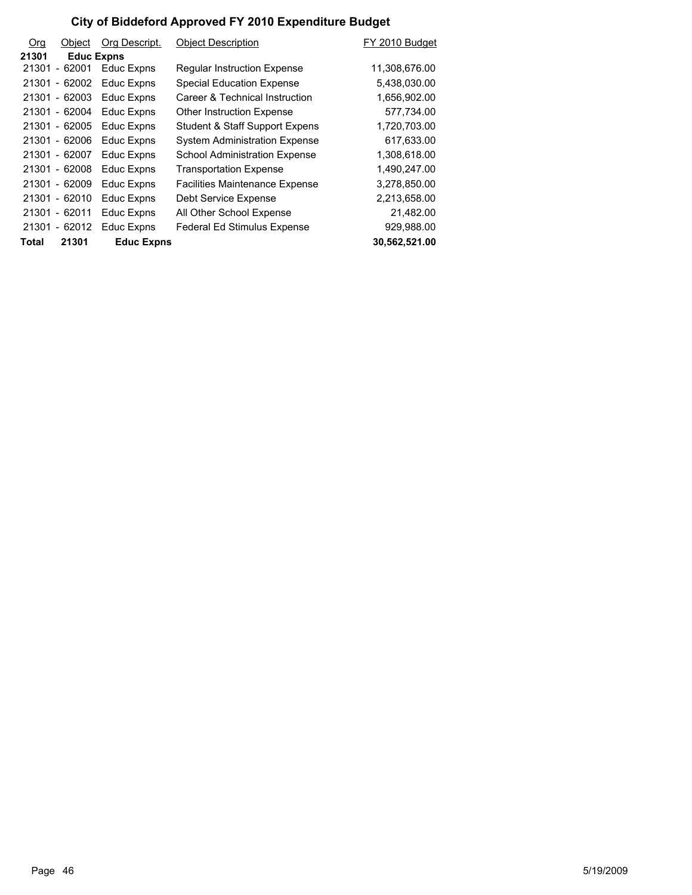# City of Biddeford Approved FY 2010 Expenditure Budget

| Org | Object | Org Descript. | Object Description | FY 2010 Budget |
|---|---|---|---|---|
| **21301** | **Educ Expns** | | | |
| 21301 - | 62001 | Educ Expns | Regular Instruction Expense | 11,308,676.00 |
| 21301 - | 62002 | Educ Expns | Special Education Expense | 5,438,030.00 |
| 21301 - | 62003 | Educ Expns | Career & Technical Instruction | 1,656,902.00 |
| 21301 - | 62004 | Educ Expns | Other Instruction Expense | 577,734.00 |
| 21301 - | 62005 | Educ Expns | Student & Staff Support Expens | 1,720,703.00 |
| 21301 - | 62006 | Educ Expns | System Administration Expense | 617,633.00 |
| 21301 - | 62007 | Educ Expns | School Administration Expense | 1,308,618.00 |
| 21301 - | 62008 | Educ Expns | Transportation Expense | 1,490,247.00 |
| 21301 - | 62009 | Educ Expns | Facilities Maintenance Expense | 3,278,850.00 |
| 21301 - | 62010 | Educ Expns | Debt Service Expense | 2,213,658.00 |
| 21301 - | 62011 | Educ Expns | All Other School Expense | 21,482.00 |
| 21301 - | 62012 | Educ Expns | Federal Ed Stimulus Expense | 929,988.00 |
| **Total** | **21301** | **Educ Expns** | | **30,562,521.00** |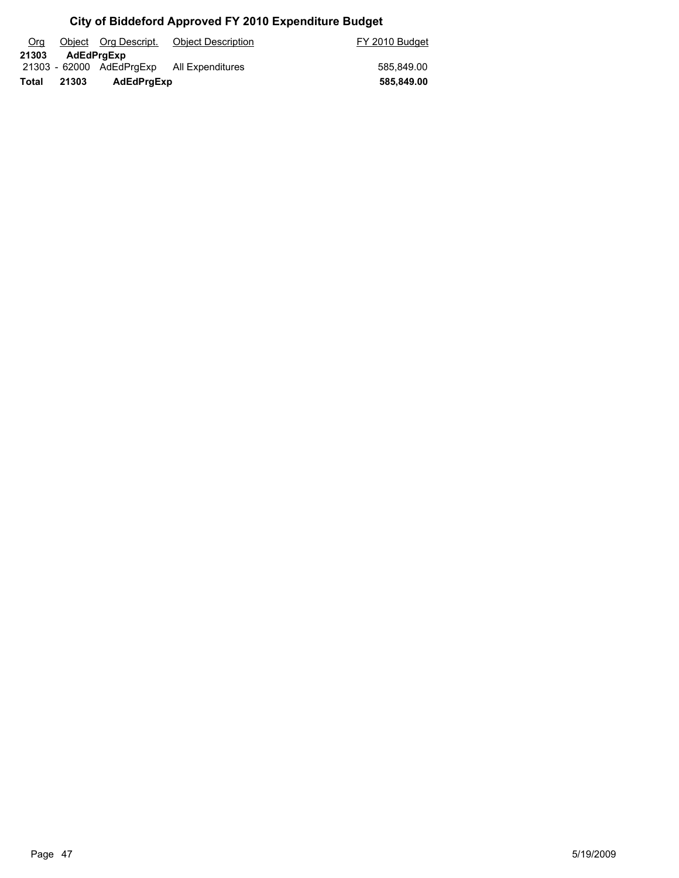# City of Biddeford Approved FY 2010 Expenditure Budget

| Org | Object | Org Descript. | Object Description | FY 2010 Budget |
|---|---|---|---|---|
| **21303** | **AdEdPrgExp** | | | |
| 21303 - | 62000 | AdEdPrgExp | All Expenditures | 585,849.00 |
| **Total** | **21303** | **AdEdPrgExp** | | **585,849.00** |

5/19/2009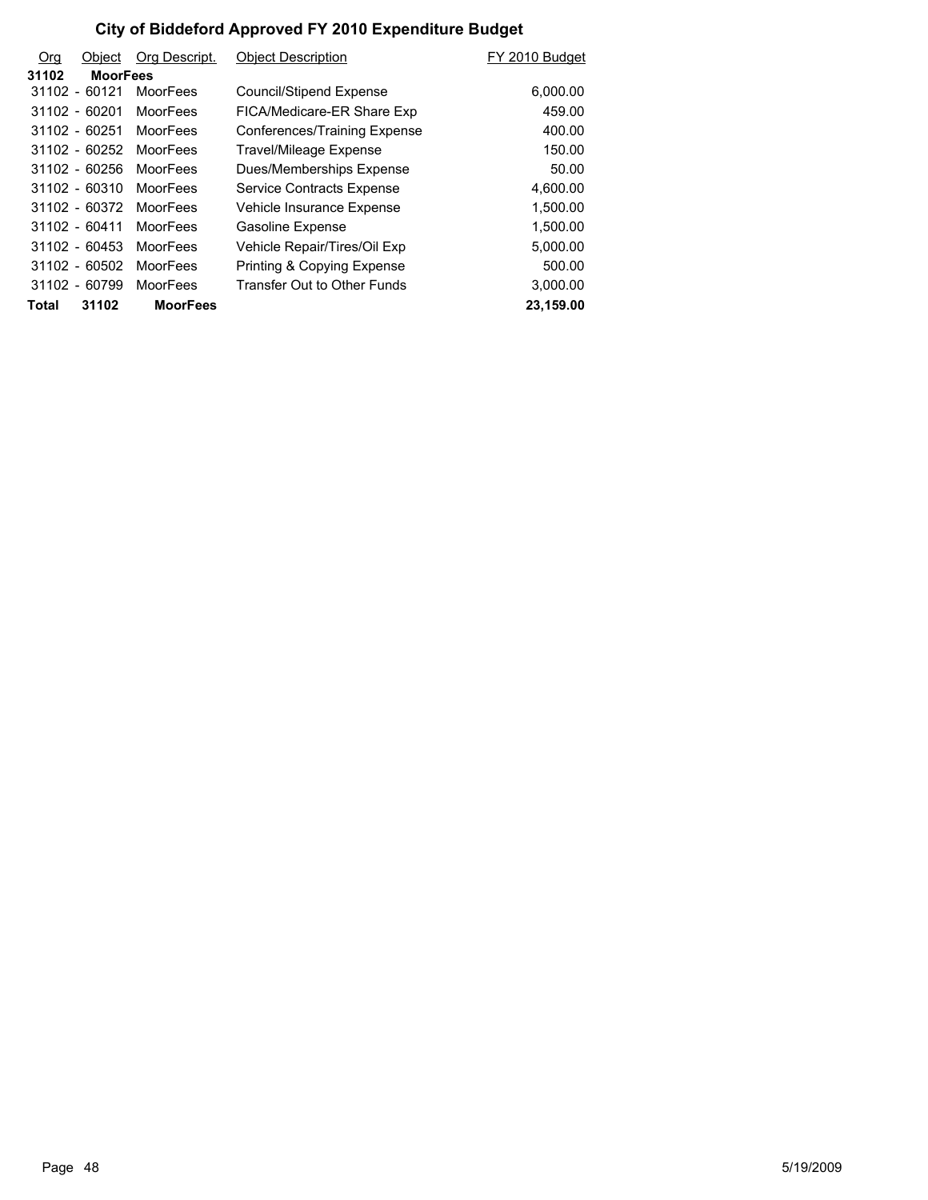# City of Biddeford Approved FY 2010 Expenditure Budget

| Org | Object | Org Descript. | Object Description | FY 2010 Budget |
|---|---|---|---|---|
| **31102** | **MoorFees** | | | |
| 31102 - | 60121 | MoorFees | Council/Stipend Expense | 6,000.00 |
| 31102 - | 60201 | MoorFees | FICA/Medicare-ER Share Exp | 459.00 |
| 31102 - | 60251 | MoorFees | Conferences/Training Expense | 400.00 |
| 31102 - | 60252 | MoorFees | Travel/Mileage Expense | 150.00 |
| 31102 - | 60256 | MoorFees | Dues/Memberships Expense | 50.00 |
| 31102 - | 60310 | MoorFees | Service Contracts Expense | 4,600.00 |
| 31102 - | 60372 | MoorFees | Vehicle Insurance Expense | 1,500.00 |
| 31102 - | 60411 | MoorFees | Gasoline Expense | 1,500.00 |
| 31102 - | 60453 | MoorFees | Vehicle Repair/Tires/Oil Exp | 5,000.00 |
| 31102 - | 60502 | MoorFees | Printing & Copying Expense | 500.00 |
| 31102 - | 60799 | MoorFees | Transfer Out to Other Funds | 3,000.00 |
| **Total** | **31102** | **MoorFees** | | **23,159.00** |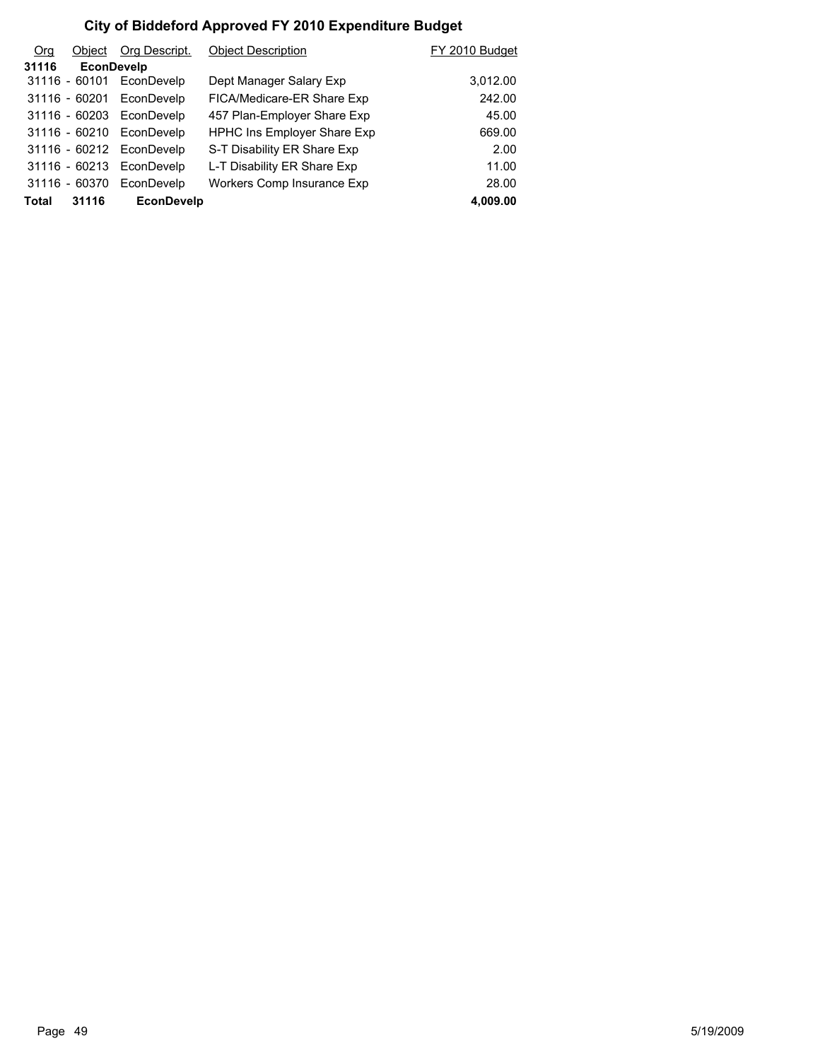# City of Biddeford Approved FY 2010 Expenditure Budget

| Org | Object | Org Descript. | Object Description | FY 2010 Budget |
|---|---|---|---|---|
| **31116** | **EconDevelp** | | | |
| 31116 | - 60101 | EconDevelp | Dept Manager Salary Exp | 3,012.00 |
| 31116 | - 60201 | EconDevelp | FICA/Medicare-ER Share Exp | 242.00 |
| 31116 | - 60203 | EconDevelp | 457 Plan-Employer Share Exp | 45.00 |
| 31116 | - 60210 | EconDevelp | HPHC Ins Employer Share Exp | 669.00 |
| 31116 | - 60212 | EconDevelp | S-T Disability ER Share Exp | 2.00 |
| 31116 | - 60213 | EconDevelp | L-T Disability ER Share Exp | 11.00 |
| 31116 | - 60370 | EconDevelp | Workers Comp Insurance Exp | 28.00 |
| **Total** | **31116** | **EconDevelp** | | **4,009.00** |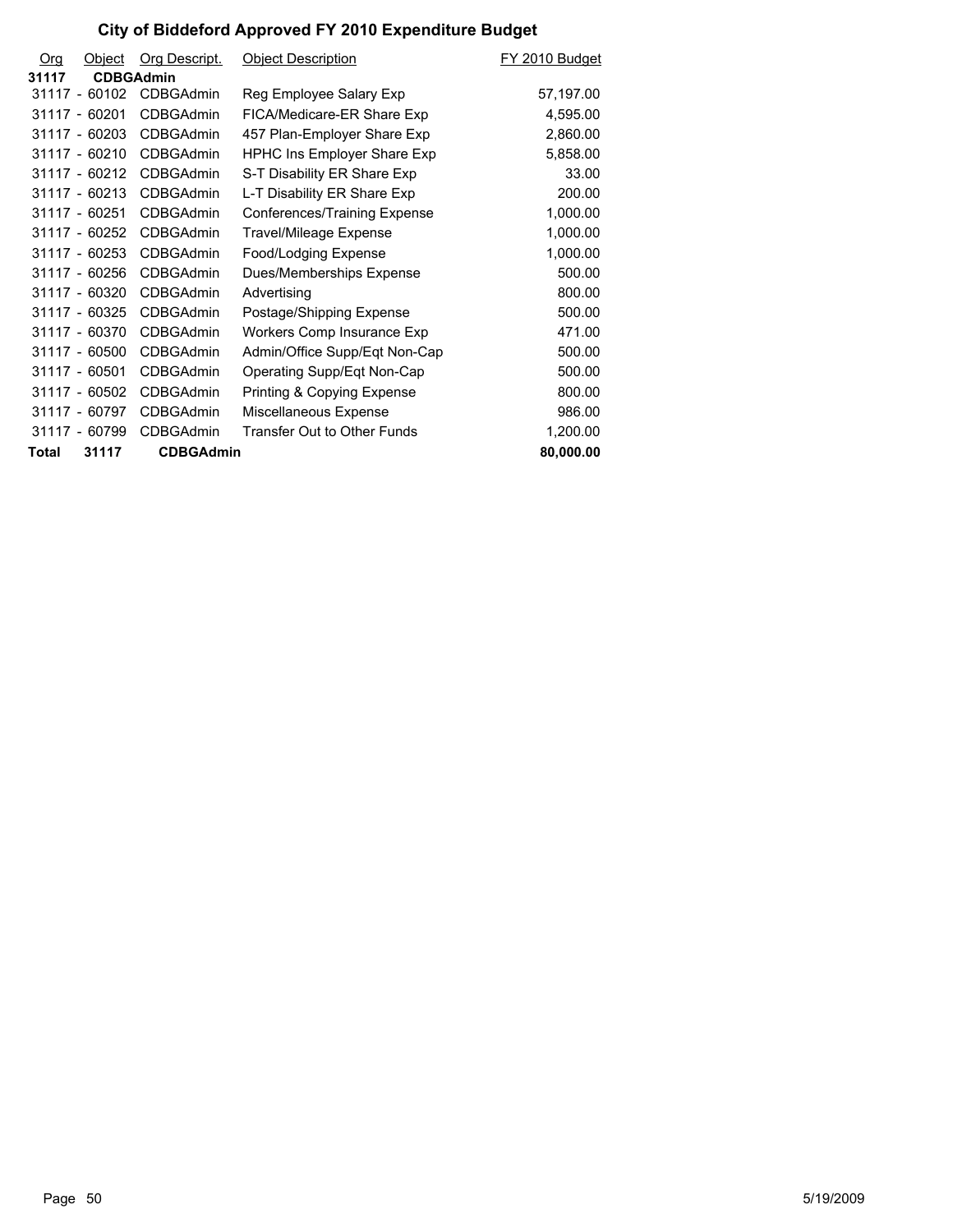# City of Biddeford Approved FY 2010 Expenditure Budget

| Org | Object | Org Descript. | Object Description | FY 2010 Budget |
|---|---|---|---|---|
| **31117** | **CDBGAdmin** | | | |
| 31117 - | 60102 | CDBGAdmin | Reg Employee Salary Exp | 57,197.00 |
| 31117 - | 60201 | CDBGAdmin | FICA/Medicare-ER Share Exp | 4,595.00 |
| 31117 - | 60203 | CDBGAdmin | 457 Plan-Employer Share Exp | 2,860.00 |
| 31117 - | 60210 | CDBGAdmin | HPHC Ins Employer Share Exp | 5,858.00 |
| 31117 - | 60212 | CDBGAdmin | S-T Disability ER Share Exp | 33.00 |
| 31117 - | 60213 | CDBGAdmin | L-T Disability ER Share Exp | 200.00 |
| 31117 - | 60251 | CDBGAdmin | Conferences/Training Expense | 1,000.00 |
| 31117 - | 60252 | CDBGAdmin | Travel/Mileage Expense | 1,000.00 |
| 31117 - | 60253 | CDBGAdmin | Food/Lodging Expense | 1,000.00 |
| 31117 - | 60256 | CDBGAdmin | Dues/Memberships Expense | 500.00 |
| 31117 - | 60320 | CDBGAdmin | Advertising | 800.00 |
| 31117 - | 60325 | CDBGAdmin | Postage/Shipping Expense | 500.00 |
| 31117 - | 60370 | CDBGAdmin | Workers Comp Insurance Exp | 471.00 |
| 31117 - | 60500 | CDBGAdmin | Admin/Office Supp/Eqt Non-Cap | 500.00 |
| 31117 - | 60501 | CDBGAdmin | Operating Supp/Eqt Non-Cap | 500.00 |
| 31117 - | 60502 | CDBGAdmin | Printing & Copying Expense | 800.00 |
| 31117 - | 60797 | CDBGAdmin | Miscellaneous Expense | 986.00 |
| 31117 - | 60799 | CDBGAdmin | Transfer Out to Other Funds | 1,200.00 |
| **Total** | **31117** | **CDBGAdmin** | | **80,000.00** |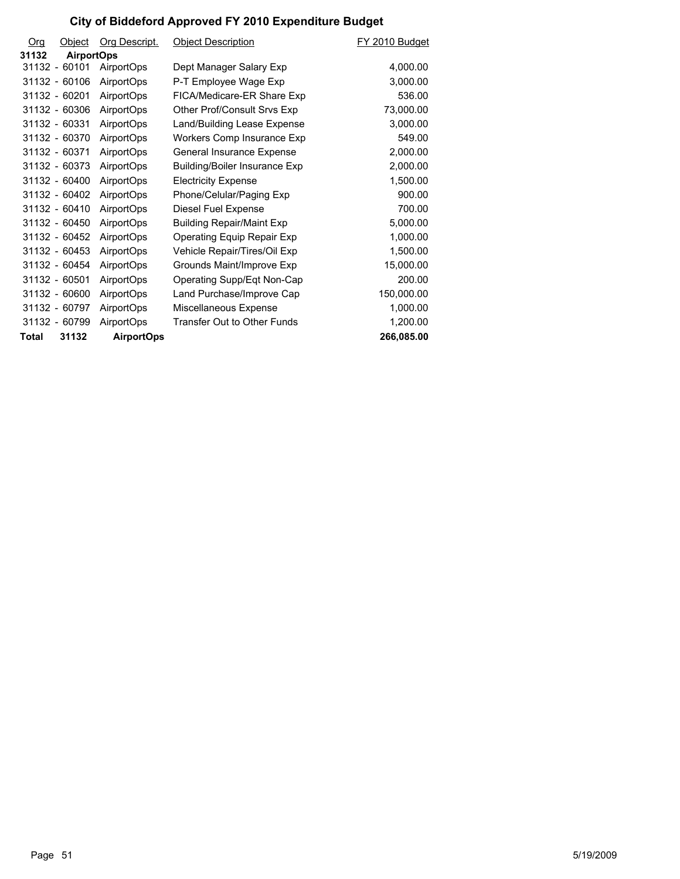# City of Biddeford Approved FY 2010 Expenditure Budget

| Org | Object | Org Descript. | Object Description | FY 2010 Budget |
|---|---|---|---|---|
| **31132** | **AirportOps** | | | |
| 31132 - | 60101 | AirportOps | Dept Manager Salary Exp | 4,000.00 |
| 31132 - | 60106 | AirportOps | P-T Employee Wage Exp | 3,000.00 |
| 31132 - | 60201 | AirportOps | FICA/Medicare-ER Share Exp | 536.00 |
| 31132 - | 60306 | AirportOps | Other Prof/Consult Srvs Exp | 73,000.00 |
| 31132 - | 60331 | AirportOps | Land/Building Lease Expense | 3,000.00 |
| 31132 - | 60370 | AirportOps | Workers Comp Insurance Exp | 549.00 |
| 31132 - | 60371 | AirportOps | General Insurance Expense | 2,000.00 |
| 31132 - | 60373 | AirportOps | Building/Boiler Insurance Exp | 2,000.00 |
| 31132 - | 60400 | AirportOps | Electricity Expense | 1,500.00 |
| 31132 - | 60402 | AirportOps | Phone/Celular/Paging Exp | 900.00 |
| 31132 - | 60410 | AirportOps | Diesel Fuel Expense | 700.00 |
| 31132 - | 60450 | AirportOps | Building Repair/Maint Exp | 5,000.00 |
| 31132 - | 60452 | AirportOps | Operating Equip Repair Exp | 1,000.00 |
| 31132 - | 60453 | AirportOps | Vehicle Repair/Tires/Oil Exp | 1,500.00 |
| 31132 - | 60454 | AirportOps | Grounds Maint/Improve Exp | 15,000.00 |
| 31132 - | 60501 | AirportOps | Operating Supp/Eqt Non-Cap | 200.00 |
| 31132 - | 60600 | AirportOps | Land Purchase/Improve Cap | 150,000.00 |
| 31132 - | 60797 | AirportOps | Miscellaneous Expense | 1,000.00 |
| 31132 - | 60799 | AirportOps | Transfer Out to Other Funds | 1,200.00 |
| **Total** | **31132** | **AirportOps** | | **266,085.00** |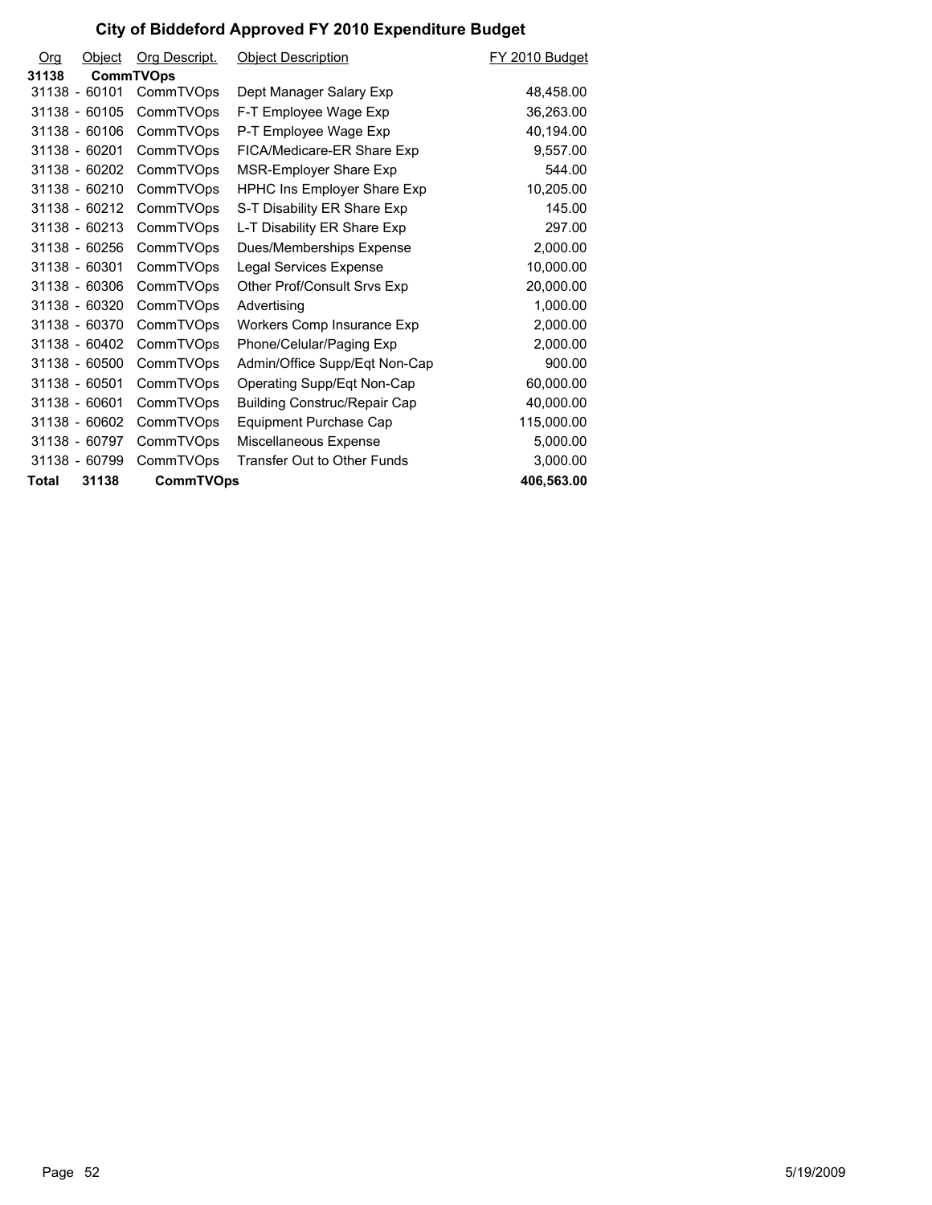# City of Biddeford Approved FY 2010 Expenditure Budget

| Org | Object | Org Descript. | Object Description | FY 2010 Budget |
|---|---|---|---|---|
| **31138** | **CommTVOps** | | | |
| 31138 - | 60101 | CommTVOps | Dept Manager Salary Exp | 48,458.00 |
| 31138 - | 60105 | CommTVOps | F-T Employee Wage Exp | 36,263.00 |
| 31138 - | 60106 | CommTVOps | P-T Employee Wage Exp | 40,194.00 |
| 31138 - | 60201 | CommTVOps | FICA/Medicare-ER Share Exp | 9,557.00 |
| 31138 - | 60202 | CommTVOps | MSR-Employer Share Exp | 544.00 |
| 31138 - | 60210 | CommTVOps | HPHC Ins Employer Share Exp | 10,205.00 |
| 31138 - | 60212 | CommTVOps | S-T Disability ER Share Exp | 145.00 |
| 31138 - | 60213 | CommTVOps | L-T Disability ER Share Exp | 297.00 |
| 31138 - | 60256 | CommTVOps | Dues/Memberships Expense | 2,000.00 |
| 31138 - | 60301 | CommTVOps | Legal Services Expense | 10,000.00 |
| 31138 - | 60306 | CommTVOps | Other Prof/Consult Srvs Exp | 20,000.00 |
| 31138 - | 60320 | CommTVOps | Advertising | 1,000.00 |
| 31138 - | 60370 | CommTVOps | Workers Comp Insurance Exp | 2,000.00 |
| 31138 - | 60402 | CommTVOps | Phone/Celular/Paging Exp | 2,000.00 |
| 31138 - | 60500 | CommTVOps | Admin/Office Supp/Eqt Non-Cap | 900.00 |
| 31138 - | 60501 | CommTVOps | Operating Supp/Eqt Non-Cap | 60,000.00 |
| 31138 - | 60601 | CommTVOps | Building Construc/Repair Cap | 40,000.00 |
| 31138 - | 60602 | CommTVOps | Equipment Purchase Cap | 115,000.00 |
| 31138 - | 60797 | CommTVOps | Miscellaneous Expense | 5,000.00 |
| 31138 - | 60799 | CommTVOps | Transfer Out to Other Funds | 3,000.00 |
| **Total** | **31138** | **CommTVOps** | | **406,563.00** |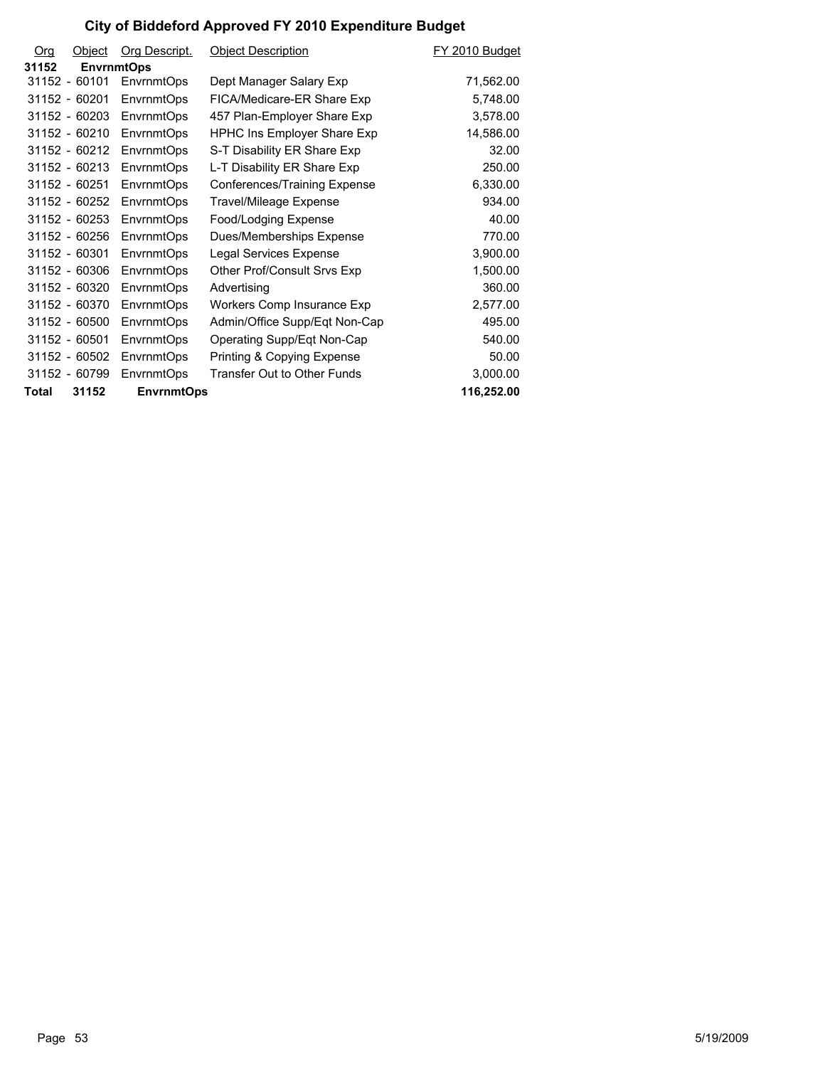# City of Biddeford Approved FY 2010 Expenditure Budget

| Org | Object | Org Descript. | Object Description | FY 2010 Budget |
|---|---|---|---|---|
| **31152** | **EnvrnmtOps** | | | |
| 31152 - | 60101 | EnvrnmtOps | Dept Manager Salary Exp | 71,562.00 |
| 31152 - | 60201 | EnvrnmtOps | FICA/Medicare-ER Share Exp | 5,748.00 |
| 31152 - | 60203 | EnvrnmtOps | 457 Plan-Employer Share Exp | 3,578.00 |
| 31152 - | 60210 | EnvrnmtOps | HPHC Ins Employer Share Exp | 14,586.00 |
| 31152 - | 60212 | EnvrnmtOps | S-T Disability ER Share Exp | 32.00 |
| 31152 - | 60213 | EnvrnmtOps | L-T Disability ER Share Exp | 250.00 |
| 31152 - | 60251 | EnvrnmtOps | Conferences/Training Expense | 6,330.00 |
| 31152 - | 60252 | EnvrnmtOps | Travel/Mileage Expense | 934.00 |
| 31152 - | 60253 | EnvrnmtOps | Food/Lodging Expense | 40.00 |
| 31152 - | 60256 | EnvrnmtOps | Dues/Memberships Expense | 770.00 |
| 31152 - | 60301 | EnvrnmtOps | Legal Services Expense | 3,900.00 |
| 31152 - | 60306 | EnvrnmtOps | Other Prof/Consult Srvs Exp | 1,500.00 |
| 31152 - | 60320 | EnvrnmtOps | Advertising | 360.00 |
| 31152 - | 60370 | EnvrnmtOps | Workers Comp Insurance Exp | 2,577.00 |
| 31152 - | 60500 | EnvrnmtOps | Admin/Office Supp/Eqt Non-Cap | 495.00 |
| 31152 - | 60501 | EnvrnmtOps | Operating Supp/Eqt Non-Cap | 540.00 |
| 31152 - | 60502 | EnvrnmtOps | Printing & Copying Expense | 50.00 |
| 31152 - | 60799 | EnvrnmtOps | Transfer Out to Other Funds | 3,000.00 |
| **Total** | **31152** | **EnvrnmtOps** | | **116,252.00** |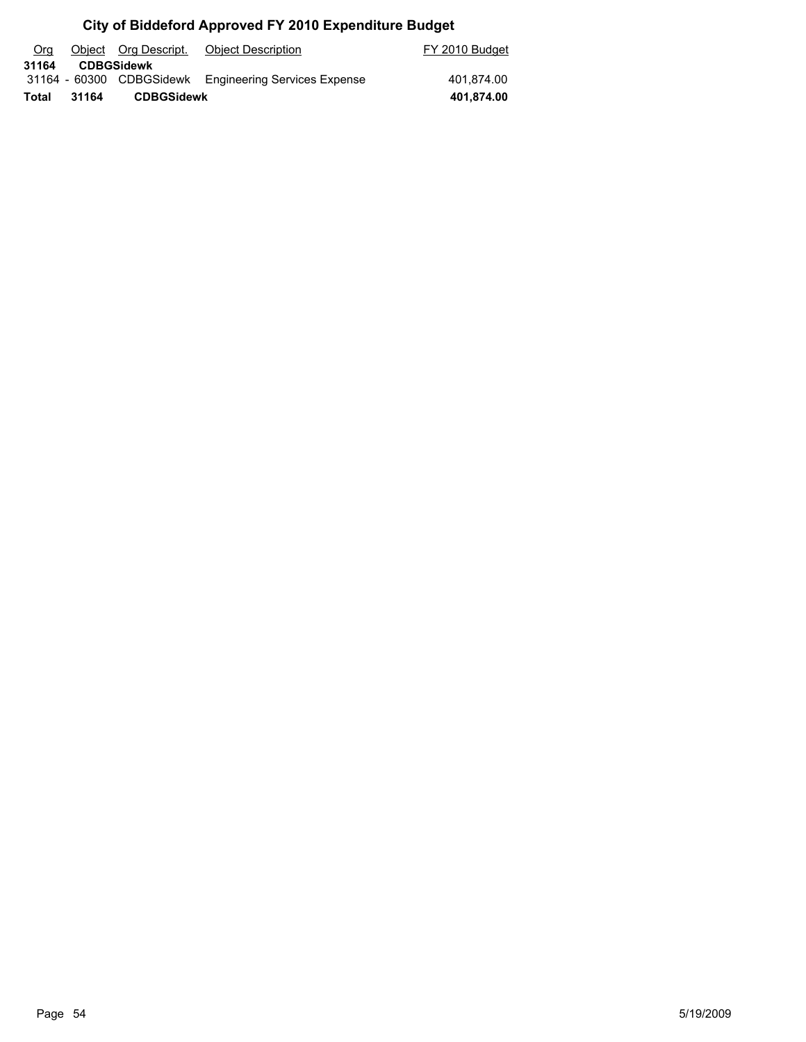# City of Biddeford Approved FY 2010 Expenditure Budget

| Org | Object | Org Descript. | Object Description | FY 2010 Budget |
|---|---|---|---|---|
| **31164** | **CDBGSidewk** | | | |
| 31164 - | 60300 | CDBGSidewk | Engineering Services Expense | 401,874.00 |
| **Total** | **31164** | **CDBGSidewk** | | **401,874.00** |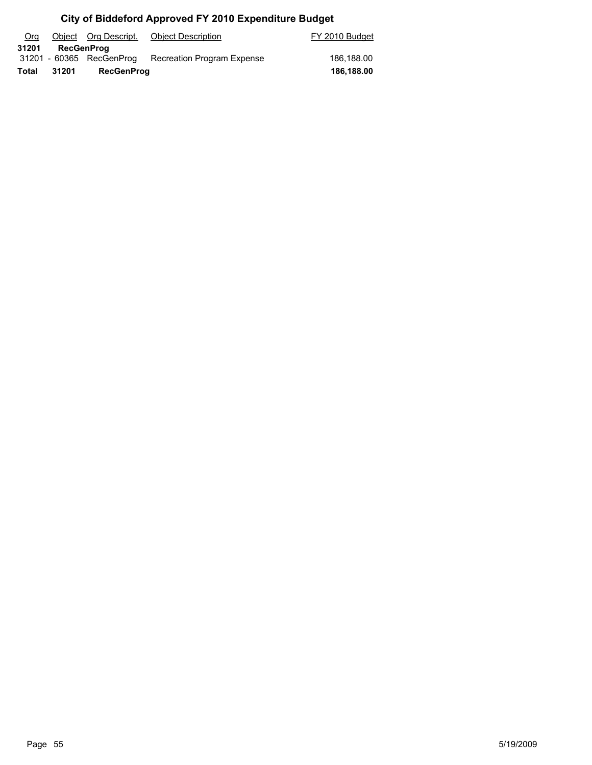# City of Biddeford Approved FY 2010 Expenditure Budget

| Org | Object | Org Descript. | Object Description | FY 2010 Budget |
|---|---|---|---|---|
| **31201** | **RecGenProg** | | | |
| 31201 - | 60365 | RecGenProg | Recreation Program Expense | 186,188.00 |
| **Total** | **31201** | **RecGenProg** | | **186,188.00** |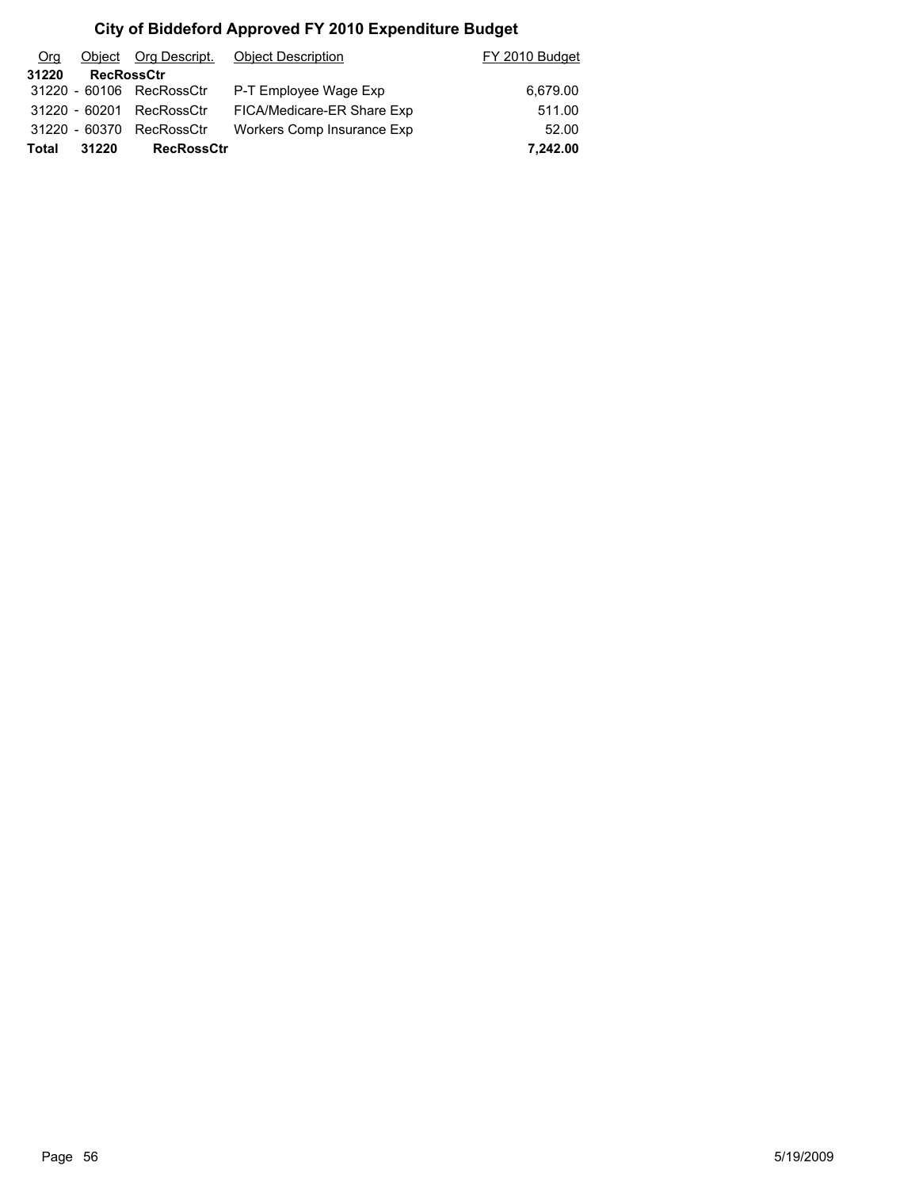# City of Biddeford Approved FY 2010 Expenditure Budget

| Org | Object | Org Descript. | Object Description | FY 2010 Budget |
|---|---|---|---|---|
| **31220** | **RecRossCtr** | | | |
| 31220 - | 60106 | RecRossCtr | P-T Employee Wage Exp | 6,679.00 |
| 31220 - | 60201 | RecRossCtr | FICA/Medicare-ER Share Exp | 511.00 |
| 31220 - | 60370 | RecRossCtr | Workers Comp Insurance Exp | 52.00 |
| **Total** | **31220** | **RecRossCtr** | | **7,242.00** |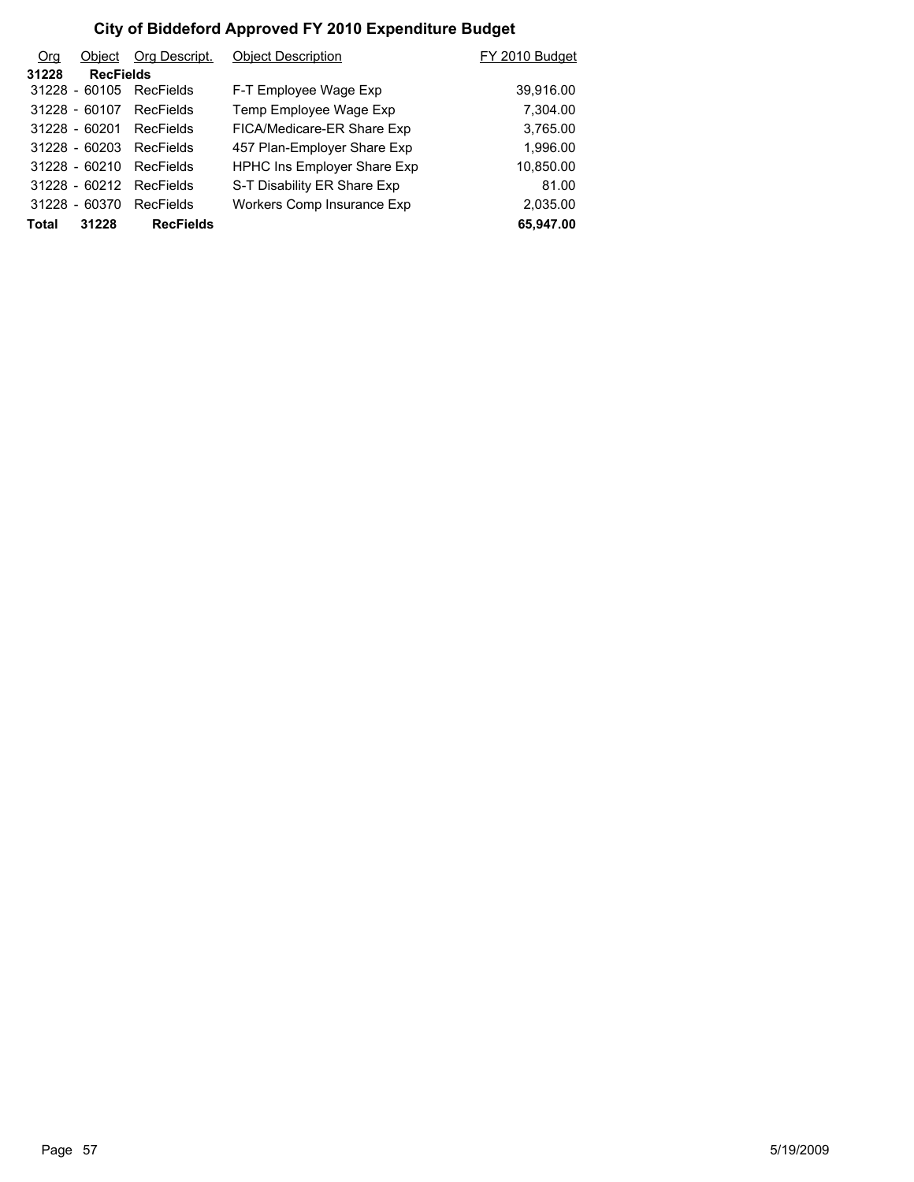# City of Biddeford Approved FY 2010 Expenditure Budget

| Org | Object | Org Descript. | Object Description | FY 2010 Budget |
|---|---|---|---|---|
| **31228** | **RecFields** | | | |
| 31228 - | 60105 | RecFields | F-T Employee Wage Exp | 39,916.00 |
| 31228 - | 60107 | RecFields | Temp Employee Wage Exp | 7,304.00 |
| 31228 - | 60201 | RecFields | FICA/Medicare-ER Share Exp | 3,765.00 |
| 31228 - | 60203 | RecFields | 457 Plan-Employer Share Exp | 1,996.00 |
| 31228 - | 60210 | RecFields | HPHC Ins Employer Share Exp | 10,850.00 |
| 31228 - | 60212 | RecFields | S-T Disability ER Share Exp | 81.00 |
| 31228 - | 60370 | RecFields | Workers Comp Insurance Exp | 2,035.00 |
| **Total** | **31228** | **RecFields** | | **65,947.00** |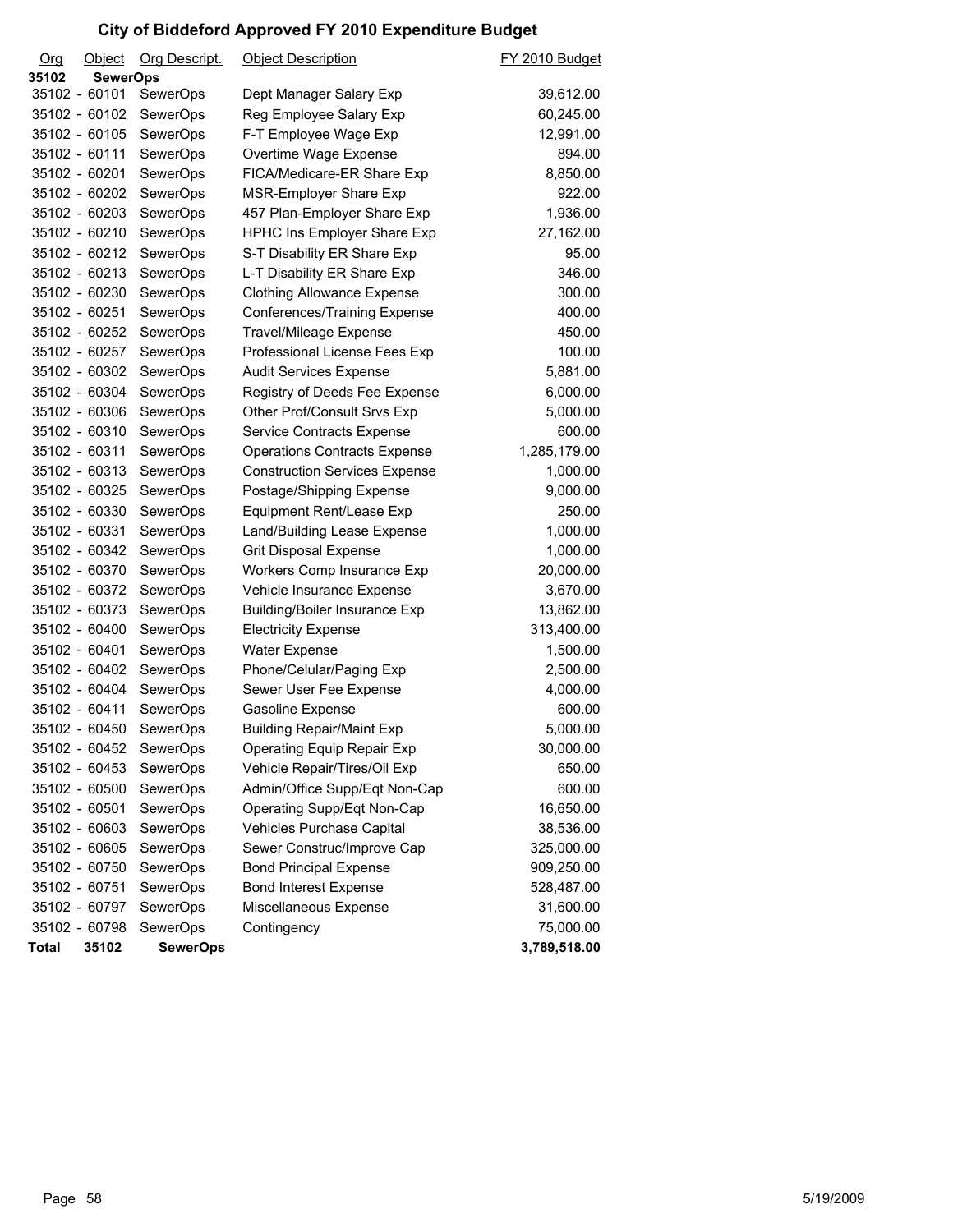# City of Biddeford Approved FY 2010 Expenditure Budget

| Org | Object | Org Descript. | Object Description | FY 2010 Budget |
|---|---|---|---|---|
| **35102** | **SewerOps** | | | |
| 35102 - | 60101 | SewerOps | Dept Manager Salary Exp | 39,612.00 |
| 35102 - | 60102 | SewerOps | Reg Employee Salary Exp | 60,245.00 |
| 35102 - | 60105 | SewerOps | F-T Employee Wage Exp | 12,991.00 |
| 35102 - | 60111 | SewerOps | Overtime Wage Expense | 894.00 |
| 35102 - | 60201 | SewerOps | FICA/Medicare-ER Share Exp | 8,850.00 |
| 35102 - | 60202 | SewerOps | MSR-Employer Share Exp | 922.00 |
| 35102 - | 60203 | SewerOps | 457 Plan-Employer Share Exp | 1,936.00 |
| 35102 - | 60210 | SewerOps | HPHC Ins Employer Share Exp | 27,162.00 |
| 35102 - | 60212 | SewerOps | S-T Disability ER Share Exp | 95.00 |
| 35102 - | 60213 | SewerOps | L-T Disability ER Share Exp | 346.00 |
| 35102 - | 60230 | SewerOps | Clothing Allowance Expense | 300.00 |
| 35102 - | 60251 | SewerOps | Conferences/Training Expense | 400.00 |
| 35102 - | 60252 | SewerOps | Travel/Mileage Expense | 450.00 |
| 35102 - | 60257 | SewerOps | Professional License Fees Exp | 100.00 |
| 35102 - | 60302 | SewerOps | Audit Services Expense | 5,881.00 |
| 35102 - | 60304 | SewerOps | Registry of Deeds Fee Expense | 6,000.00 |
| 35102 - | 60306 | SewerOps | Other Prof/Consult Srvs Exp | 5,000.00 |
| 35102 - | 60310 | SewerOps | Service Contracts Expense | 600.00 |
| 35102 - | 60311 | SewerOps | Operations Contracts Expense | 1,285,179.00 |
| 35102 - | 60313 | SewerOps | Construction Services Expense | 1,000.00 |
| 35102 - | 60325 | SewerOps | Postage/Shipping Expense | 9,000.00 |
| 35102 - | 60330 | SewerOps | Equipment Rent/Lease Exp | 250.00 |
| 35102 - | 60331 | SewerOps | Land/Building Lease Expense | 1,000.00 |
| 35102 - | 60342 | SewerOps | Grit Disposal Expense | 1,000.00 |
| 35102 - | 60370 | SewerOps | Workers Comp Insurance Exp | 20,000.00 |
| 35102 - | 60372 | SewerOps | Vehicle Insurance Expense | 3,670.00 |
| 35102 - | 60373 | SewerOps | Building/Boiler Insurance Exp | 13,862.00 |
| 35102 - | 60400 | SewerOps | Electricity Expense | 313,400.00 |
| 35102 - | 60401 | SewerOps | Water Expense | 1,500.00 |
| 35102 - | 60402 | SewerOps | Phone/Celular/Paging Exp | 2,500.00 |
| 35102 - | 60404 | SewerOps | Sewer User Fee Expense | 4,000.00 |
| 35102 - | 60411 | SewerOps | Gasoline Expense | 600.00 |
| 35102 - | 60450 | SewerOps | Building Repair/Maint Exp | 5,000.00 |
| 35102 - | 60452 | SewerOps | Operating Equip Repair Exp | 30,000.00 |
| 35102 - | 60453 | SewerOps | Vehicle Repair/Tires/Oil Exp | 650.00 |
| 35102 - | 60500 | SewerOps | Admin/Office Supp/Eqt Non-Cap | 600.00 |
| 35102 - | 60501 | SewerOps | Operating Supp/Eqt Non-Cap | 16,650.00 |
| 35102 - | 60603 | SewerOps | Vehicles Purchase Capital | 38,536.00 |
| 35102 - | 60605 | SewerOps | Sewer Construc/Improve Cap | 325,000.00 |
| 35102 - | 60750 | SewerOps | Bond Principal Expense | 909,250.00 |
| 35102 - | 60751 | SewerOps | Bond Interest Expense | 528,487.00 |
| 35102 - | 60797 | SewerOps | Miscellaneous Expense | 31,600.00 |
| 35102 - | 60798 | SewerOps | Contingency | 75,000.00 |
| **Total** | **35102** | **SewerOps** | | **3,789,518.00** |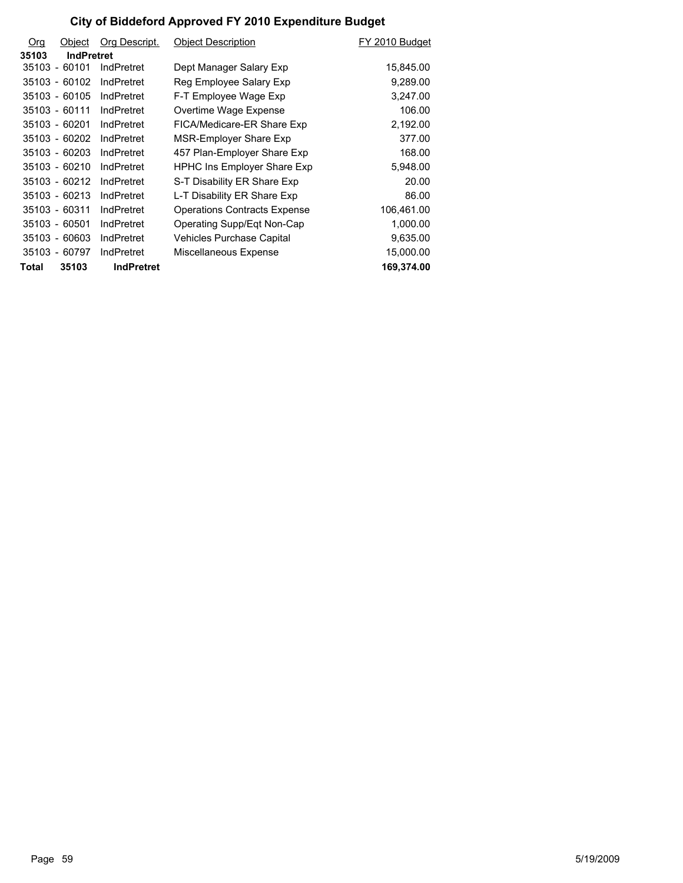# City of Biddeford Approved FY 2010 Expenditure Budget

| Org | Object | Org Descript. | Object Description | FY 2010 Budget |
|---|---|---|---|---|
| **35103** | **IndPretret** | | | |
| 35103 - | 60101 | IndPretret | Dept Manager Salary Exp | 15,845.00 |
| 35103 - | 60102 | IndPretret | Reg Employee Salary Exp | 9,289.00 |
| 35103 - | 60105 | IndPretret | F-T Employee Wage Exp | 3,247.00 |
| 35103 - | 60111 | IndPretret | Overtime Wage Expense | 106.00 |
| 35103 - | 60201 | IndPretret | FICA/Medicare-ER Share Exp | 2,192.00 |
| 35103 - | 60202 | IndPretret | MSR-Employer Share Exp | 377.00 |
| 35103 - | 60203 | IndPretret | 457 Plan-Employer Share Exp | 168.00 |
| 35103 - | 60210 | IndPretret | HPHC Ins Employer Share Exp | 5,948.00 |
| 35103 - | 60212 | IndPretret | S-T Disability ER Share Exp | 20.00 |
| 35103 - | 60213 | IndPretret | L-T Disability ER Share Exp | 86.00 |
| 35103 - | 60311 | IndPretret | Operations Contracts Expense | 106,461.00 |
| 35103 - | 60501 | IndPretret | Operating Supp/Eqt Non-Cap | 1,000.00 |
| 35103 - | 60603 | IndPretret | Vehicles Purchase Capital | 9,635.00 |
| 35103 - | 60797 | IndPretret | Miscellaneous Expense | 15,000.00 |
| **Total** | **35103** | **IndPretret** | | **169,374.00** |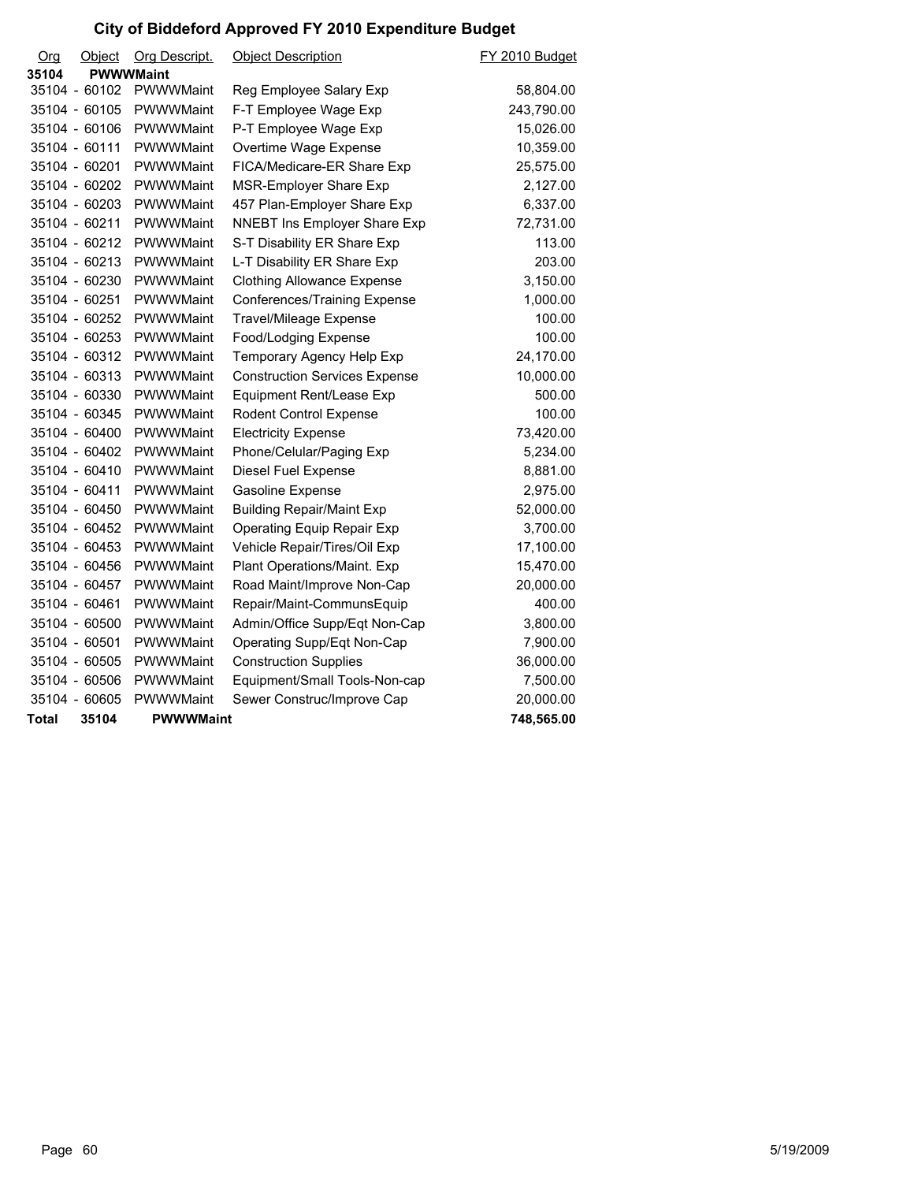# City of Biddeford Approved FY 2010 Expenditure Budget

| Org | Object | Org Descript. | Object Description | FY 2010 Budget |
|---|---|---|---|---|
| **35104** | **PWWWMaint** | | | |
| 35104 | - 60102 | PWWWMaint | Reg Employee Salary Exp | 58,804.00 |
| 35104 | - 60105 | PWWWMaint | F-T Employee Wage Exp | 243,790.00 |
| 35104 | - 60106 | PWWWMaint | P-T Employee Wage Exp | 15,026.00 |
| 35104 | - 60111 | PWWWMaint | Overtime Wage Expense | 10,359.00 |
| 35104 | - 60201 | PWWWMaint | FICA/Medicare-ER Share Exp | 25,575.00 |
| 35104 | - 60202 | PWWWMaint | MSR-Employer Share Exp | 2,127.00 |
| 35104 | - 60203 | PWWWMaint | 457 Plan-Employer Share Exp | 6,337.00 |
| 35104 | - 60211 | PWWWMaint | NNEBT Ins Employer Share Exp | 72,731.00 |
| 35104 | - 60212 | PWWWMaint | S-T Disability ER Share Exp | 113.00 |
| 35104 | - 60213 | PWWWMaint | L-T Disability ER Share Exp | 203.00 |
| 35104 | - 60230 | PWWWMaint | Clothing Allowance Expense | 3,150.00 |
| 35104 | - 60251 | PWWWMaint | Conferences/Training Expense | 1,000.00 |
| 35104 | - 60252 | PWWWMaint | Travel/Mileage Expense | 100.00 |
| 35104 | - 60253 | PWWWMaint | Food/Lodging Expense | 100.00 |
| 35104 | - 60312 | PWWWMaint | Temporary Agency Help Exp | 24,170.00 |
| 35104 | - 60313 | PWWWMaint | Construction Services Expense | 10,000.00 |
| 35104 | - 60330 | PWWWMaint | Equipment Rent/Lease Exp | 500.00 |
| 35104 | - 60345 | PWWWMaint | Rodent Control Expense | 100.00 |
| 35104 | - 60400 | PWWWMaint | Electricity Expense | 73,420.00 |
| 35104 | - 60402 | PWWWMaint | Phone/Celular/Paging Exp | 5,234.00 |
| 35104 | - 60410 | PWWWMaint | Diesel Fuel Expense | 8,881.00 |
| 35104 | - 60411 | PWWWMaint | Gasoline Expense | 2,975.00 |
| 35104 | - 60450 | PWWWMaint | Building Repair/Maint Exp | 52,000.00 |
| 35104 | - 60452 | PWWWMaint | Operating Equip Repair Exp | 3,700.00 |
| 35104 | - 60453 | PWWWMaint | Vehicle Repair/Tires/Oil Exp | 17,100.00 |
| 35104 | - 60456 | PWWWMaint | Plant Operations/Maint. Exp | 15,470.00 |
| 35104 | - 60457 | PWWWMaint | Road Maint/Improve Non-Cap | 20,000.00 |
| 35104 | - 60461 | PWWWMaint | Repair/Maint-CommunsEquip | 400.00 |
| 35104 | - 60500 | PWWWMaint | Admin/Office Supp/Eqt Non-Cap | 3,800.00 |
| 35104 | - 60501 | PWWWMaint | Operating Supp/Eqt Non-Cap | 7,900.00 |
| 35104 | - 60505 | PWWWMaint | Construction Supplies | 36,000.00 |
| 35104 | - 60506 | PWWWMaint | Equipment/Small Tools-Non-cap | 7,500.00 |
| 35104 | - 60605 | PWWWMaint | Sewer Construc/Improve Cap | 20,000.00 |
| **Total** | **35104** | **PWWWMaint** | | **748,565.00** |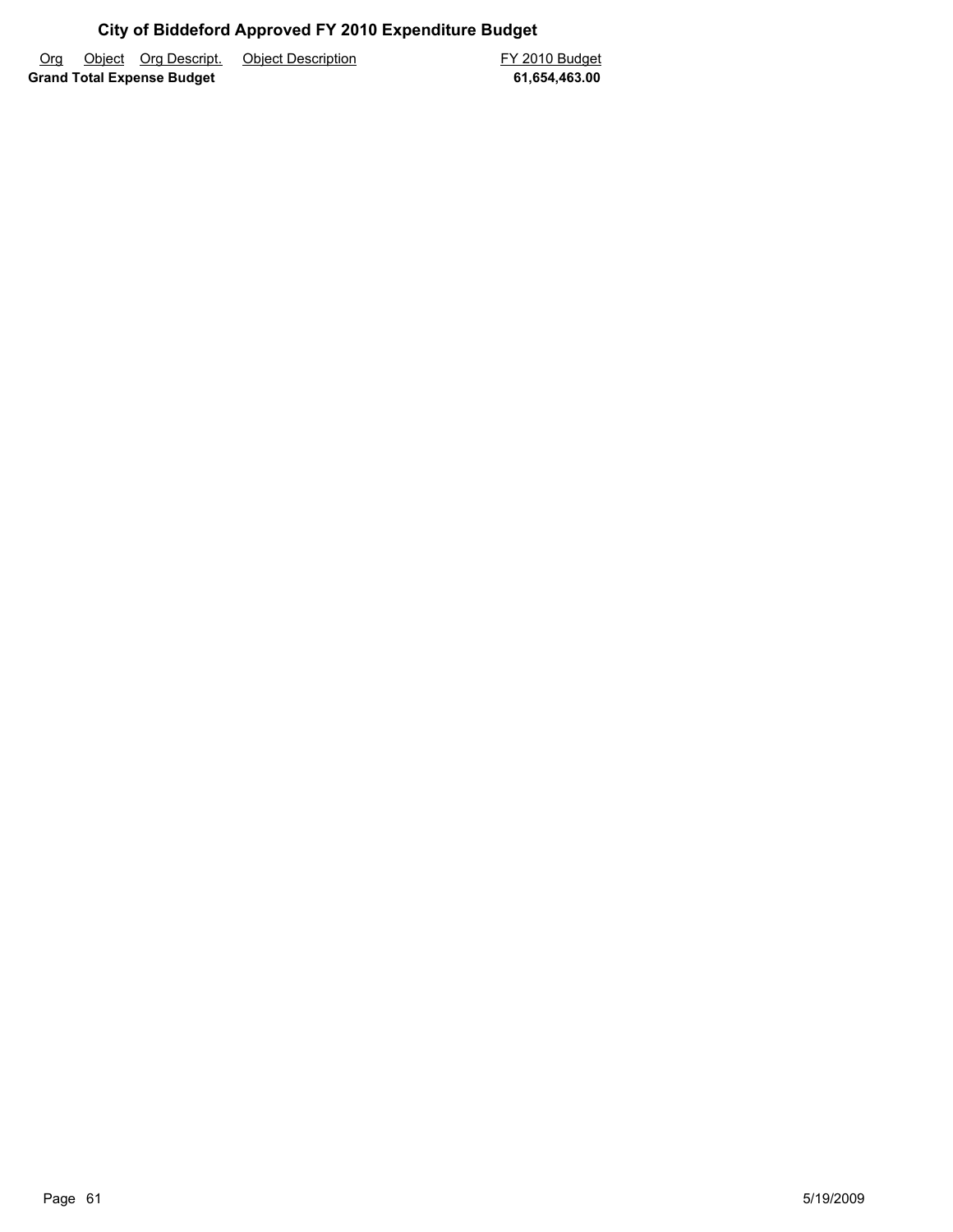# City of Biddeford Approved FY 2010 Expenditure Budget

| Org | Object | Org Descript. | Object Description | FY 2010 Budget |
|---|---|---|---|---|
| **Grand Total Expense Budget** | | | | **61,654,463.00** |